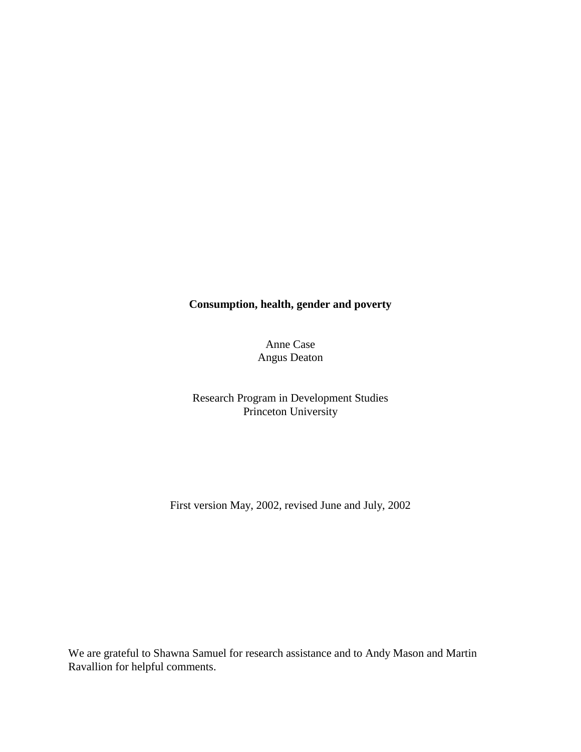**Consumption, health, gender and poverty**

Anne Case
Angus Deaton

Research Program in Development Studies
Princeton University

First version May, 2002, revised June and July, 2002

We are grateful to Shawna Samuel for research assistance and to Andy Mason and Martin Ravallion for helpful comments.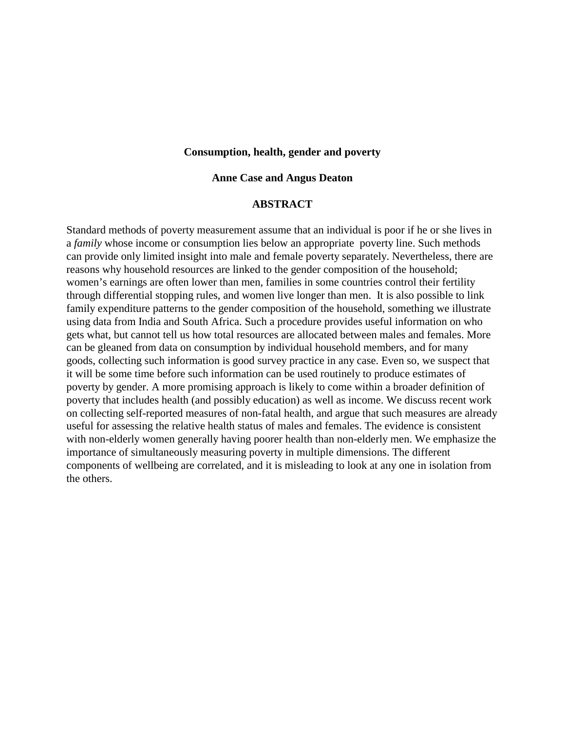**Consumption, health, gender and poverty**

**Anne Case and Angus Deaton**

**ABSTRACT**

Standard methods of poverty measurement assume that an individual is poor if he or she lives in a *family* whose income or consumption lies below an appropriate poverty line. Such methods can provide only limited insight into male and female poverty separately. Nevertheless, there are reasons why household resources are linked to the gender composition of the household; women's earnings are often lower than men, families in some countries control their fertility through differential stopping rules, and women live longer than men. It is also possible to link family expenditure patterns to the gender composition of the household, something we illustrate using data from India and South Africa. Such a procedure provides useful information on who gets what, but cannot tell us how total resources are allocated between males and females. More can be gleaned from data on consumption by individual household members, and for many goods, collecting such information is good survey practice in any case. Even so, we suspect that it will be some time before such information can be used routinely to produce estimates of poverty by gender. A more promising approach is likely to come within a broader definition of poverty that includes health (and possibly education) as well as income. We discuss recent work on collecting self-reported measures of non-fatal health, and argue that such measures are already useful for assessing the relative health status of males and females. The evidence is consistent with non-elderly women generally having poorer health than non-elderly men. We emphasize the importance of simultaneously measuring poverty in multiple dimensions. The different components of wellbeing are correlated, and it is misleading to look at any one in isolation from the others.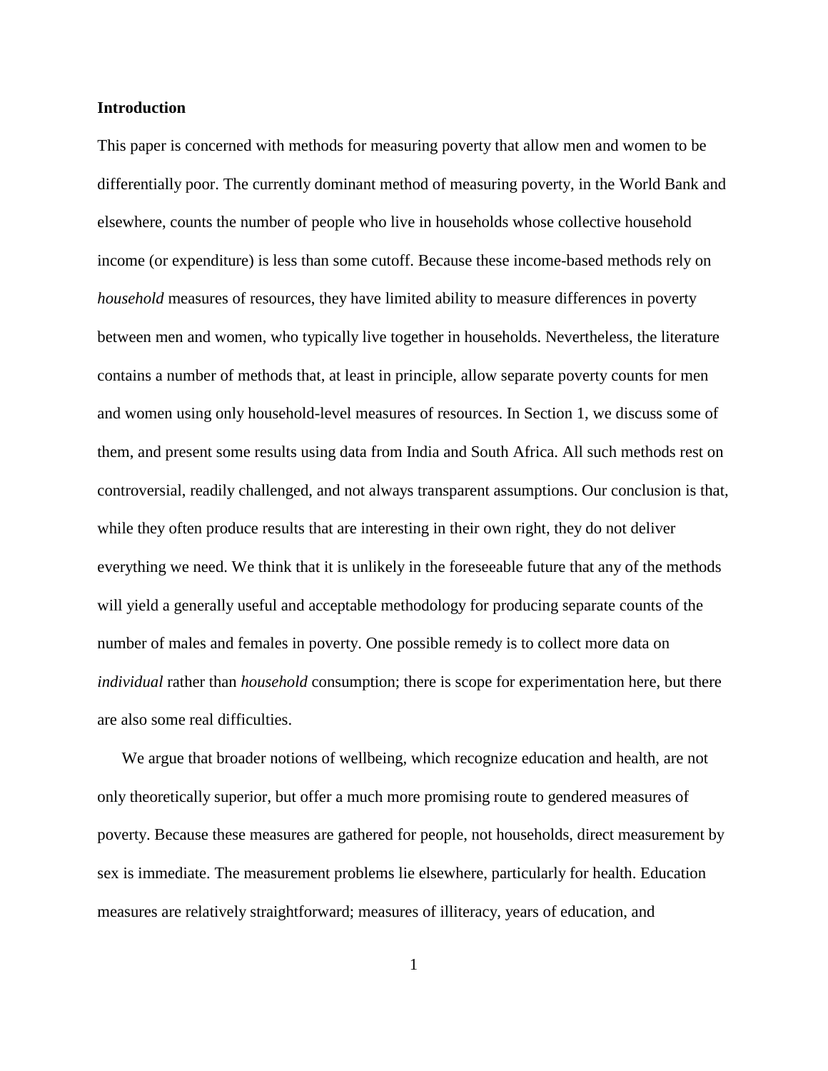**Introduction**

This paper is concerned with methods for measuring poverty that allow men and women to be differentially poor. The currently dominant method of measuring poverty, in the World Bank and elsewhere, counts the number of people who live in households whose collective household income (or expenditure) is less than some cutoff. Because these income-based methods rely on *household* measures of resources, they have limited ability to measure differences in poverty between men and women, who typically live together in households. Nevertheless, the literature contains a number of methods that, at least in principle, allow separate poverty counts for men and women using only household-level measures of resources. In Section 1, we discuss some of them, and present some results using data from India and South Africa. All such methods rest on controversial, readily challenged, and not always transparent assumptions. Our conclusion is that, while they often produce results that are interesting in their own right, they do not deliver everything we need. We think that it is unlikely in the foreseeable future that any of the methods will yield a generally useful and acceptable methodology for producing separate counts of the number of males and females in poverty. One possible remedy is to collect more data on *individual* rather than *household* consumption; there is scope for experimentation here, but there are also some real difficulties.

We argue that broader notions of wellbeing, which recognize education and health, are not only theoretically superior, but offer a much more promising route to gendered measures of poverty. Because these measures are gathered for people, not households, direct measurement by sex is immediate. The measurement problems lie elsewhere, particularly for health. Education measures are relatively straightforward; measures of illiteracy, years of education, and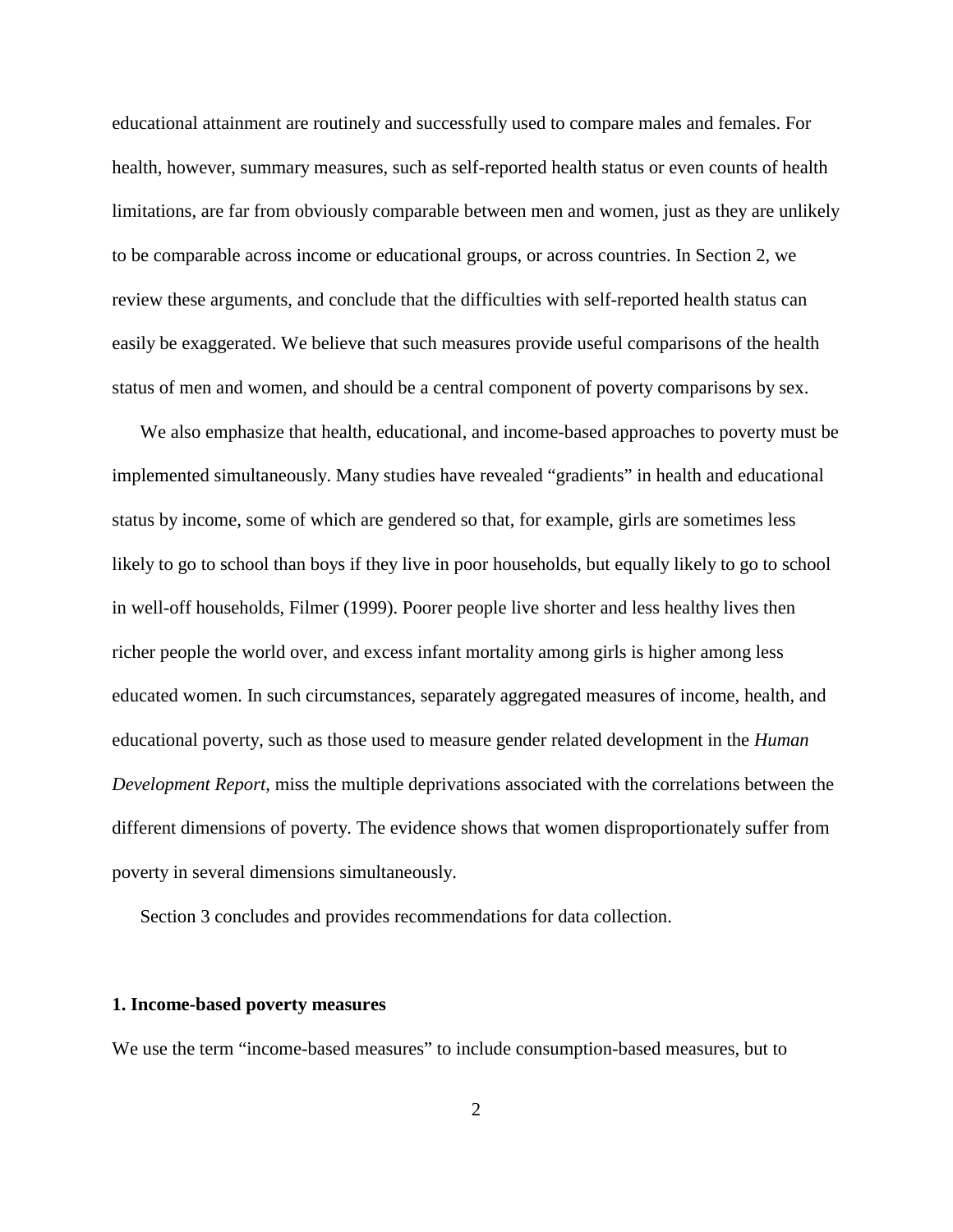educational attainment are routinely and successfully used to compare males and females. For health, however, summary measures, such as self-reported health status or even counts of health limitations, are far from obviously comparable between men and women, just as they are unlikely to be comparable across income or educational groups, or across countries. In Section 2, we review these arguments, and conclude that the difficulties with self-reported health status can easily be exaggerated. We believe that such measures provide useful comparisons of the health status of men and women, and should be a central component of poverty comparisons by sex.

We also emphasize that health, educational, and income-based approaches to poverty must be implemented simultaneously. Many studies have revealed "gradients" in health and educational status by income, some of which are gendered so that, for example, girls are sometimes less likely to go to school than boys if they live in poor households, but equally likely to go to school in well-off households, Filmer (1999). Poorer people live shorter and less healthy lives then richer people the world over, and excess infant mortality among girls is higher among less educated women. In such circumstances, separately aggregated measures of income, health, and educational poverty, such as those used to measure gender related development in the *Human Development Report*, miss the multiple deprivations associated with the correlations between the different dimensions of poverty. The evidence shows that women disproportionately suffer from poverty in several dimensions simultaneously.

Section 3 concludes and provides recommendations for data collection.

## 1. Income-based poverty measures

We use the term "income-based measures" to include consumption-based measures, but to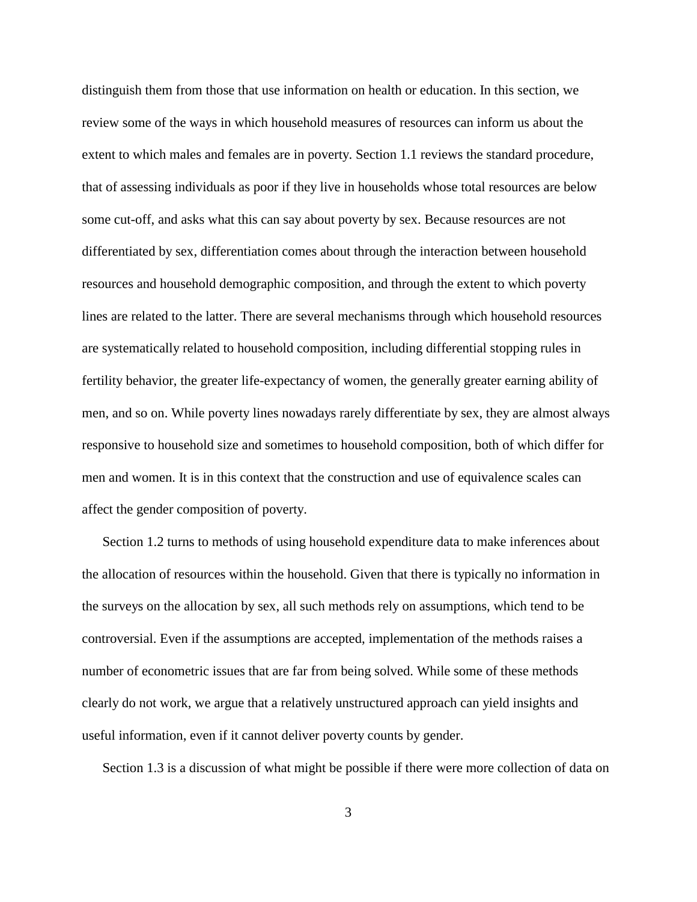distinguish them from those that use information on health or education. In this section, we review some of the ways in which household measures of resources can inform us about the extent to which males and females are in poverty. Section 1.1 reviews the standard procedure, that of assessing individuals as poor if they live in households whose total resources are below some cut-off, and asks what this can say about poverty by sex. Because resources are not differentiated by sex, differentiation comes about through the interaction between household resources and household demographic composition, and through the extent to which poverty lines are related to the latter. There are several mechanisms through which household resources are systematically related to household composition, including differential stopping rules in fertility behavior, the greater life-expectancy of women, the generally greater earning ability of men, and so on. While poverty lines nowadays rarely differentiate by sex, they are almost always responsive to household size and sometimes to household composition, both of which differ for men and women. It is in this context that the construction and use of equivalence scales can affect the gender composition of poverty.

Section 1.2 turns to methods of using household expenditure data to make inferences about the allocation of resources within the household. Given that there is typically no information in the surveys on the allocation by sex, all such methods rely on assumptions, which tend to be controversial. Even if the assumptions are accepted, implementation of the methods raises a number of econometric issues that are far from being solved. While some of these methods clearly do not work, we argue that a relatively unstructured approach can yield insights and useful information, even if it cannot deliver poverty counts by gender.

Section 1.3 is a discussion of what might be possible if there were more collection of data on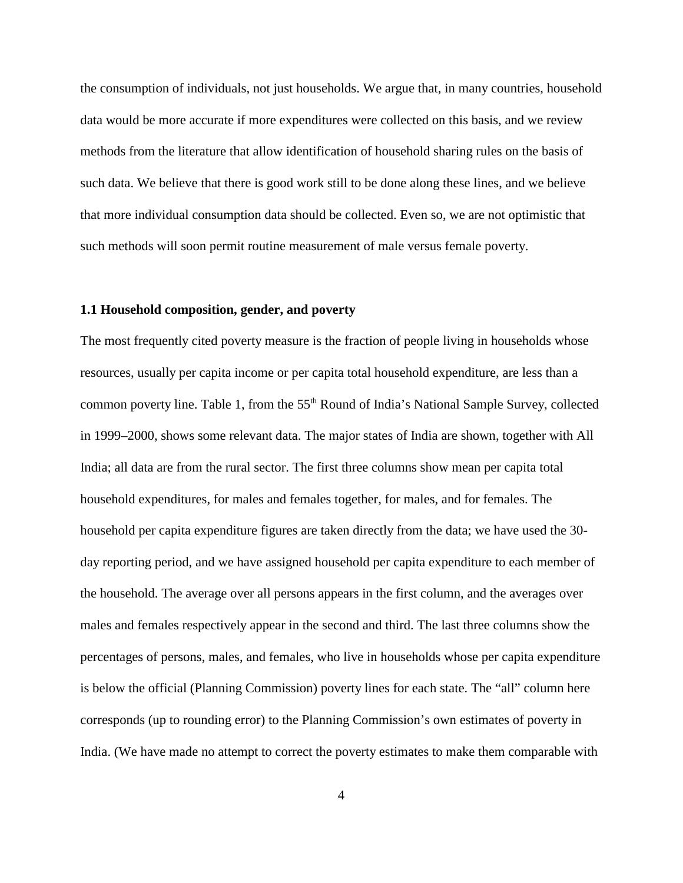the consumption of individuals, not just households. We argue that, in many countries, household data would be more accurate if more expenditures were collected on this basis, and we review methods from the literature that allow identification of household sharing rules on the basis of such data. We believe that there is good work still to be done along these lines, and we believe that more individual consumption data should be collected. Even so, we are not optimistic that such methods will soon permit routine measurement of male versus female poverty.

### 1.1 Household composition, gender, and poverty

The most frequently cited poverty measure is the fraction of people living in households whose resources, usually per capita income or per capita total household expenditure, are less than a common poverty line. Table 1, from the 55th Round of India's National Sample Survey, collected in 1999–2000, shows some relevant data. The major states of India are shown, together with All India; all data are from the rural sector. The first three columns show mean per capita total household expenditures, for males and females together, for males, and for females. The household per capita expenditure figures are taken directly from the data; we have used the 30-day reporting period, and we have assigned household per capita expenditure to each member of the household. The average over all persons appears in the first column, and the averages over males and females respectively appear in the second and third. The last three columns show the percentages of persons, males, and females, who live in households whose per capita expenditure is below the official (Planning Commission) poverty lines for each state. The "all" column here corresponds (up to rounding error) to the Planning Commission's own estimates of poverty in India. (We have made no attempt to correct the poverty estimates to make them comparable with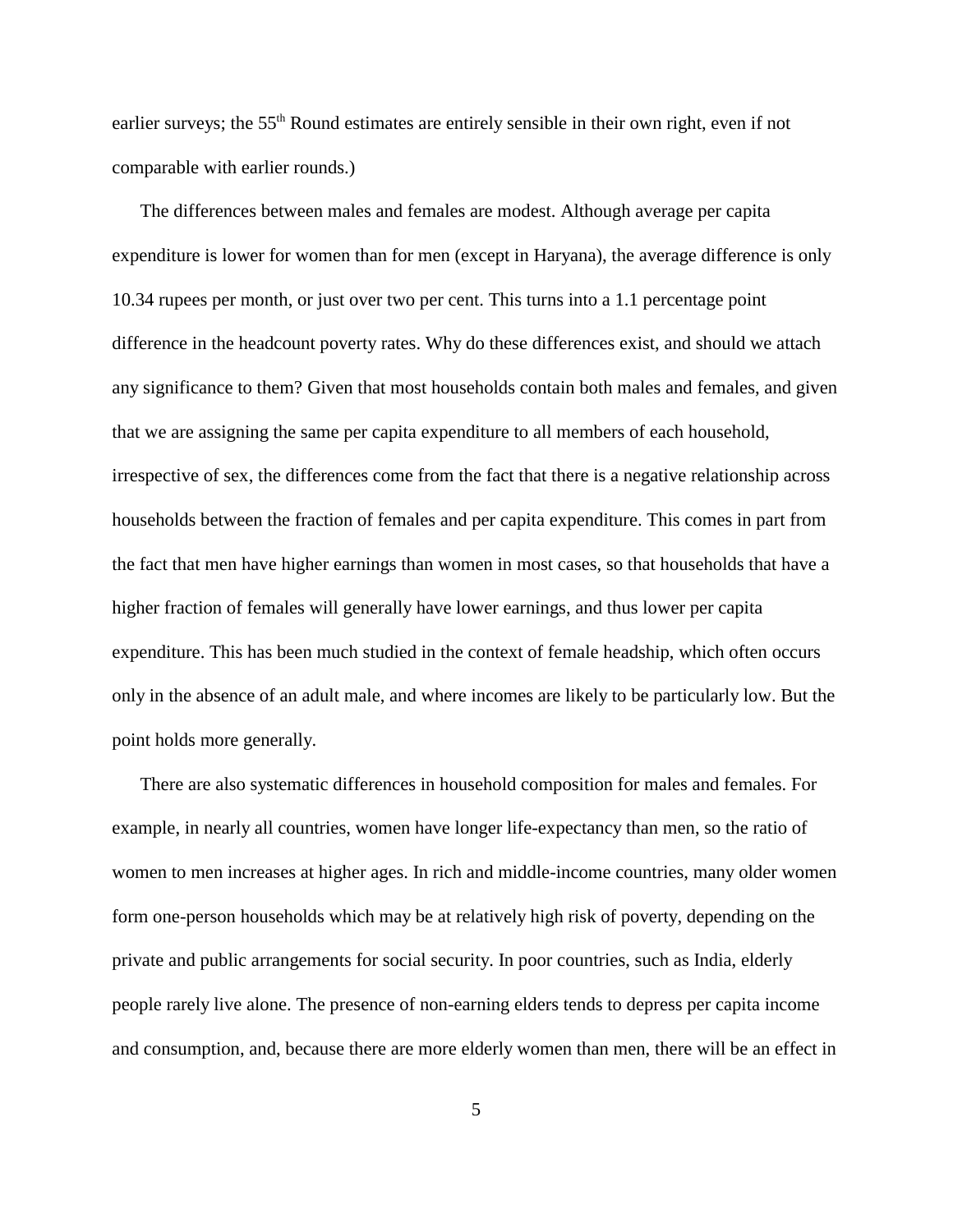earlier surveys; the 55th Round estimates are entirely sensible in their own right, even if not comparable with earlier rounds.)

The differences between males and females are modest. Although average per capita expenditure is lower for women than for men (except in Haryana), the average difference is only 10.34 rupees per month, or just over two per cent. This turns into a 1.1 percentage point difference in the headcount poverty rates. Why do these differences exist, and should we attach any significance to them? Given that most households contain both males and females, and given that we are assigning the same per capita expenditure to all members of each household, irrespective of sex, the differences come from the fact that there is a negative relationship across households between the fraction of females and per capita expenditure. This comes in part from the fact that men have higher earnings than women in most cases, so that households that have a higher fraction of females will generally have lower earnings, and thus lower per capita expenditure. This has been much studied in the context of female headship, which often occurs only in the absence of an adult male, and where incomes are likely to be particularly low. But the point holds more generally.

There are also systematic differences in household composition for males and females. For example, in nearly all countries, women have longer life-expectancy than men, so the ratio of women to men increases at higher ages. In rich and middle-income countries, many older women form one-person households which may be at relatively high risk of poverty, depending on the private and public arrangements for social security. In poor countries, such as India, elderly people rarely live alone. The presence of non-earning elders tends to depress per capita income and consumption, and, because there are more elderly women than men, there will be an effect in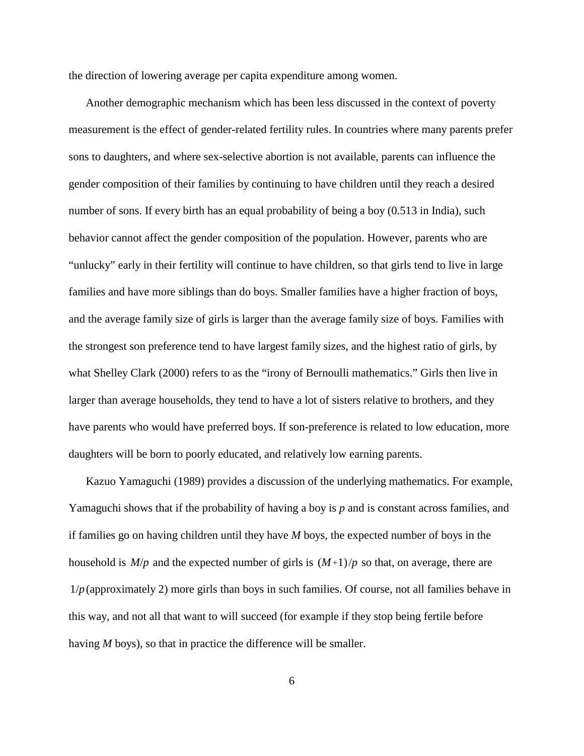the direction of lowering average per capita expenditure among women.

Another demographic mechanism which has been less discussed in the context of poverty measurement is the effect of gender-related fertility rules. In countries where many parents prefer sons to daughters, and where sex-selective abortion is not available, parents can influence the gender composition of their families by continuing to have children until they reach a desired number of sons. If every birth has an equal probability of being a boy (0.513 in India), such behavior cannot affect the gender composition of the population. However, parents who are "unlucky" early in their fertility will continue to have children, so that girls tend to live in large families and have more siblings than do boys. Smaller families have a higher fraction of boys, and the average family size of girls is larger than the average family size of boys. Families with the strongest son preference tend to have largest family sizes, and the highest ratio of girls, by what Shelley Clark (2000) refers to as the "irony of Bernoulli mathematics." Girls then live in larger than average households, they tend to have a lot of sisters relative to brothers, and they have parents who would have preferred boys. If son-preference is related to low education, more daughters will be born to poorly educated, and relatively low earning parents.

Kazuo Yamaguchi (1989) provides a discussion of the underlying mathematics. For example, Yamaguchi shows that if the probability of having a boy is $p$ and is constant across families, and if families go on having children until they have $M$ boys, the expected number of boys in the household is $M/p$ and the expected number of girls is $(M+1)/p$ so that, on average, there are $1/p$ (approximately 2) more girls than boys in such families. Of course, not all families behave in this way, and not all that want to will succeed (for example if they stop being fertile before having $M$ boys), so that in practice the difference will be smaller.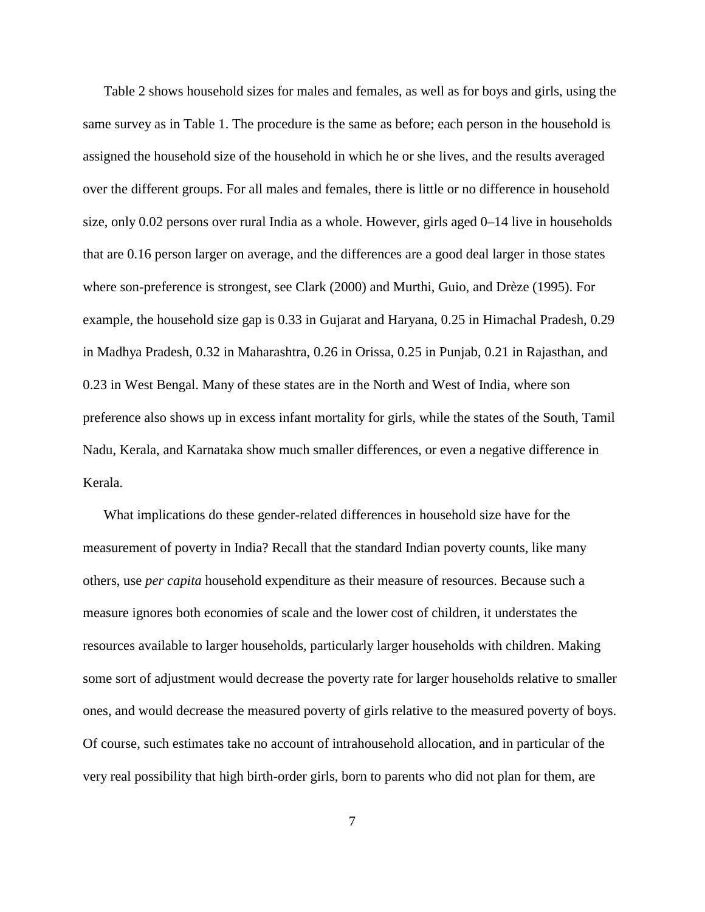Table 2 shows household sizes for males and females, as well as for boys and girls, using the same survey as in Table 1. The procedure is the same as before; each person in the household is assigned the household size of the household in which he or she lives, and the results averaged over the different groups. For all males and females, there is little or no difference in household size, only 0.02 persons over rural India as a whole. However, girls aged 0–14 live in households that are 0.16 person larger on average, and the differences are a good deal larger in those states where son-preference is strongest, see Clark (2000) and Murthi, Guio, and Drèze (1995). For example, the household size gap is 0.33 in Gujarat and Haryana, 0.25 in Himachal Pradesh, 0.29 in Madhya Pradesh, 0.32 in Maharashtra, 0.26 in Orissa, 0.25 in Punjab, 0.21 in Rajasthan, and 0.23 in West Bengal. Many of these states are in the North and West of India, where son preference also shows up in excess infant mortality for girls, while the states of the South, Tamil Nadu, Kerala, and Karnataka show much smaller differences, or even a negative difference in Kerala.

What implications do these gender-related differences in household size have for the measurement of poverty in India? Recall that the standard Indian poverty counts, like many others, use *per capita* household expenditure as their measure of resources. Because such a measure ignores both economies of scale and the lower cost of children, it understates the resources available to larger households, particularly larger households with children. Making some sort of adjustment would decrease the poverty rate for larger households relative to smaller ones, and would decrease the measured poverty of girls relative to the measured poverty of boys. Of course, such estimates take no account of intrahousehold allocation, and in particular of the very real possibility that high birth-order girls, born to parents who did not plan for them, are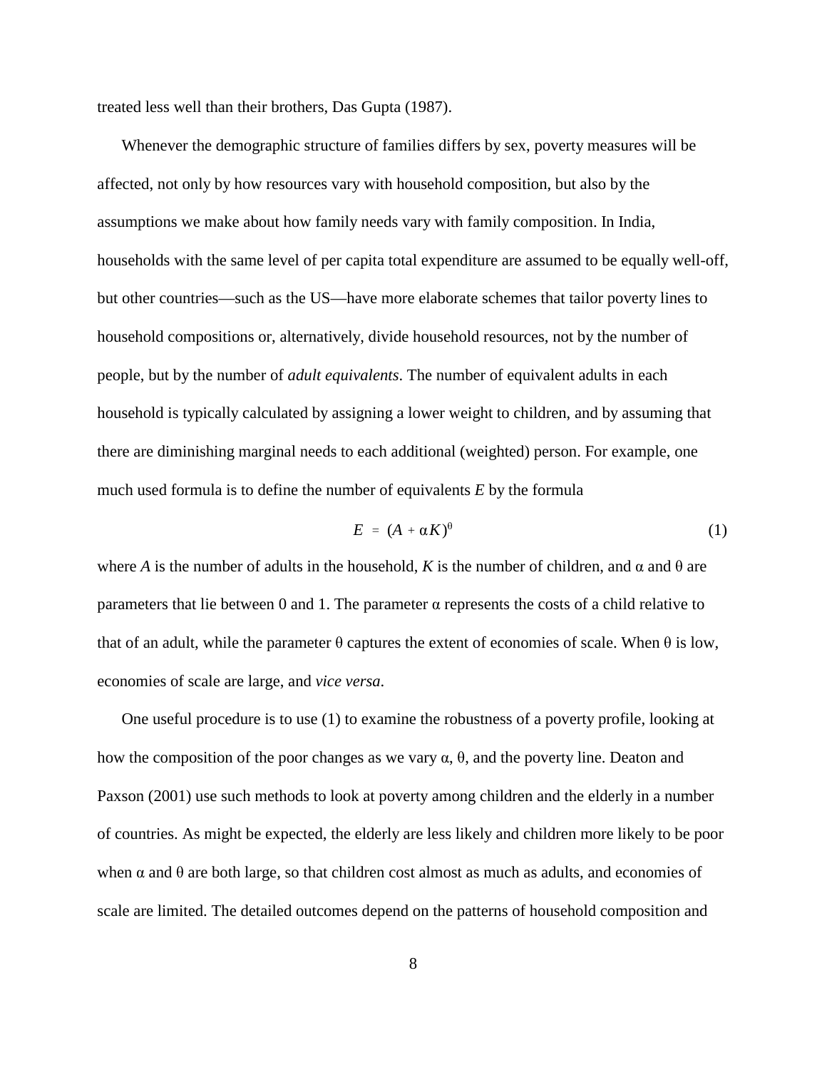treated less well than their brothers, Das Gupta (1987).

Whenever the demographic structure of families differs by sex, poverty measures will be affected, not only by how resources vary with household composition, but also by the assumptions we make about how family needs vary with family composition. In India, households with the same level of per capita total expenditure are assumed to be equally well-off, but other countries—such as the US—have more elaborate schemes that tailor poverty lines to household compositions or, alternatively, divide household resources, not by the number of people, but by the number of *adult equivalents*. The number of equivalent adults in each household is typically calculated by assigning a lower weight to children, and by assuming that there are diminishing marginal needs to each additional (weighted) person. For example, one much used formula is to define the number of equivalents $E$ by the formula

$$E = (A + \alpha K)^{\theta} \tag{1}$$

where $A$ is the number of adults in the household, $K$ is the number of children, and $\alpha$ and $\theta$ are parameters that lie between 0 and 1. The parameter $\alpha$ represents the costs of a child relative to that of an adult, while the parameter $\theta$ captures the extent of economies of scale. When $\theta$ is low, economies of scale are large, and *vice versa*.

One useful procedure is to use (1) to examine the robustness of a poverty profile, looking at how the composition of the poor changes as we vary $\alpha$, $\theta$, and the poverty line. Deaton and Paxson (2001) use such methods to look at poverty among children and the elderly in a number of countries. As might be expected, the elderly are less likely and children more likely to be poor when $\alpha$ and $\theta$ are both large, so that children cost almost as much as adults, and economies of scale are limited. The detailed outcomes depend on the patterns of household composition and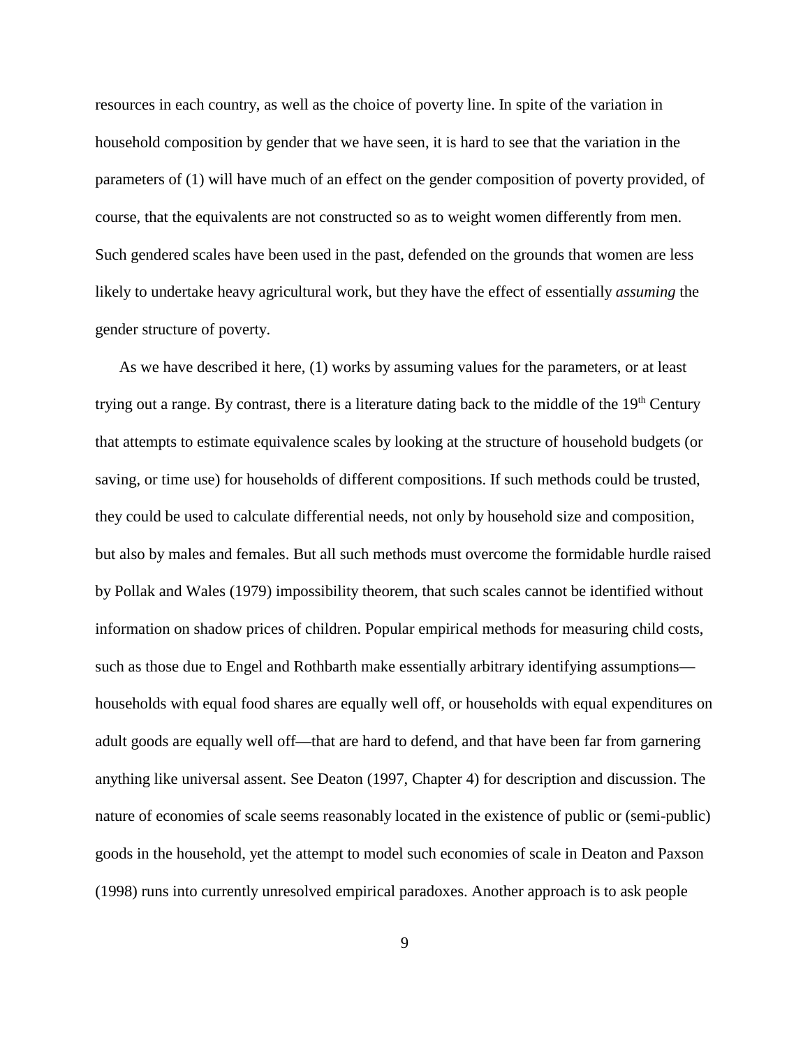resources in each country, as well as the choice of poverty line. In spite of the variation in household composition by gender that we have seen, it is hard to see that the variation in the parameters of (1) will have much of an effect on the gender composition of poverty provided, of course, that the equivalents are not constructed so as to weight women differently from men. Such gendered scales have been used in the past, defended on the grounds that women are less likely to undertake heavy agricultural work, but they have the effect of essentially *assuming* the gender structure of poverty.

As we have described it here, (1) works by assuming values for the parameters, or at least trying out a range. By contrast, there is a literature dating back to the middle of the 19th Century that attempts to estimate equivalence scales by looking at the structure of household budgets (or saving, or time use) for households of different compositions. If such methods could be trusted, they could be used to calculate differential needs, not only by household size and composition, but also by males and females. But all such methods must overcome the formidable hurdle raised by Pollak and Wales (1979) impossibility theorem, that such scales cannot be identified without information on shadow prices of children. Popular empirical methods for measuring child costs, such as those due to Engel and Rothbarth make essentially arbitrary identifying assumptions—households with equal food shares are equally well off, or households with equal expenditures on adult goods are equally well off—that are hard to defend, and that have been far from garnering anything like universal assent. See Deaton (1997, Chapter 4) for description and discussion. The nature of economies of scale seems reasonably located in the existence of public or (semi-public) goods in the household, yet the attempt to model such economies of scale in Deaton and Paxson (1998) runs into currently unresolved empirical paradoxes. Another approach is to ask people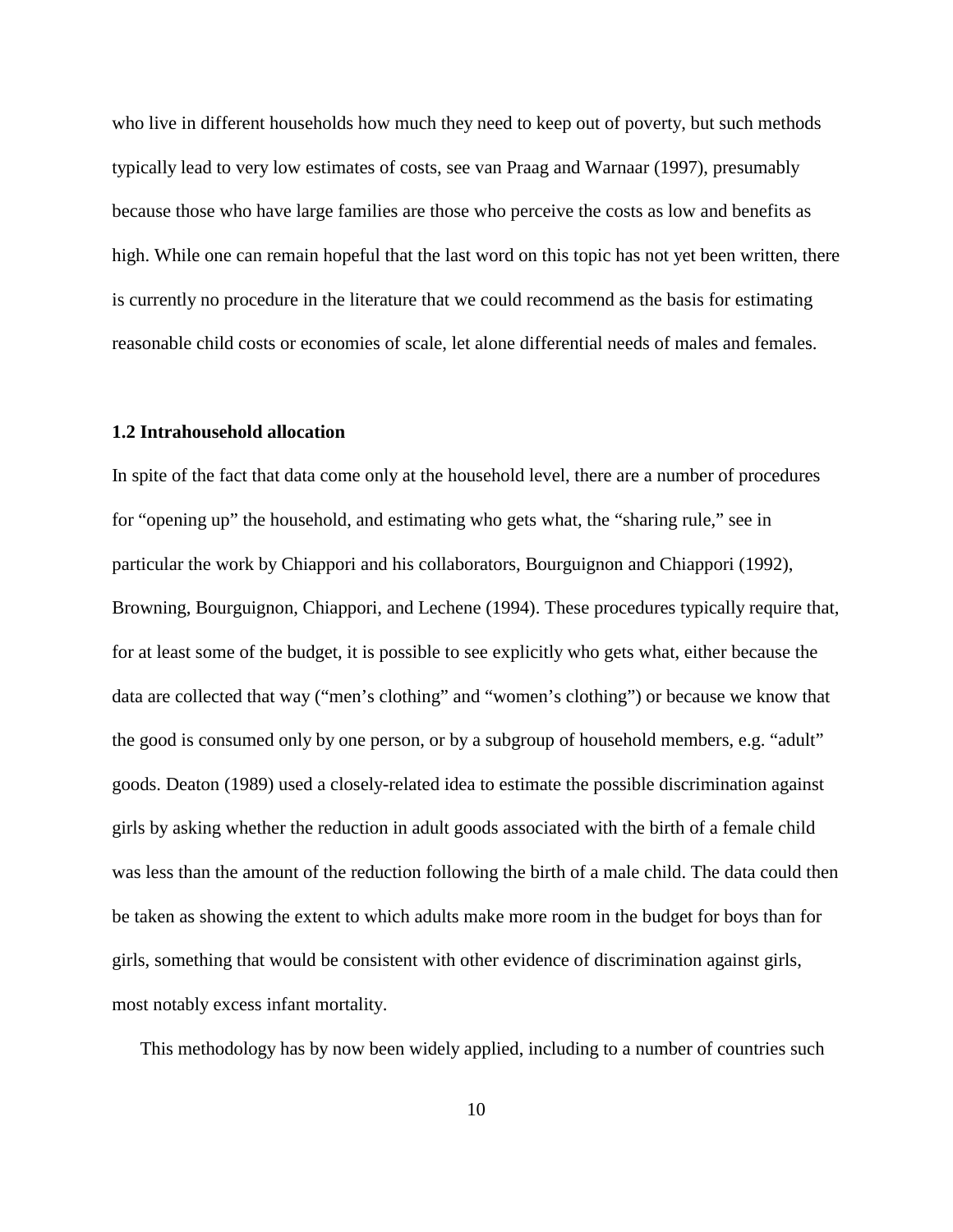who live in different households how much they need to keep out of poverty, but such methods typically lead to very low estimates of costs, see van Praag and Warnaar (1997), presumably because those who have large families are those who perceive the costs as low and benefits as high. While one can remain hopeful that the last word on this topic has not yet been written, there is currently no procedure in the literature that we could recommend as the basis for estimating reasonable child costs or economies of scale, let alone differential needs of males and females.

### 1.2 Intrahousehold allocation

In spite of the fact that data come only at the household level, there are a number of procedures for "opening up" the household, and estimating who gets what, the "sharing rule," see in particular the work by Chiappori and his collaborators, Bourguignon and Chiappori (1992), Browning, Bourguignon, Chiappori, and Lechene (1994). These procedures typically require that, for at least some of the budget, it is possible to see explicitly who gets what, either because the data are collected that way ("men's clothing" and "women's clothing") or because we know that the good is consumed only by one person, or by a subgroup of household members, e.g. "adult" goods. Deaton (1989) used a closely-related idea to estimate the possible discrimination against girls by asking whether the reduction in adult goods associated with the birth of a female child was less than the amount of the reduction following the birth of a male child. The data could then be taken as showing the extent to which adults make more room in the budget for boys than for girls, something that would be consistent with other evidence of discrimination against girls, most notably excess infant mortality.

This methodology has by now been widely applied, including to a number of countries such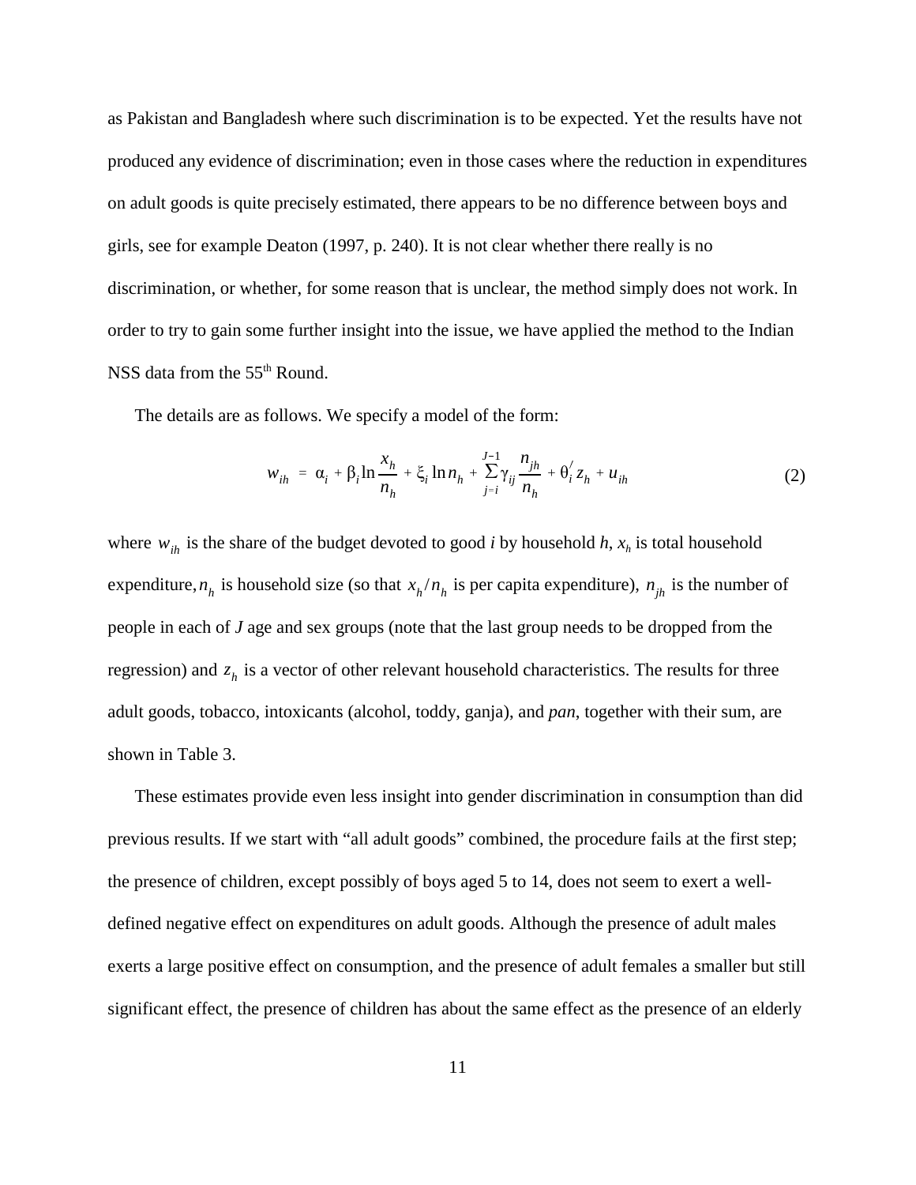as Pakistan and Bangladesh where such discrimination is to be expected. Yet the results have not produced any evidence of discrimination; even in those cases where the reduction in expenditures on adult goods is quite precisely estimated, there appears to be no difference between boys and girls, see for example Deaton (1997, p. 240). It is not clear whether there really is no discrimination, or whether, for some reason that is unclear, the method simply does not work. In order to try to gain some further insight into the issue, we have applied the method to the Indian NSS data from the 55th Round.

The details are as follows. We specify a model of the form:

$$w_{ih} = \alpha_i + \beta_i \ln \frac{x_h}{n_h} + \xi_i \ln n_h + \sum_{j=i}^{J-1} \gamma_{ij} \frac{n_{jh}}{n_h} + \theta_i' z_h + u_{ih} \tag{2}$$

where $w_{ih}$ is the share of the budget devoted to good *i* by household *h*, $x_h$ is total household expenditure, $n_h$ is household size (so that $x_h / n_h$ is per capita expenditure), $n_{jh}$ is the number of people in each of *J* age and sex groups (note that the last group needs to be dropped from the regression) and $z_h$ is a vector of other relevant household characteristics. The results for three adult goods, tobacco, intoxicants (alcohol, toddy, ganja), and *pan*, together with their sum, are shown in Table 3.

These estimates provide even less insight into gender discrimination in consumption than did previous results. If we start with "all adult goods" combined, the procedure fails at the first step; the presence of children, except possibly of boys aged 5 to 14, does not seem to exert a well-defined negative effect on expenditures on adult goods. Although the presence of adult males exerts a large positive effect on consumption, and the presence of adult females a smaller but still significant effect, the presence of children has about the same effect as the presence of an elderly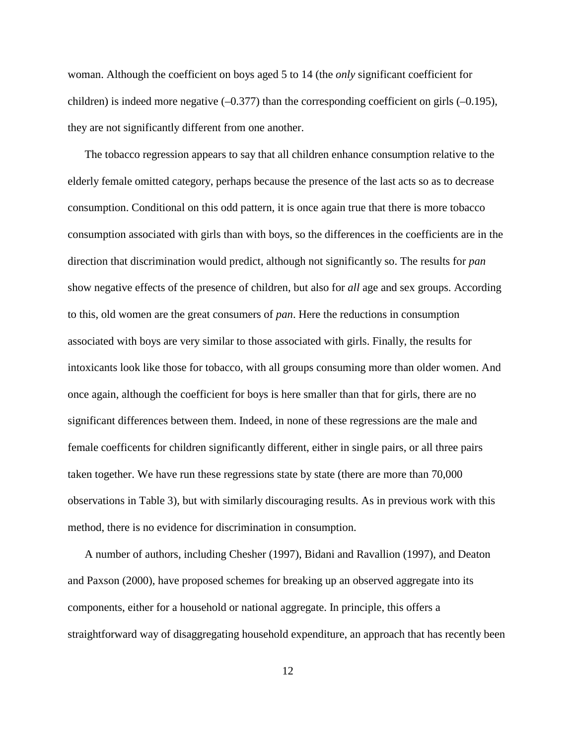woman. Although the coefficient on boys aged 5 to 14 (the *only* significant coefficient for children) is indeed more negative (–0.377) than the corresponding coefficient on girls (–0.195), they are not significantly different from one another.

The tobacco regression appears to say that all children enhance consumption relative to the elderly female omitted category, perhaps because the presence of the last acts so as to decrease consumption. Conditional on this odd pattern, it is once again true that there is more tobacco consumption associated with girls than with boys, so the differences in the coefficients are in the direction that discrimination would predict, although not significantly so. The results for *pan* show negative effects of the presence of children, but also for *all* age and sex groups. According to this, old women are the great consumers of *pan*. Here the reductions in consumption associated with boys are very similar to those associated with girls. Finally, the results for intoxicants look like those for tobacco, with all groups consuming more than older women. And once again, although the coefficient for boys is here smaller than that for girls, there are no significant differences between them. Indeed, in none of these regressions are the male and female coefficents for children significantly different, either in single pairs, or all three pairs taken together. We have run these regressions state by state (there are more than 70,000 observations in Table 3), but with similarly discouraging results. As in previous work with this method, there is no evidence for discrimination in consumption.

A number of authors, including Chesher (1997), Bidani and Ravallion (1997), and Deaton and Paxson (2000), have proposed schemes for breaking up an observed aggregate into its components, either for a household or national aggregate. In principle, this offers a straightforward way of disaggregating household expenditure, an approach that has recently been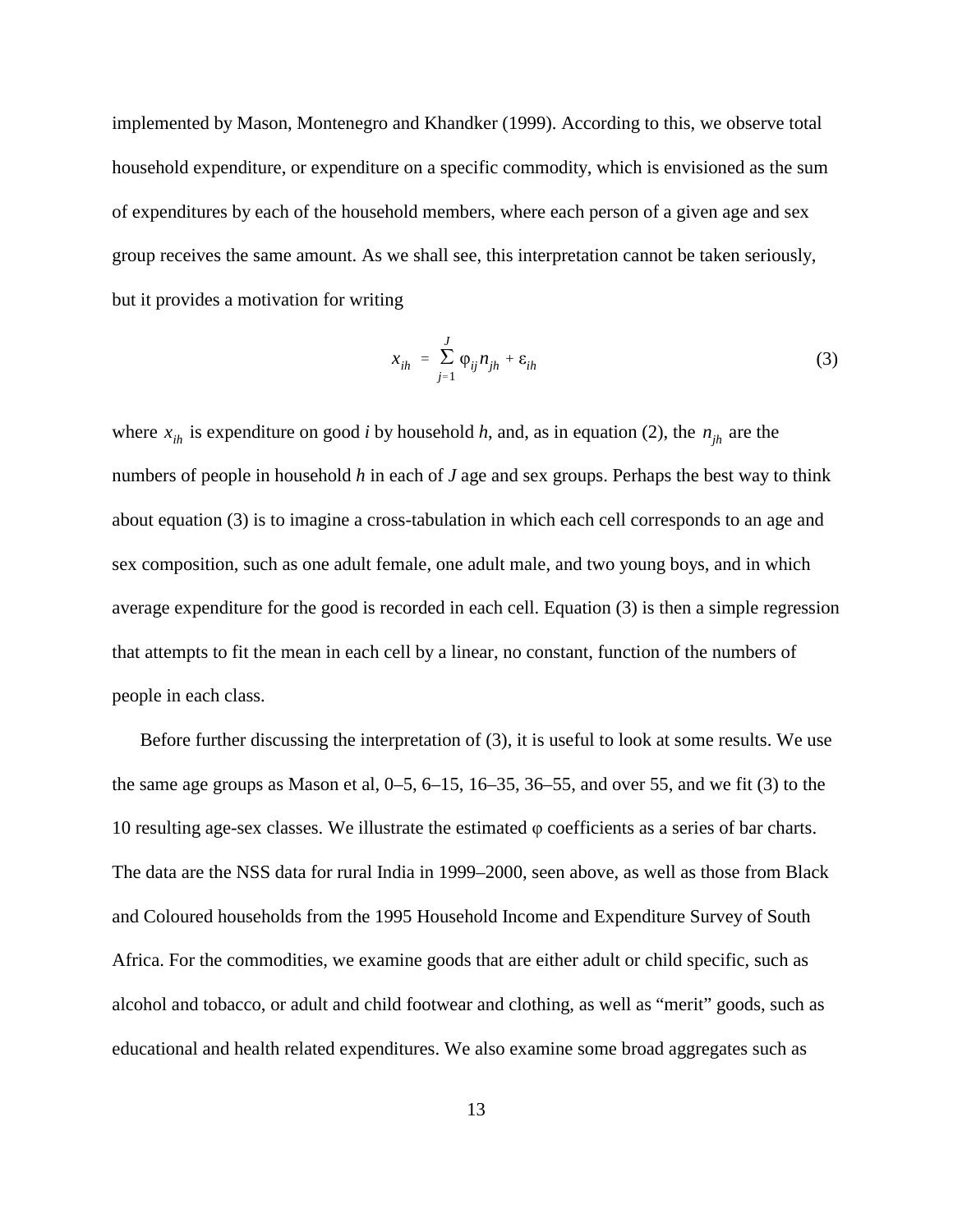implemented by Mason, Montenegro and Khandker (1999). According to this, we observe total household expenditure, or expenditure on a specific commodity, which is envisioned as the sum of expenditures by each of the household members, where each person of a given age and sex group receives the same amount. As we shall see, this interpretation cannot be taken seriously, but it provides a motivation for writing

$$x_{ih} = \sum_{j=1}^{J} \varphi_{ij} n_{jh} + \varepsilon_{ih} \tag{3}$$

where $x_{ih}$ is expenditure on good *i* by household *h*, and, as in equation (2), the $n_{jh}$ are the numbers of people in household *h* in each of *J* age and sex groups. Perhaps the best way to think about equation (3) is to imagine a cross-tabulation in which each cell corresponds to an age and sex composition, such as one adult female, one adult male, and two young boys, and in which average expenditure for the good is recorded in each cell. Equation (3) is then a simple regression that attempts to fit the mean in each cell by a linear, no constant, function of the numbers of people in each class.

Before further discussing the interpretation of (3), it is useful to look at some results. We use the same age groups as Mason et al, 0–5, 6–15, 16–35, 36–55, and over 55, and we fit (3) to the 10 resulting age-sex classes. We illustrate the estimated $\varphi$ coefficients as a series of bar charts. The data are the NSS data for rural India in 1999–2000, seen above, as well as those from Black and Coloured households from the 1995 Household Income and Expenditure Survey of South Africa. For the commodities, we examine goods that are either adult or child specific, such as alcohol and tobacco, or adult and child footwear and clothing, as well as "merit" goods, such as educational and health related expenditures. We also examine some broad aggregates such as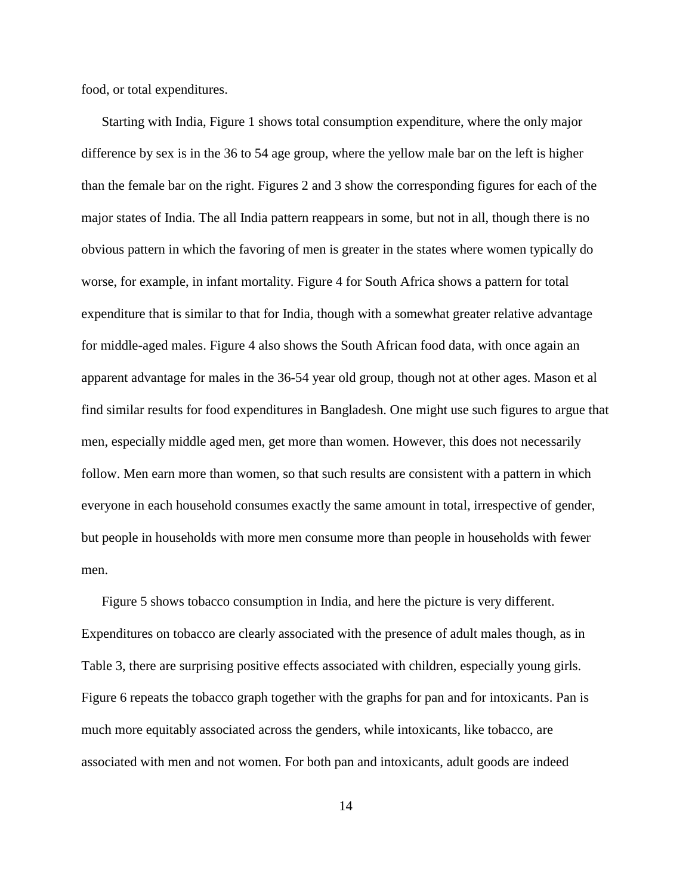food, or total expenditures.

Starting with India, Figure 1 shows total consumption expenditure, where the only major difference by sex is in the 36 to 54 age group, where the yellow male bar on the left is higher than the female bar on the right. Figures 2 and 3 show the corresponding figures for each of the major states of India. The all India pattern reappears in some, but not in all, though there is no obvious pattern in which the favoring of men is greater in the states where women typically do worse, for example, in infant mortality. Figure 4 for South Africa shows a pattern for total expenditure that is similar to that for India, though with a somewhat greater relative advantage for middle-aged males. Figure 4 also shows the South African food data, with once again an apparent advantage for males in the 36-54 year old group, though not at other ages. Mason et al find similar results for food expenditures in Bangladesh. One might use such figures to argue that men, especially middle aged men, get more than women. However, this does not necessarily follow. Men earn more than women, so that such results are consistent with a pattern in which everyone in each household consumes exactly the same amount in total, irrespective of gender, but people in households with more men consume more than people in households with fewer men.

Figure 5 shows tobacco consumption in India, and here the picture is very different. Expenditures on tobacco are clearly associated with the presence of adult males though, as in Table 3, there are surprising positive effects associated with children, especially young girls. Figure 6 repeats the tobacco graph together with the graphs for pan and for intoxicants. Pan is much more equitably associated across the genders, while intoxicants, like tobacco, are associated with men and not women. For both pan and intoxicants, adult goods are indeed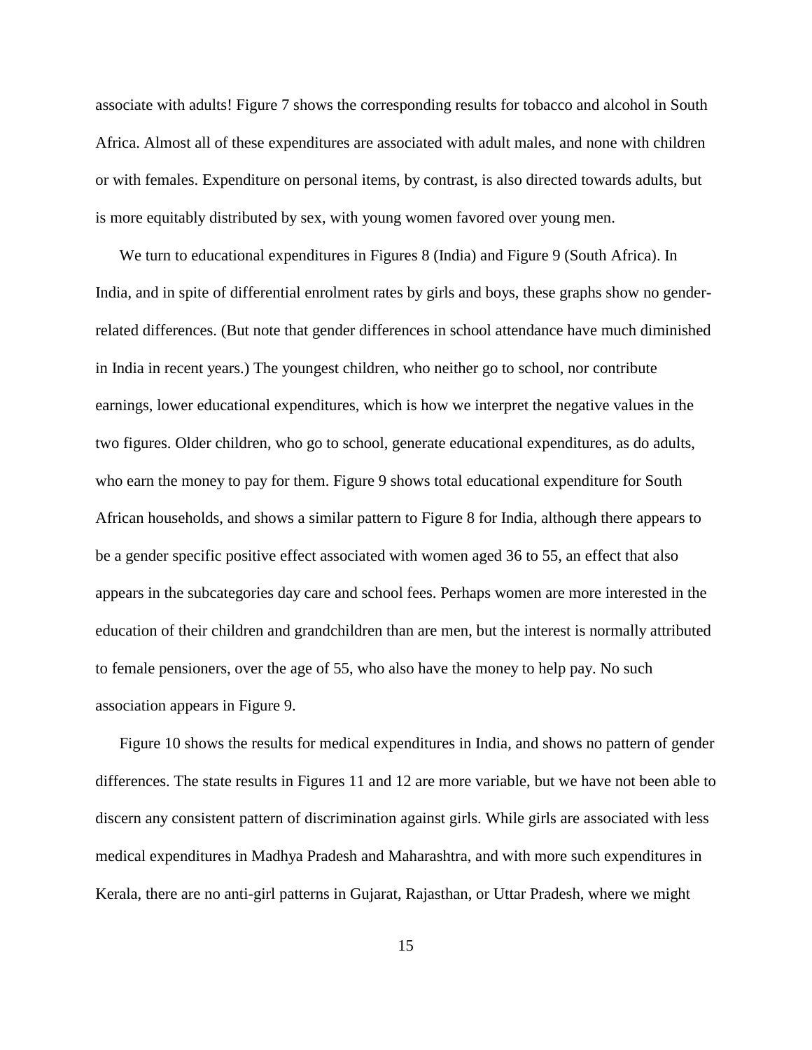associate with adults! Figure 7 shows the corresponding results for tobacco and alcohol in South Africa. Almost all of these expenditures are associated with adult males, and none with children or with females. Expenditure on personal items, by contrast, is also directed towards adults, but is more equitably distributed by sex, with young women favored over young men.

We turn to educational expenditures in Figures 8 (India) and Figure 9 (South Africa). In India, and in spite of differential enrolment rates by girls and boys, these graphs show no gender-related differences. (But note that gender differences in school attendance have much diminished in India in recent years.) The youngest children, who neither go to school, nor contribute earnings, lower educational expenditures, which is how we interpret the negative values in the two figures. Older children, who go to school, generate educational expenditures, as do adults, who earn the money to pay for them. Figure 9 shows total educational expenditure for South African households, and shows a similar pattern to Figure 8 for India, although there appears to be a gender specific positive effect associated with women aged 36 to 55, an effect that also appears in the subcategories day care and school fees. Perhaps women are more interested in the education of their children and grandchildren than are men, but the interest is normally attributed to female pensioners, over the age of 55, who also have the money to help pay. No such association appears in Figure 9.

Figure 10 shows the results for medical expenditures in India, and shows no pattern of gender differences. The state results in Figures 11 and 12 are more variable, but we have not been able to discern any consistent pattern of discrimination against girls. While girls are associated with less medical expenditures in Madhya Pradesh and Maharashtra, and with more such expenditures in Kerala, there are no anti-girl patterns in Gujarat, Rajasthan, or Uttar Pradesh, where we might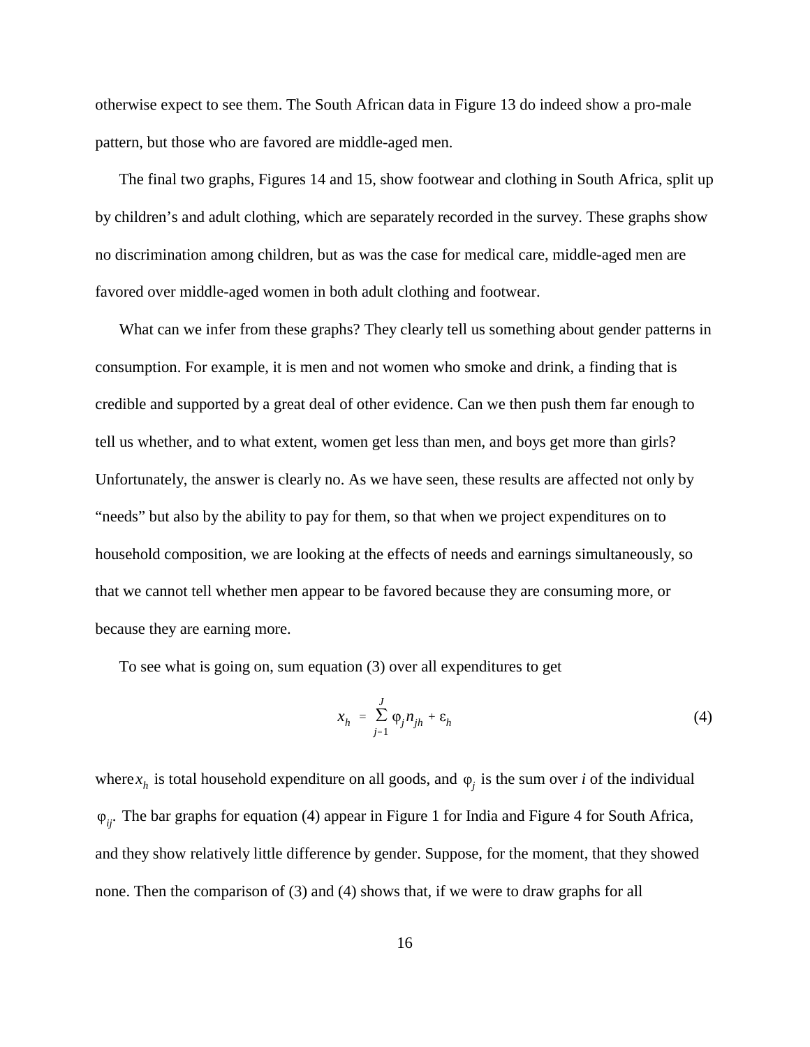otherwise expect to see them. The South African data in Figure 13 do indeed show a pro-male pattern, but those who are favored are middle-aged men.

The final two graphs, Figures 14 and 15, show footwear and clothing in South Africa, split up by children's and adult clothing, which are separately recorded in the survey. These graphs show no discrimination among children, but as was the case for medical care, middle-aged men are favored over middle-aged women in both adult clothing and footwear.

What can we infer from these graphs? They clearly tell us something about gender patterns in consumption. For example, it is men and not women who smoke and drink, a finding that is credible and supported by a great deal of other evidence. Can we then push them far enough to tell us whether, and to what extent, women get less than men, and boys get more than girls? Unfortunately, the answer is clearly no. As we have seen, these results are affected not only by "needs" but also by the ability to pay for them, so that when we project expenditures on to household composition, we are looking at the effects of needs and earnings simultaneously, so that we cannot tell whether men appear to be favored because they are consuming more, or because they are earning more.

To see what is going on, sum equation (3) over all expenditures to get

$$x_h = \sum_{j=1}^{J} \varphi_j n_{jh} + \varepsilon_h \tag{4}$$

where $x_h$ is total household expenditure on all goods, and $\varphi_j$ is the sum over *i* of the individual $\varphi_{ij}$. The bar graphs for equation (4) appear in Figure 1 for India and Figure 4 for South Africa, and they show relatively little difference by gender. Suppose, for the moment, that they showed none. Then the comparison of (3) and (4) shows that, if we were to draw graphs for all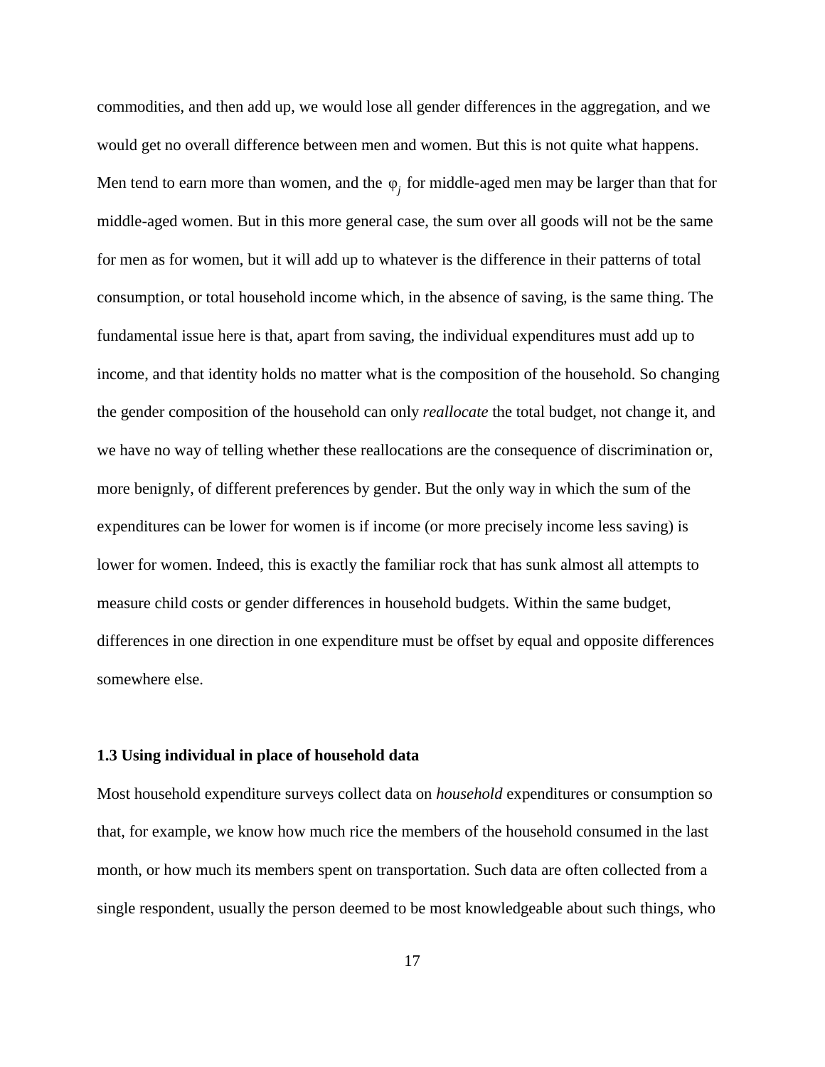commodities, and then add up, we would lose all gender differences in the aggregation, and we would get no overall difference between men and women. But this is not quite what happens. Men tend to earn more than women, and the $\varphi_j$ for middle-aged men may be larger than that for middle-aged women. But in this more general case, the sum over all goods will not be the same for men as for women, but it will add up to whatever is the difference in their patterns of total consumption, or total household income which, in the absence of saving, is the same thing. The fundamental issue here is that, apart from saving, the individual expenditures must add up to income, and that identity holds no matter what is the composition of the household. So changing the gender composition of the household can only *reallocate* the total budget, not change it, and we have no way of telling whether these reallocations are the consequence of discrimination or, more benignly, of different preferences by gender. But the only way in which the sum of the expenditures can be lower for women is if income (or more precisely income less saving) is lower for women. Indeed, this is exactly the familiar rock that has sunk almost all attempts to measure child costs or gender differences in household budgets. Within the same budget, differences in one direction in one expenditure must be offset by equal and opposite differences somewhere else.

### 1.3 Using individual in place of household data

Most household expenditure surveys collect data on *household* expenditures or consumption so that, for example, we know how much rice the members of the household consumed in the last month, or how much its members spent on transportation. Such data are often collected from a single respondent, usually the person deemed to be most knowledgeable about such things, who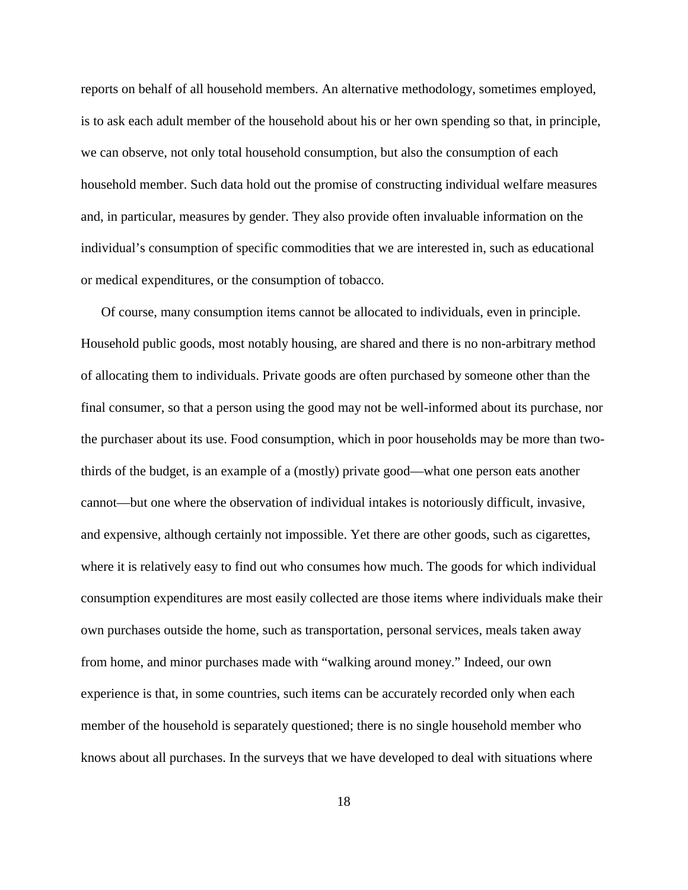reports on behalf of all household members. An alternative methodology, sometimes employed, is to ask each adult member of the household about his or her own spending so that, in principle, we can observe, not only total household consumption, but also the consumption of each household member. Such data hold out the promise of constructing individual welfare measures and, in particular, measures by gender. They also provide often invaluable information on the individual's consumption of specific commodities that we are interested in, such as educational or medical expenditures, or the consumption of tobacco.

Of course, many consumption items cannot be allocated to individuals, even in principle. Household public goods, most notably housing, are shared and there is no non-arbitrary method of allocating them to individuals. Private goods are often purchased by someone other than the final consumer, so that a person using the good may not be well-informed about its purchase, nor the purchaser about its use. Food consumption, which in poor households may be more than two-thirds of the budget, is an example of a (mostly) private good—what one person eats another cannot—but one where the observation of individual intakes is notoriously difficult, invasive, and expensive, although certainly not impossible. Yet there are other goods, such as cigarettes, where it is relatively easy to find out who consumes how much. The goods for which individual consumption expenditures are most easily collected are those items where individuals make their own purchases outside the home, such as transportation, personal services, meals taken away from home, and minor purchases made with "walking around money." Indeed, our own experience is that, in some countries, such items can be accurately recorded only when each member of the household is separately questioned; there is no single household member who knows about all purchases. In the surveys that we have developed to deal with situations where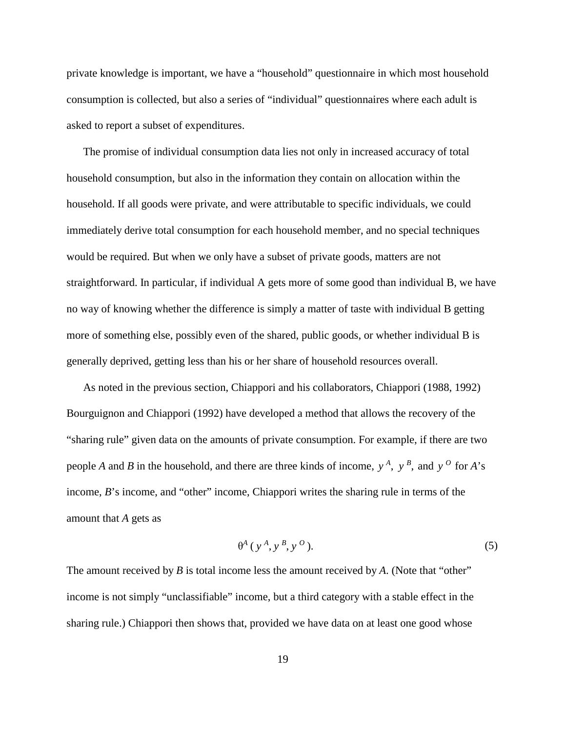private knowledge is important, we have a "household" questionnaire in which most household consumption is collected, but also a series of "individual" questionnaires where each adult is asked to report a subset of expenditures.

The promise of individual consumption data lies not only in increased accuracy of total household consumption, but also in the information they contain on allocation within the household. If all goods were private, and were attributable to specific individuals, we could immediately derive total consumption for each household member, and no special techniques would be required. But when we only have a subset of private goods, matters are not straightforward. In particular, if individual A gets more of some good than individual B, we have no way of knowing whether the difference is simply a matter of taste with individual B getting more of something else, possibly even of the shared, public goods, or whether individual B is generally deprived, getting less than his or her share of household resources overall.

As noted in the previous section, Chiappori and his collaborators, Chiappori (1988, 1992) Bourguignon and Chiappori (1992) have developed a method that allows the recovery of the "sharing rule" given data on the amounts of private consumption. For example, if there are two people *A* and *B* in the household, and there are three kinds of income, $y^A$, $y^B$, and $y^O$ for *A*'s income, *B*'s income, and "other" income, Chiappori writes the sharing rule in terms of the amount that *A* gets as

$$\theta^A(y^A, y^B, y^O). \tag{5}$$

The amount received by *B* is total income less the amount received by *A*. (Note that "other" income is not simply "unclassifiable" income, but a third category with a stable effect in the sharing rule.) Chiappori then shows that, provided we have data on at least one good whose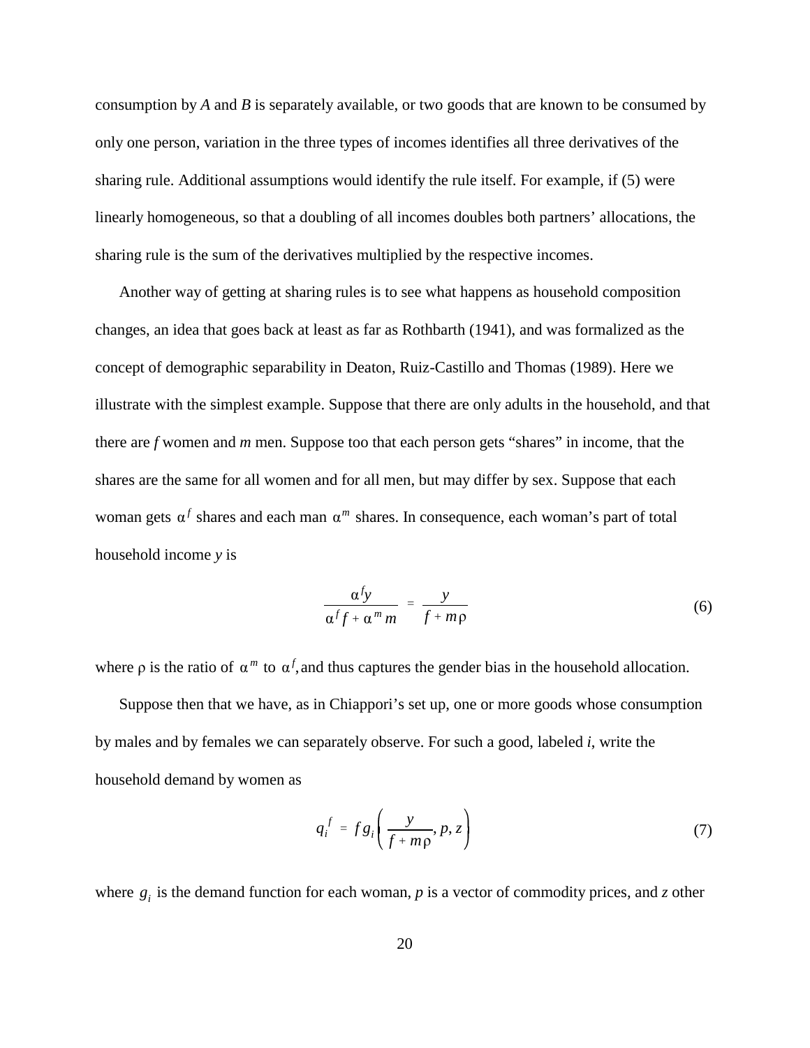consumption by *A* and *B* is separately available, or two goods that are known to be consumed by only one person, variation in the three types of incomes identifies all three derivatives of the sharing rule. Additional assumptions would identify the rule itself. For example, if (5) were linearly homogeneous, so that a doubling of all incomes doubles both partners' allocations, the sharing rule is the sum of the derivatives multiplied by the respective incomes.

Another way of getting at sharing rules is to see what happens as household composition changes, an idea that goes back at least as far as Rothbarth (1941), and was formalized as the concept of demographic separability in Deaton, Ruiz-Castillo and Thomas (1989). Here we illustrate with the simplest example. Suppose that there are only adults in the household, and that there are *f* women and *m* men. Suppose too that each person gets "shares" in income, that the shares are the same for all women and for all men, but may differ by sex. Suppose that each woman gets $\alpha^f$ shares and each man $\alpha^m$ shares. In consequence, each woman's part of total household income *y* is

$$\frac{\alpha^f y}{\alpha^f f + \alpha^m m} = \frac{y}{f + m\rho} \tag{6}$$

where $\rho$ is the ratio of $\alpha^m$ to $\alpha^f$, and thus captures the gender bias in the household allocation.

Suppose then that we have, as in Chiappori's set up, one or more goods whose consumption by males and by females we can separately observe. For such a good, labeled *i*, write the household demand by women as

$$q_i^f = f g_i\left(\frac{y}{f + m\rho}, p, z\right) \tag{7}$$

where $g_i$ is the demand function for each woman, *p* is a vector of commodity prices, and *z* other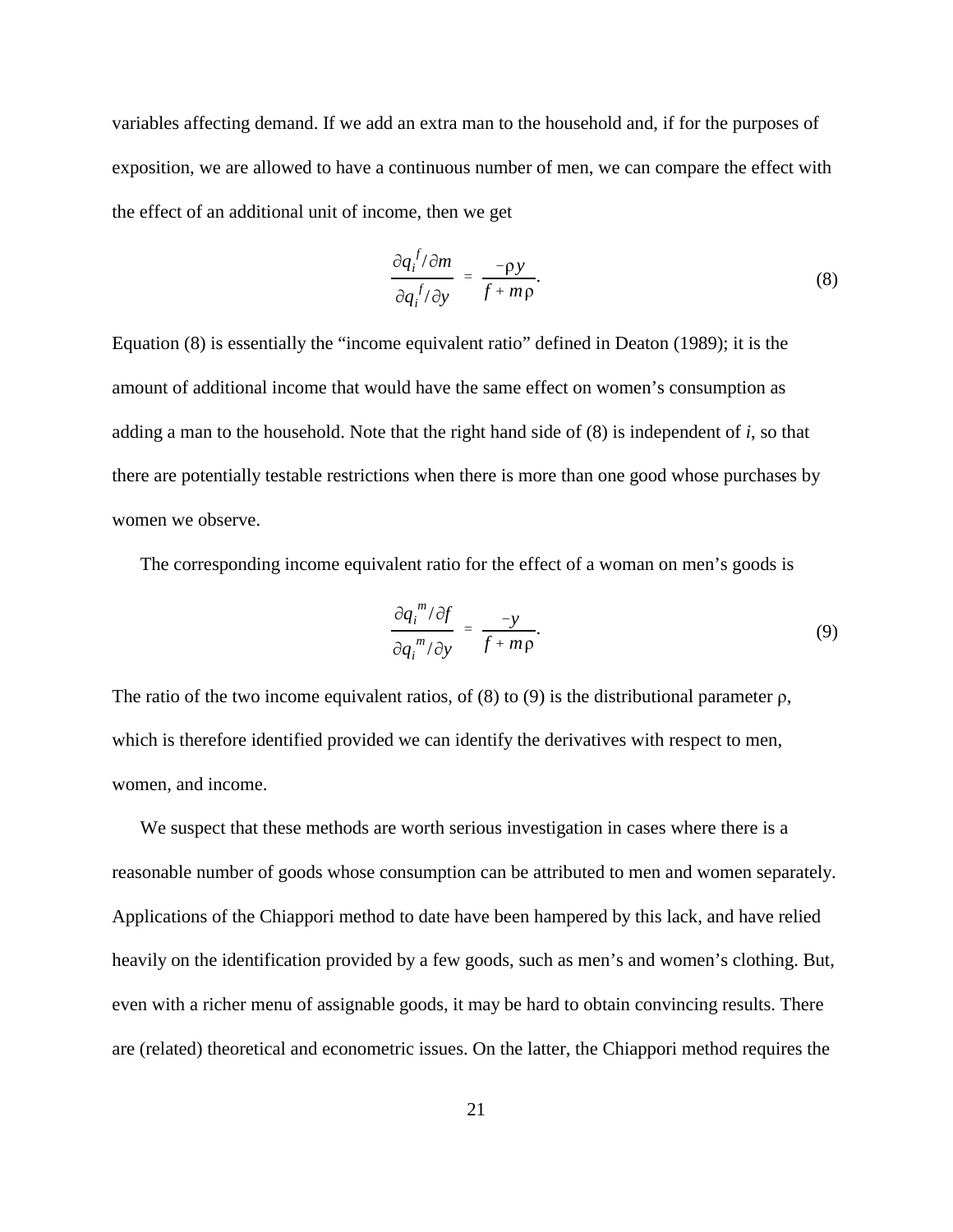variables affecting demand. If we add an extra man to the household and, if for the purposes of exposition, we are allowed to have a continuous number of men, we can compare the effect with the effect of an additional unit of income, then we get

$$\frac{\partial q_i^f / \partial m}{\partial q_i^f / \partial y} = \frac{-\rho y}{f + m\rho}. \tag{8}$$

Equation (8) is essentially the "income equivalent ratio" defined in Deaton (1989); it is the amount of additional income that would have the same effect on women's consumption as adding a man to the household. Note that the right hand side of (8) is independent of $i$, so that there are potentially testable restrictions when there is more than one good whose purchases by women we observe.

The corresponding income equivalent ratio for the effect of a woman on men's goods is

$$\frac{\partial q_i^m / \partial f}{\partial q_i^m / \partial y} = \frac{-y}{f + m\rho}. \tag{9}$$

The ratio of the two income equivalent ratios, of (8) to (9) is the distributional parameter $\rho$, which is therefore identified provided we can identify the derivatives with respect to men, women, and income.

We suspect that these methods are worth serious investigation in cases where there is a reasonable number of goods whose consumption can be attributed to men and women separately. Applications of the Chiappori method to date have been hampered by this lack, and have relied heavily on the identification provided by a few goods, such as men's and women's clothing. But, even with a richer menu of assignable goods, it may be hard to obtain convincing results. There are (related) theoretical and econometric issues. On the latter, the Chiappori method requires the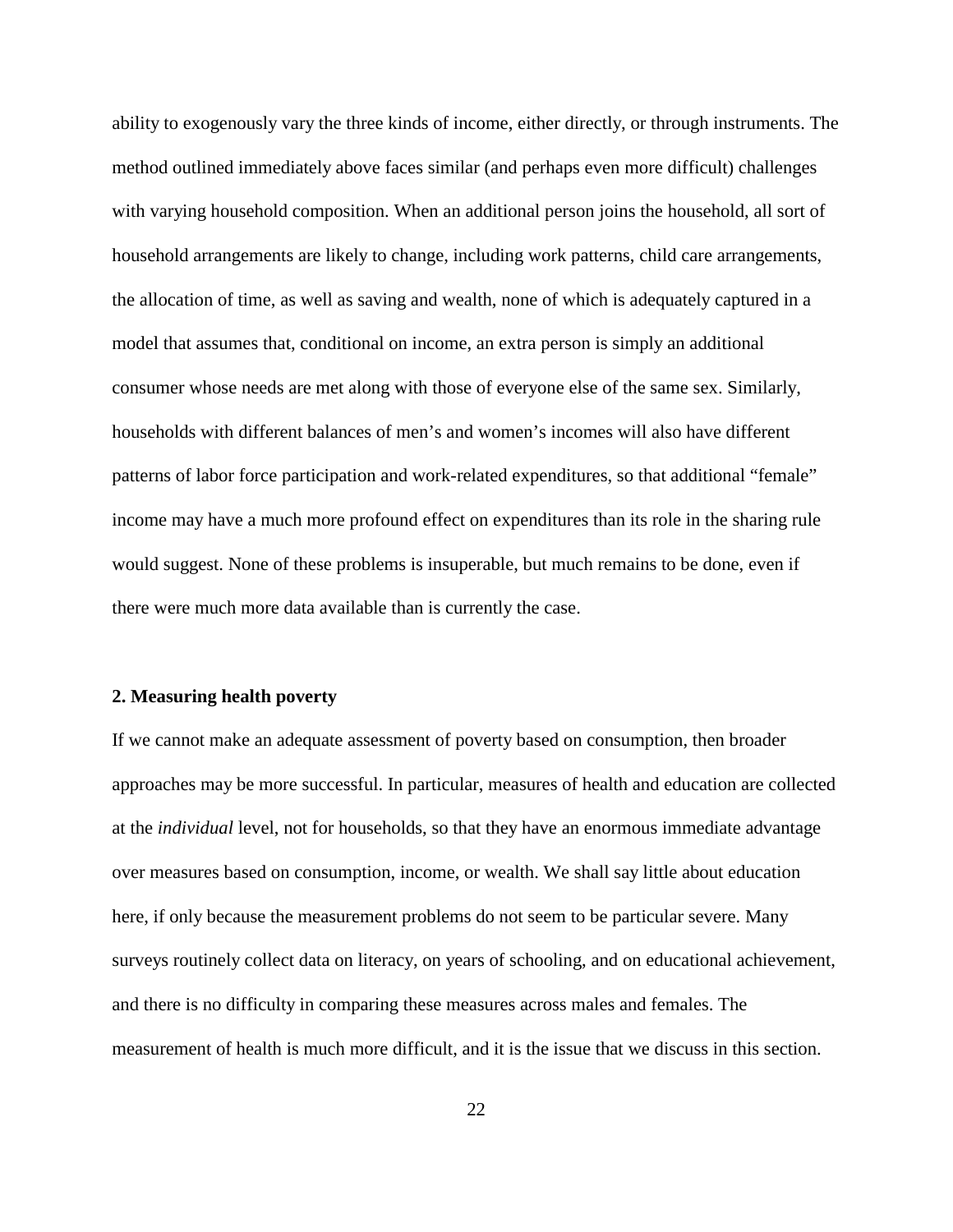ability to exogenously vary the three kinds of income, either directly, or through instruments. The method outlined immediately above faces similar (and perhaps even more difficult) challenges with varying household composition. When an additional person joins the household, all sort of household arrangements are likely to change, including work patterns, child care arrangements, the allocation of time, as well as saving and wealth, none of which is adequately captured in a model that assumes that, conditional on income, an extra person is simply an additional consumer whose needs are met along with those of everyone else of the same sex. Similarly, households with different balances of men's and women's incomes will also have different patterns of labor force participation and work-related expenditures, so that additional "female" income may have a much more profound effect on expenditures than its role in the sharing rule would suggest. None of these problems is insuperable, but much remains to be done, even if there were much more data available than is currently the case.

## 2. Measuring health poverty

If we cannot make an adequate assessment of poverty based on consumption, then broader approaches may be more successful. In particular, measures of health and education are collected at the *individual* level, not for households, so that they have an enormous immediate advantage over measures based on consumption, income, or wealth. We shall say little about education here, if only because the measurement problems do not seem to be particular severe. Many surveys routinely collect data on literacy, on years of schooling, and on educational achievement, and there is no difficulty in comparing these measures across males and females. The measurement of health is much more difficult, and it is the issue that we discuss in this section.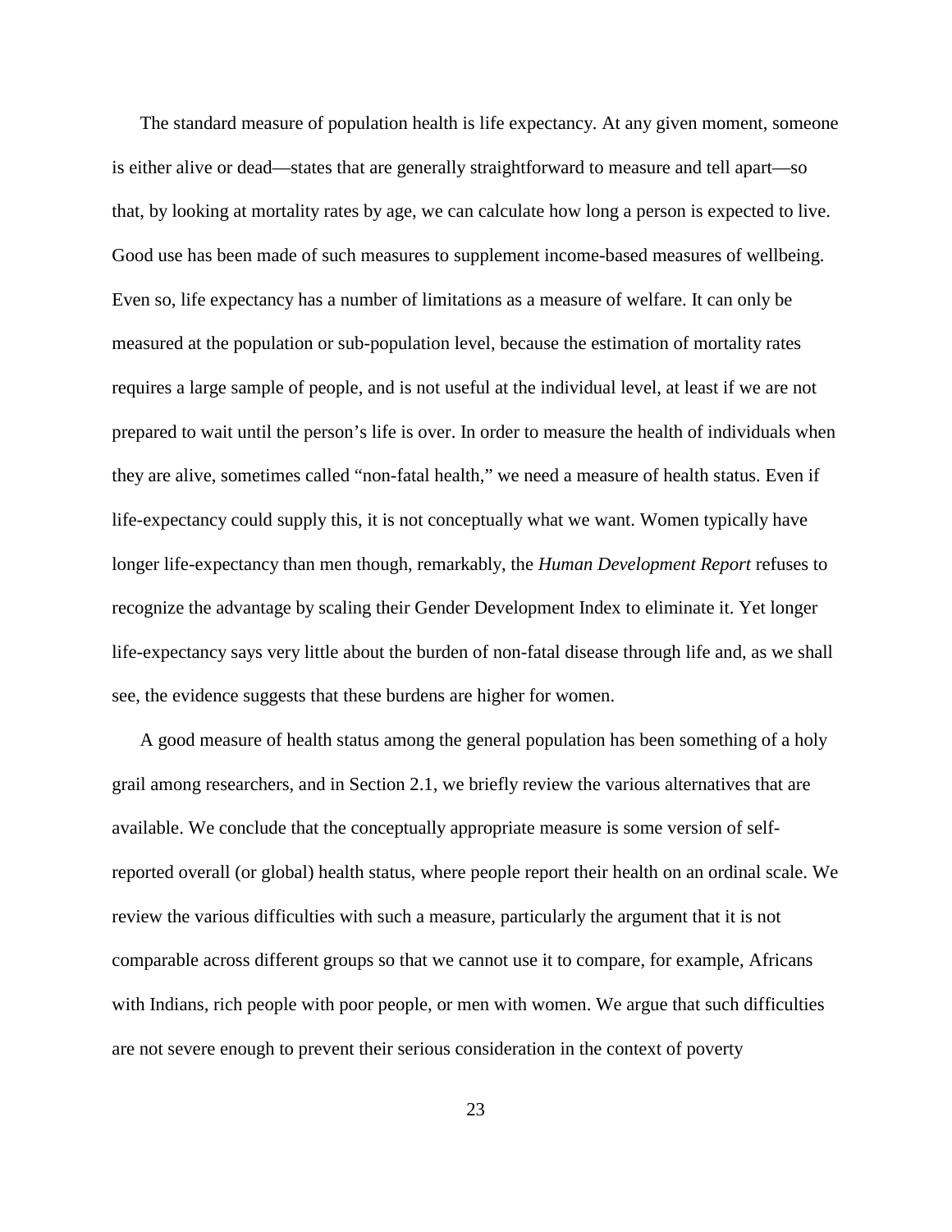The standard measure of population health is life expectancy. At any given moment, someone is either alive or dead—states that are generally straightforward to measure and tell apart—so that, by looking at mortality rates by age, we can calculate how long a person is expected to live. Good use has been made of such measures to supplement income-based measures of wellbeing. Even so, life expectancy has a number of limitations as a measure of welfare. It can only be measured at the population or sub-population level, because the estimation of mortality rates requires a large sample of people, and is not useful at the individual level, at least if we are not prepared to wait until the person's life is over. In order to measure the health of individuals when they are alive, sometimes called "non-fatal health," we need a measure of health status. Even if life-expectancy could supply this, it is not conceptually what we want. Women typically have longer life-expectancy than men though, remarkably, the *Human Development Report* refuses to recognize the advantage by scaling their Gender Development Index to eliminate it. Yet longer life-expectancy says very little about the burden of non-fatal disease through life and, as we shall see, the evidence suggests that these burdens are higher for women.

A good measure of health status among the general population has been something of a holy grail among researchers, and in Section 2.1, we briefly review the various alternatives that are available. We conclude that the conceptually appropriate measure is some version of self-reported overall (or global) health status, where people report their health on an ordinal scale. We review the various difficulties with such a measure, particularly the argument that it is not comparable across different groups so that we cannot use it to compare, for example, Africans with Indians, rich people with poor people, or men with women. We argue that such difficulties are not severe enough to prevent their serious consideration in the context of poverty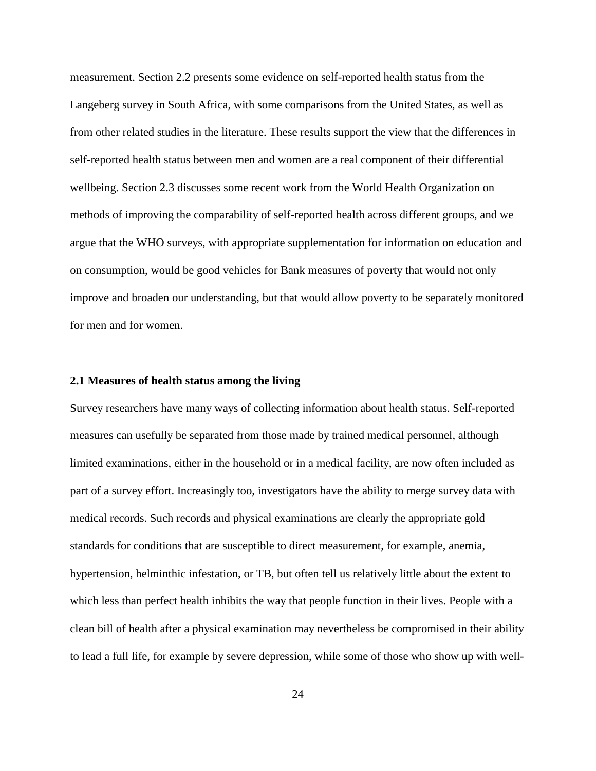measurement. Section 2.2 presents some evidence on self-reported health status from the Langeberg survey in South Africa, with some comparisons from the United States, as well as from other related studies in the literature. These results support the view that the differences in self-reported health status between men and women are a real component of their differential wellbeing. Section 2.3 discusses some recent work from the World Health Organization on methods of improving the comparability of self-reported health across different groups, and we argue that the WHO surveys, with appropriate supplementation for information on education and on consumption, would be good vehicles for Bank measures of poverty that would not only improve and broaden our understanding, but that would allow poverty to be separately monitored for men and for women.

### 2.1 Measures of health status among the living

Survey researchers have many ways of collecting information about health status. Self-reported measures can usefully be separated from those made by trained medical personnel, although limited examinations, either in the household or in a medical facility, are now often included as part of a survey effort. Increasingly too, investigators have the ability to merge survey data with medical records. Such records and physical examinations are clearly the appropriate gold standards for conditions that are susceptible to direct measurement, for example, anemia, hypertension, helminthic infestation, or TB, but often tell us relatively little about the extent to which less than perfect health inhibits the way that people function in their lives. People with a clean bill of health after a physical examination may nevertheless be compromised in their ability to lead a full life, for example by severe depression, while some of those who show up with well-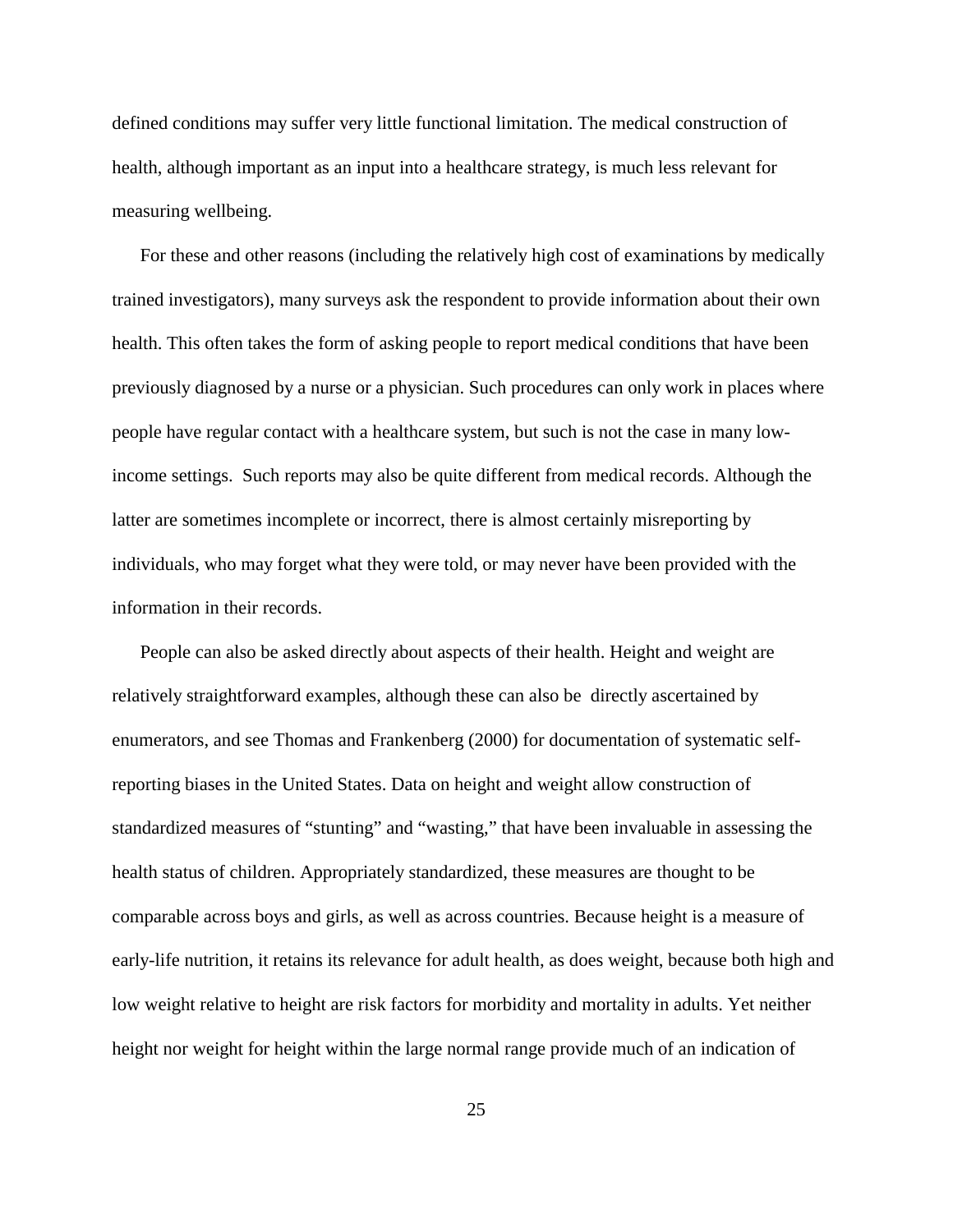defined conditions may suffer very little functional limitation. The medical construction of health, although important as an input into a healthcare strategy, is much less relevant for measuring wellbeing.

For these and other reasons (including the relatively high cost of examinations by medically trained investigators), many surveys ask the respondent to provide information about their own health. This often takes the form of asking people to report medical conditions that have been previously diagnosed by a nurse or a physician. Such procedures can only work in places where people have regular contact with a healthcare system, but such is not the case in many low-income settings. Such reports may also be quite different from medical records. Although the latter are sometimes incomplete or incorrect, there is almost certainly misreporting by individuals, who may forget what they were told, or may never have been provided with the information in their records.

People can also be asked directly about aspects of their health. Height and weight are relatively straightforward examples, although these can also be directly ascertained by enumerators, and see Thomas and Frankenberg (2000) for documentation of systematic self-reporting biases in the United States. Data on height and weight allow construction of standardized measures of "stunting" and "wasting," that have been invaluable in assessing the health status of children. Appropriately standardized, these measures are thought to be comparable across boys and girls, as well as across countries. Because height is a measure of early-life nutrition, it retains its relevance for adult health, as does weight, because both high and low weight relative to height are risk factors for morbidity and mortality in adults. Yet neither height nor weight for height within the large normal range provide much of an indication of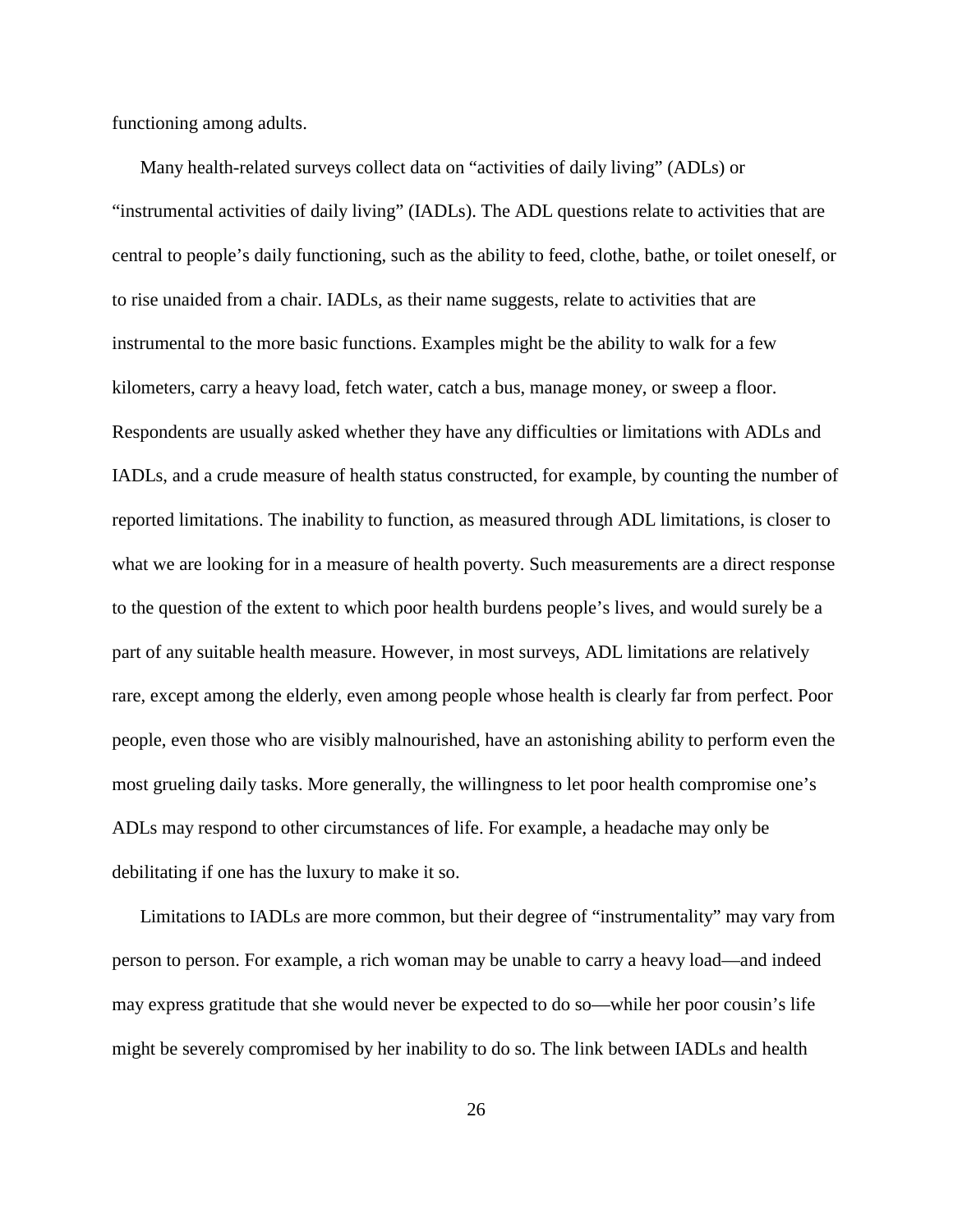functioning among adults.

Many health-related surveys collect data on “activities of daily living” (ADLs) or “instrumental activities of daily living” (IADLs). The ADL questions relate to activities that are central to people’s daily functioning, such as the ability to feed, clothe, bathe, or toilet oneself, or to rise unaided from a chair. IADLs, as their name suggests, relate to activities that are instrumental to the more basic functions. Examples might be the ability to walk for a few kilometers, carry a heavy load, fetch water, catch a bus, manage money, or sweep a floor. Respondents are usually asked whether they have any difficulties or limitations with ADLs and IADLs, and a crude measure of health status constructed, for example, by counting the number of reported limitations. The inability to function, as measured through ADL limitations, is closer to what we are looking for in a measure of health poverty. Such measurements are a direct response to the question of the extent to which poor health burdens people’s lives, and would surely be a part of any suitable health measure. However, in most surveys, ADL limitations are relatively rare, except among the elderly, even among people whose health is clearly far from perfect. Poor people, even those who are visibly malnourished, have an astonishing ability to perform even the most grueling daily tasks. More generally, the willingness to let poor health compromise one’s ADLs may respond to other circumstances of life. For example, a headache may only be debilitating if one has the luxury to make it so.

Limitations to IADLs are more common, but their degree of “instrumentality” may vary from person to person. For example, a rich woman may be unable to carry a heavy load—and indeed may express gratitude that she would never be expected to do so—while her poor cousin’s life might be severely compromised by her inability to do so. The link between IADLs and health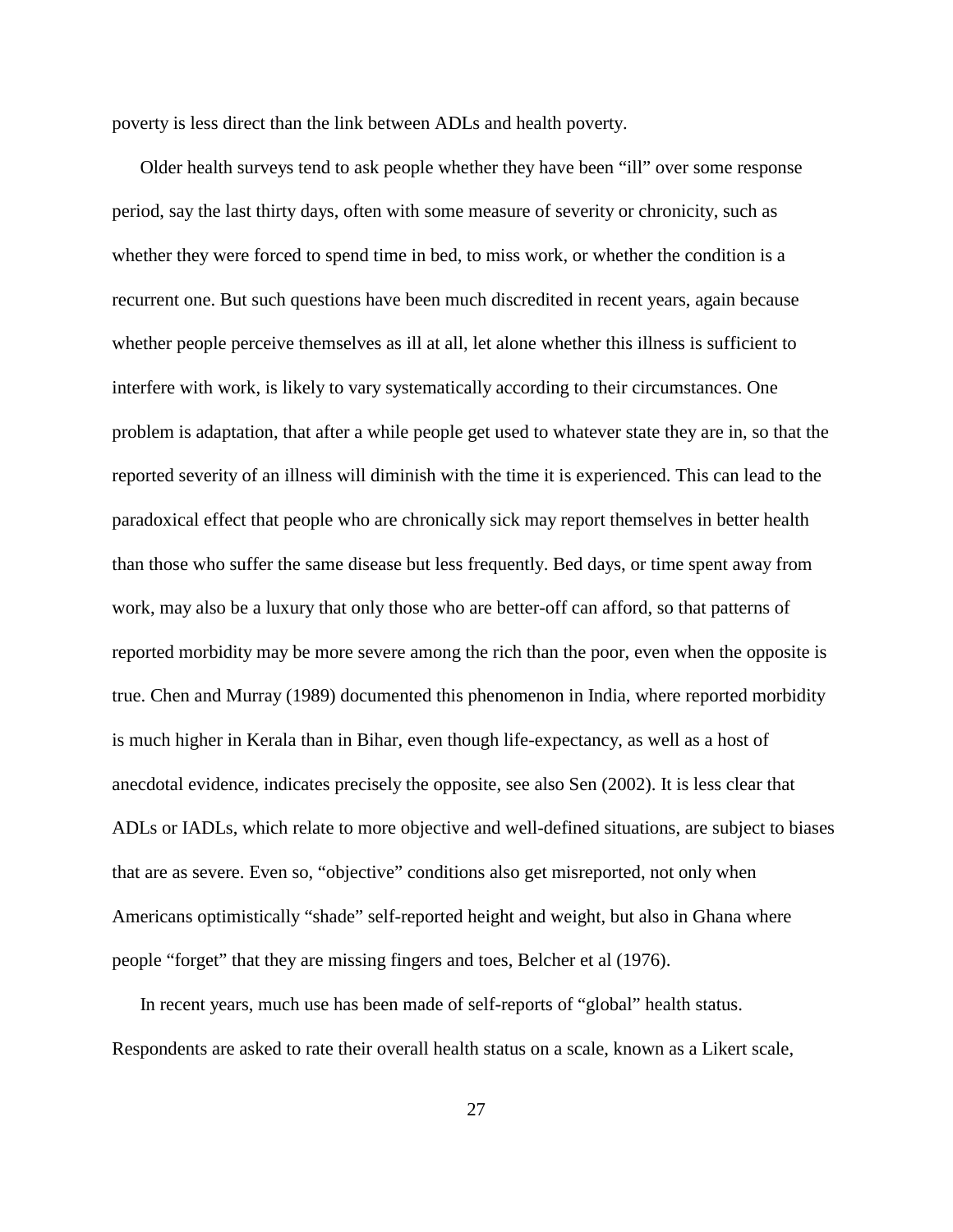poverty is less direct than the link between ADLs and health poverty.

Older health surveys tend to ask people whether they have been "ill" over some response period, say the last thirty days, often with some measure of severity or chronicity, such as whether they were forced to spend time in bed, to miss work, or whether the condition is a recurrent one. But such questions have been much discredited in recent years, again because whether people perceive themselves as ill at all, let alone whether this illness is sufficient to interfere with work, is likely to vary systematically according to their circumstances. One problem is adaptation, that after a while people get used to whatever state they are in, so that the reported severity of an illness will diminish with the time it is experienced. This can lead to the paradoxical effect that people who are chronically sick may report themselves in better health than those who suffer the same disease but less frequently. Bed days, or time spent away from work, may also be a luxury that only those who are better-off can afford, so that patterns of reported morbidity may be more severe among the rich than the poor, even when the opposite is true. Chen and Murray (1989) documented this phenomenon in India, where reported morbidity is much higher in Kerala than in Bihar, even though life-expectancy, as well as a host of anecdotal evidence, indicates precisely the opposite, see also Sen (2002). It is less clear that ADLs or IADLs, which relate to more objective and well-defined situations, are subject to biases that are as severe. Even so, "objective" conditions also get misreported, not only when Americans optimistically "shade" self-reported height and weight, but also in Ghana where people "forget" that they are missing fingers and toes, Belcher et al (1976).

In recent years, much use has been made of self-reports of "global" health status. Respondents are asked to rate their overall health status on a scale, known as a Likert scale,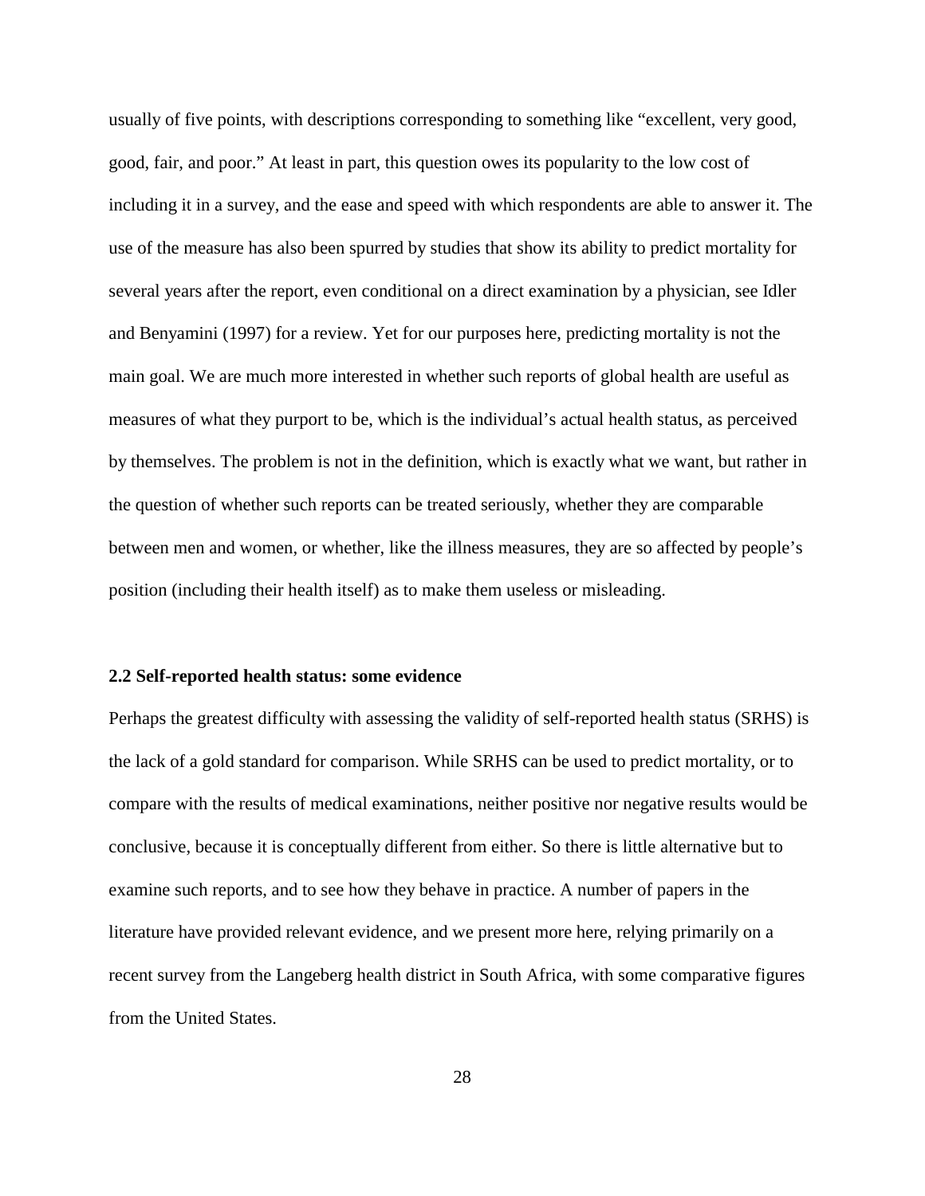usually of five points, with descriptions corresponding to something like "excellent, very good, good, fair, and poor." At least in part, this question owes its popularity to the low cost of including it in a survey, and the ease and speed with which respondents are able to answer it. The use of the measure has also been spurred by studies that show its ability to predict mortality for several years after the report, even conditional on a direct examination by a physician, see Idler and Benyamini (1997) for a review. Yet for our purposes here, predicting mortality is not the main goal. We are much more interested in whether such reports of global health are useful as measures of what they purport to be, which is the individual's actual health status, as perceived by themselves. The problem is not in the definition, which is exactly what we want, but rather in the question of whether such reports can be treated seriously, whether they are comparable between men and women, or whether, like the illness measures, they are so affected by people's position (including their health itself) as to make them useless or misleading.

### 2.2 Self-reported health status: some evidence

Perhaps the greatest difficulty with assessing the validity of self-reported health status (SRHS) is the lack of a gold standard for comparison. While SRHS can be used to predict mortality, or to compare with the results of medical examinations, neither positive nor negative results would be conclusive, because it is conceptually different from either. So there is little alternative but to examine such reports, and to see how they behave in practice. A number of papers in the literature have provided relevant evidence, and we present more here, relying primarily on a recent survey from the Langeberg health district in South Africa, with some comparative figures from the United States.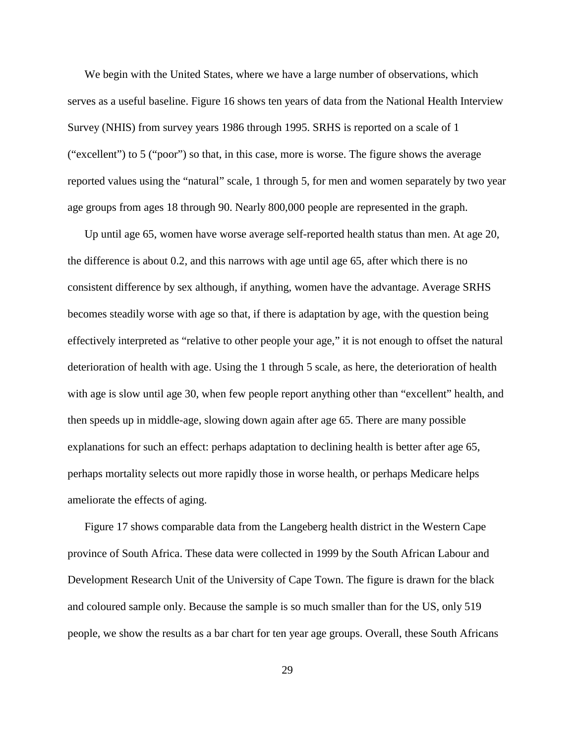We begin with the United States, where we have a large number of observations, which serves as a useful baseline. Figure 16 shows ten years of data from the National Health Interview Survey (NHIS) from survey years 1986 through 1995. SRHS is reported on a scale of 1 ("excellent") to 5 ("poor") so that, in this case, more is worse. The figure shows the average reported values using the "natural" scale, 1 through 5, for men and women separately by two year age groups from ages 18 through 90. Nearly 800,000 people are represented in the graph.

Up until age 65, women have worse average self-reported health status than men. At age 20, the difference is about 0.2, and this narrows with age until age 65, after which there is no consistent difference by sex although, if anything, women have the advantage. Average SRHS becomes steadily worse with age so that, if there is adaptation by age, with the question being effectively interpreted as "relative to other people your age," it is not enough to offset the natural deterioration of health with age. Using the 1 through 5 scale, as here, the deterioration of health with age is slow until age 30, when few people report anything other than "excellent" health, and then speeds up in middle-age, slowing down again after age 65. There are many possible explanations for such an effect: perhaps adaptation to declining health is better after age 65, perhaps mortality selects out more rapidly those in worse health, or perhaps Medicare helps ameliorate the effects of aging.

Figure 17 shows comparable data from the Langeberg health district in the Western Cape province of South Africa. These data were collected in 1999 by the South African Labour and Development Research Unit of the University of Cape Town. The figure is drawn for the black and coloured sample only. Because the sample is so much smaller than for the US, only 519 people, we show the results as a bar chart for ten year age groups. Overall, these South Africans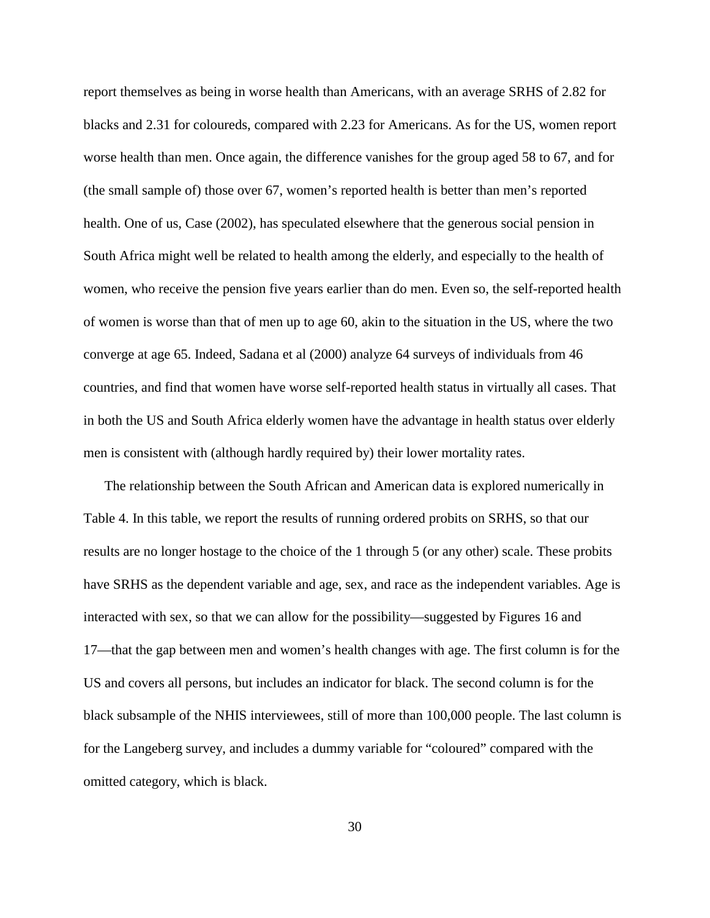report themselves as being in worse health than Americans, with an average SRHS of 2.82 for blacks and 2.31 for coloureds, compared with 2.23 for Americans. As for the US, women report worse health than men. Once again, the difference vanishes for the group aged 58 to 67, and for (the small sample of) those over 67, women's reported health is better than men's reported health. One of us, Case (2002), has speculated elsewhere that the generous social pension in South Africa might well be related to health among the elderly, and especially to the health of women, who receive the pension five years earlier than do men. Even so, the self-reported health of women is worse than that of men up to age 60, akin to the situation in the US, where the two converge at age 65. Indeed, Sadana et al (2000) analyze 64 surveys of individuals from 46 countries, and find that women have worse self-reported health status in virtually all cases. That in both the US and South Africa elderly women have the advantage in health status over elderly men is consistent with (although hardly required by) their lower mortality rates.

The relationship between the South African and American data is explored numerically in Table 4. In this table, we report the results of running ordered probits on SRHS, so that our results are no longer hostage to the choice of the 1 through 5 (or any other) scale. These probits have SRHS as the dependent variable and age, sex, and race as the independent variables. Age is interacted with sex, so that we can allow for the possibility—suggested by Figures 16 and 17—that the gap between men and women's health changes with age. The first column is for the US and covers all persons, but includes an indicator for black. The second column is for the black subsample of the NHIS interviewees, still of more than 100,000 people. The last column is for the Langeberg survey, and includes a dummy variable for "coloured" compared with the omitted category, which is black.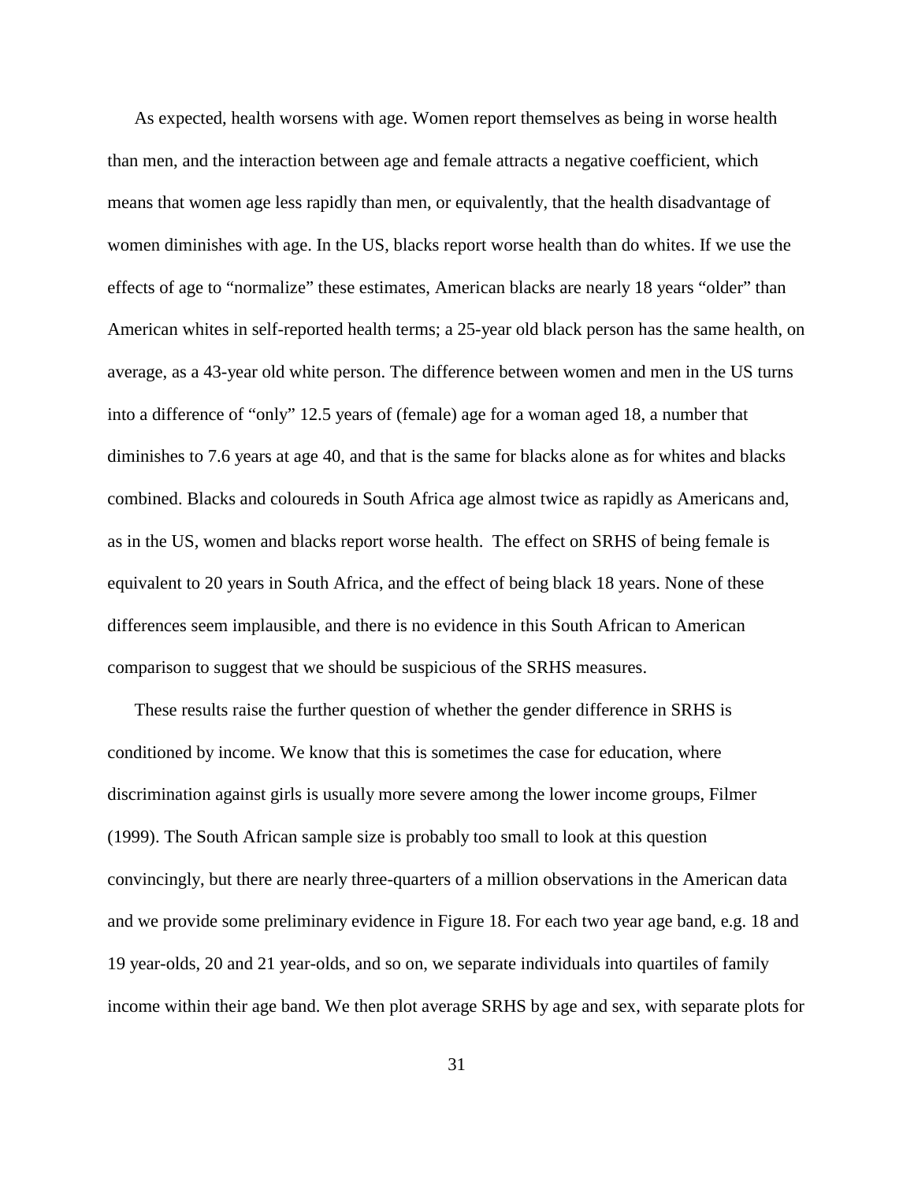As expected, health worsens with age. Women report themselves as being in worse health than men, and the interaction between age and female attracts a negative coefficient, which means that women age less rapidly than men, or equivalently, that the health disadvantage of women diminishes with age. In the US, blacks report worse health than do whites. If we use the effects of age to "normalize" these estimates, American blacks are nearly 18 years "older" than American whites in self-reported health terms; a 25-year old black person has the same health, on average, as a 43-year old white person. The difference between women and men in the US turns into a difference of "only" 12.5 years of (female) age for a woman aged 18, a number that diminishes to 7.6 years at age 40, and that is the same for blacks alone as for whites and blacks combined. Blacks and coloureds in South Africa age almost twice as rapidly as Americans and, as in the US, women and blacks report worse health. The effect on SRHS of being female is equivalent to 20 years in South Africa, and the effect of being black 18 years. None of these differences seem implausible, and there is no evidence in this South African to American comparison to suggest that we should be suspicious of the SRHS measures.

These results raise the further question of whether the gender difference in SRHS is conditioned by income. We know that this is sometimes the case for education, where discrimination against girls is usually more severe among the lower income groups, Filmer (1999). The South African sample size is probably too small to look at this question convincingly, but there are nearly three-quarters of a million observations in the American data and we provide some preliminary evidence in Figure 18. For each two year age band, e.g. 18 and 19 year-olds, 20 and 21 year-olds, and so on, we separate individuals into quartiles of family income within their age band. We then plot average SRHS by age and sex, with separate plots for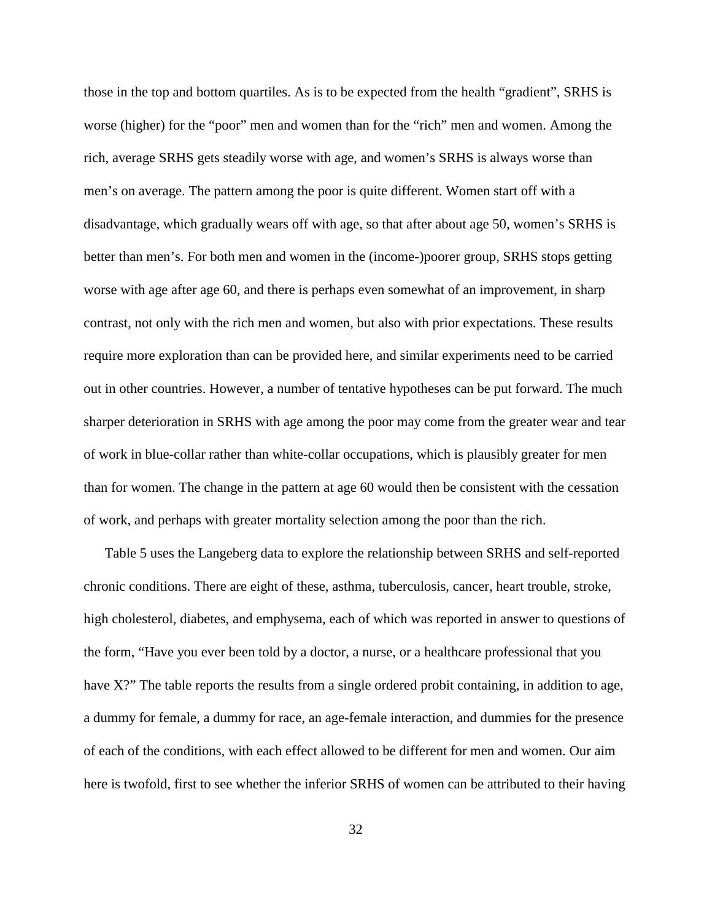those in the top and bottom quartiles. As is to be expected from the health "gradient", SRHS is worse (higher) for the "poor" men and women than for the "rich" men and women. Among the rich, average SRHS gets steadily worse with age, and women's SRHS is always worse than men's on average. The pattern among the poor is quite different. Women start off with a disadvantage, which gradually wears off with age, so that after about age 50, women's SRHS is better than men's. For both men and women in the (income-)poorer group, SRHS stops getting worse with age after age 60, and there is perhaps even somewhat of an improvement, in sharp contrast, not only with the rich men and women, but also with prior expectations. These results require more exploration than can be provided here, and similar experiments need to be carried out in other countries. However, a number of tentative hypotheses can be put forward. The much sharper deterioration in SRHS with age among the poor may come from the greater wear and tear of work in blue-collar rather than white-collar occupations, which is plausibly greater for men than for women. The change in the pattern at age 60 would then be consistent with the cessation of work, and perhaps with greater mortality selection among the poor than the rich.

Table 5 uses the Langeberg data to explore the relationship between SRHS and self-reported chronic conditions. There are eight of these, asthma, tuberculosis, cancer, heart trouble, stroke, high cholesterol, diabetes, and emphysema, each of which was reported in answer to questions of the form, "Have you ever been told by a doctor, a nurse, or a healthcare professional that you have X?" The table reports the results from a single ordered probit containing, in addition to age, a dummy for female, a dummy for race, an age-female interaction, and dummies for the presence of each of the conditions, with each effect allowed to be different for men and women. Our aim here is twofold, first to see whether the inferior SRHS of women can be attributed to their having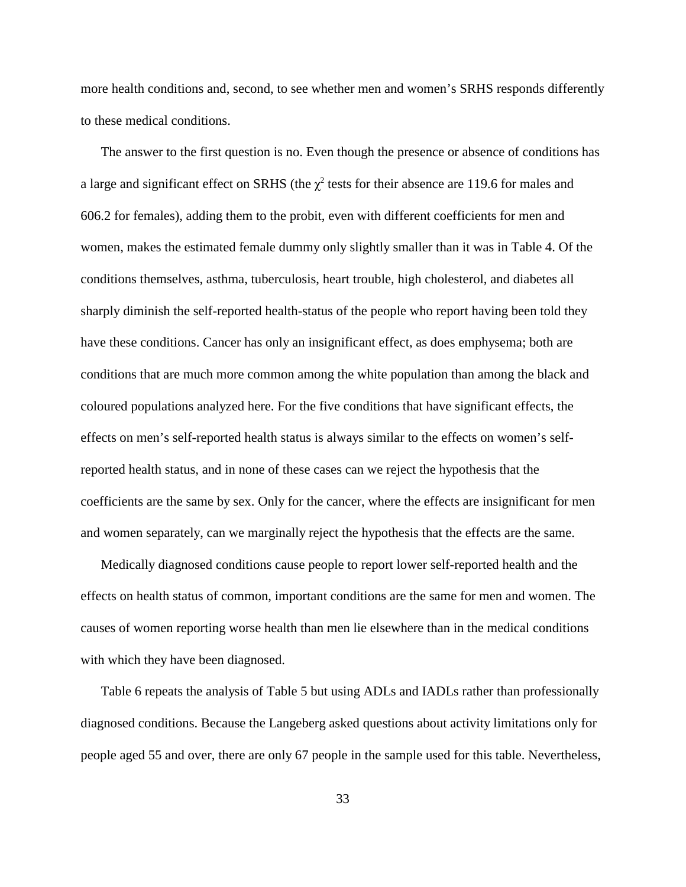more health conditions and, second, to see whether men and women's SRHS responds differently to these medical conditions.

The answer to the first question is no. Even though the presence or absence of conditions has a large and significant effect on SRHS (the $\chi^2$ tests for their absence are 119.6 for males and 606.2 for females), adding them to the probit, even with different coefficients for men and women, makes the estimated female dummy only slightly smaller than it was in Table 4. Of the conditions themselves, asthma, tuberculosis, heart trouble, high cholesterol, and diabetes all sharply diminish the self-reported health-status of the people who report having been told they have these conditions. Cancer has only an insignificant effect, as does emphysema; both are conditions that are much more common among the white population than among the black and coloured populations analyzed here. For the five conditions that have significant effects, the effects on men's self-reported health status is always similar to the effects on women's self-reported health status, and in none of these cases can we reject the hypothesis that the coefficients are the same by sex. Only for the cancer, where the effects are insignificant for men and women separately, can we marginally reject the hypothesis that the effects are the same.

Medically diagnosed conditions cause people to report lower self-reported health and the effects on health status of common, important conditions are the same for men and women. The causes of women reporting worse health than men lie elsewhere than in the medical conditions with which they have been diagnosed.

Table 6 repeats the analysis of Table 5 but using ADLs and IADLs rather than professionally diagnosed conditions. Because the Langeberg asked questions about activity limitations only for people aged 55 and over, there are only 67 people in the sample used for this table. Nevertheless,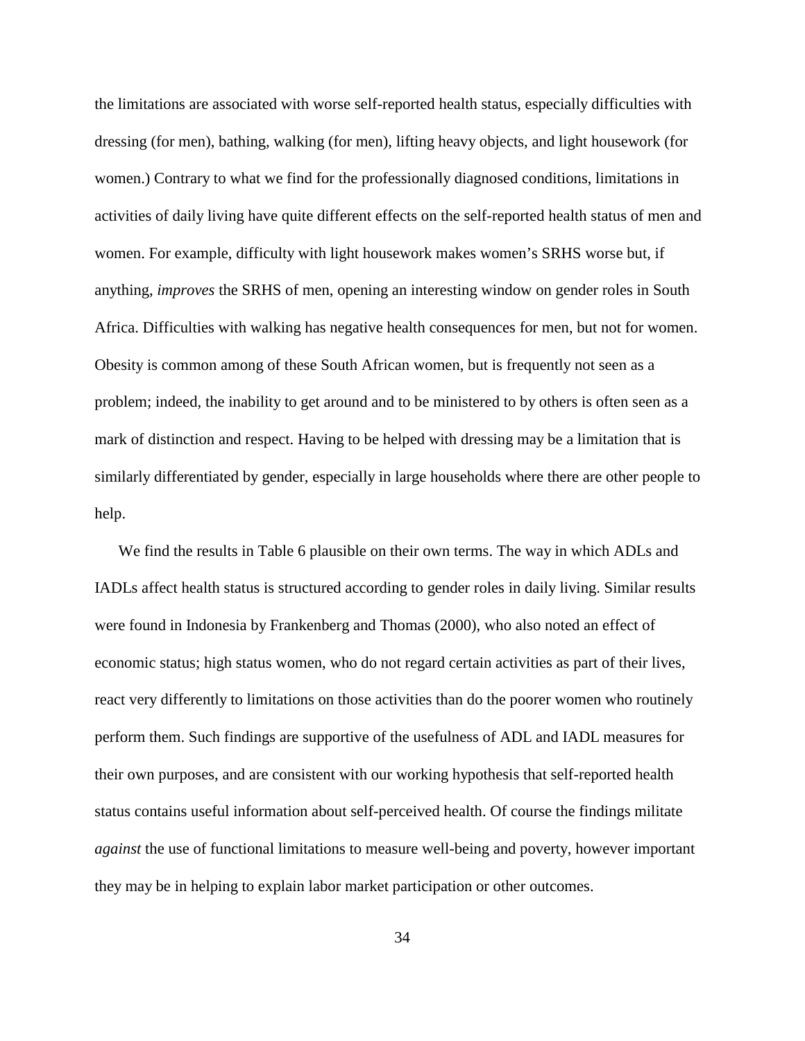the limitations are associated with worse self-reported health status, especially difficulties with dressing (for men), bathing, walking (for men), lifting heavy objects, and light housework (for women.) Contrary to what we find for the professionally diagnosed conditions, limitations in activities of daily living have quite different effects on the self-reported health status of men and women. For example, difficulty with light housework makes women's SRHS worse but, if anything, *improves* the SRHS of men, opening an interesting window on gender roles in South Africa. Difficulties with walking has negative health consequences for men, but not for women. Obesity is common among of these South African women, but is frequently not seen as a problem; indeed, the inability to get around and to be ministered to by others is often seen as a mark of distinction and respect. Having to be helped with dressing may be a limitation that is similarly differentiated by gender, especially in large households where there are other people to help.

We find the results in Table 6 plausible on their own terms. The way in which ADLs and IADLs affect health status is structured according to gender roles in daily living. Similar results were found in Indonesia by Frankenberg and Thomas (2000), who also noted an effect of economic status; high status women, who do not regard certain activities as part of their lives, react very differently to limitations on those activities than do the poorer women who routinely perform them. Such findings are supportive of the usefulness of ADL and IADL measures for their own purposes, and are consistent with our working hypothesis that self-reported health status contains useful information about self-perceived health. Of course the findings militate *against* the use of functional limitations to measure well-being and poverty, however important they may be in helping to explain labor market participation or other outcomes.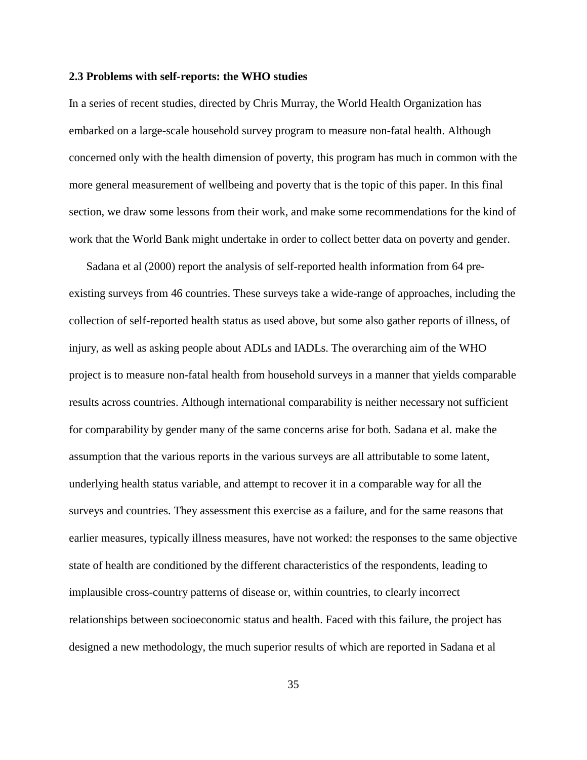### 2.3 Problems with self-reports: the WHO studies

In a series of recent studies, directed by Chris Murray, the World Health Organization has embarked on a large-scale household survey program to measure non-fatal health. Although concerned only with the health dimension of poverty, this program has much in common with the more general measurement of wellbeing and poverty that is the topic of this paper. In this final section, we draw some lessons from their work, and make some recommendations for the kind of work that the World Bank might undertake in order to collect better data on poverty and gender.

Sadana et al (2000) report the analysis of self-reported health information from 64 pre-existing surveys from 46 countries. These surveys take a wide-range of approaches, including the collection of self-reported health status as used above, but some also gather reports of illness, of injury, as well as asking people about ADLs and IADLs. The overarching aim of the WHO project is to measure non-fatal health from household surveys in a manner that yields comparable results across countries. Although international comparability is neither necessary not sufficient for comparability by gender many of the same concerns arise for both. Sadana et al. make the assumption that the various reports in the various surveys are all attributable to some latent, underlying health status variable, and attempt to recover it in a comparable way for all the surveys and countries. They assessment this exercise as a failure, and for the same reasons that earlier measures, typically illness measures, have not worked: the responses to the same objective state of health are conditioned by the different characteristics of the respondents, leading to implausible cross-country patterns of disease or, within countries, to clearly incorrect relationships between socioeconomic status and health. Faced with this failure, the project has designed a new methodology, the much superior results of which are reported in Sadana et al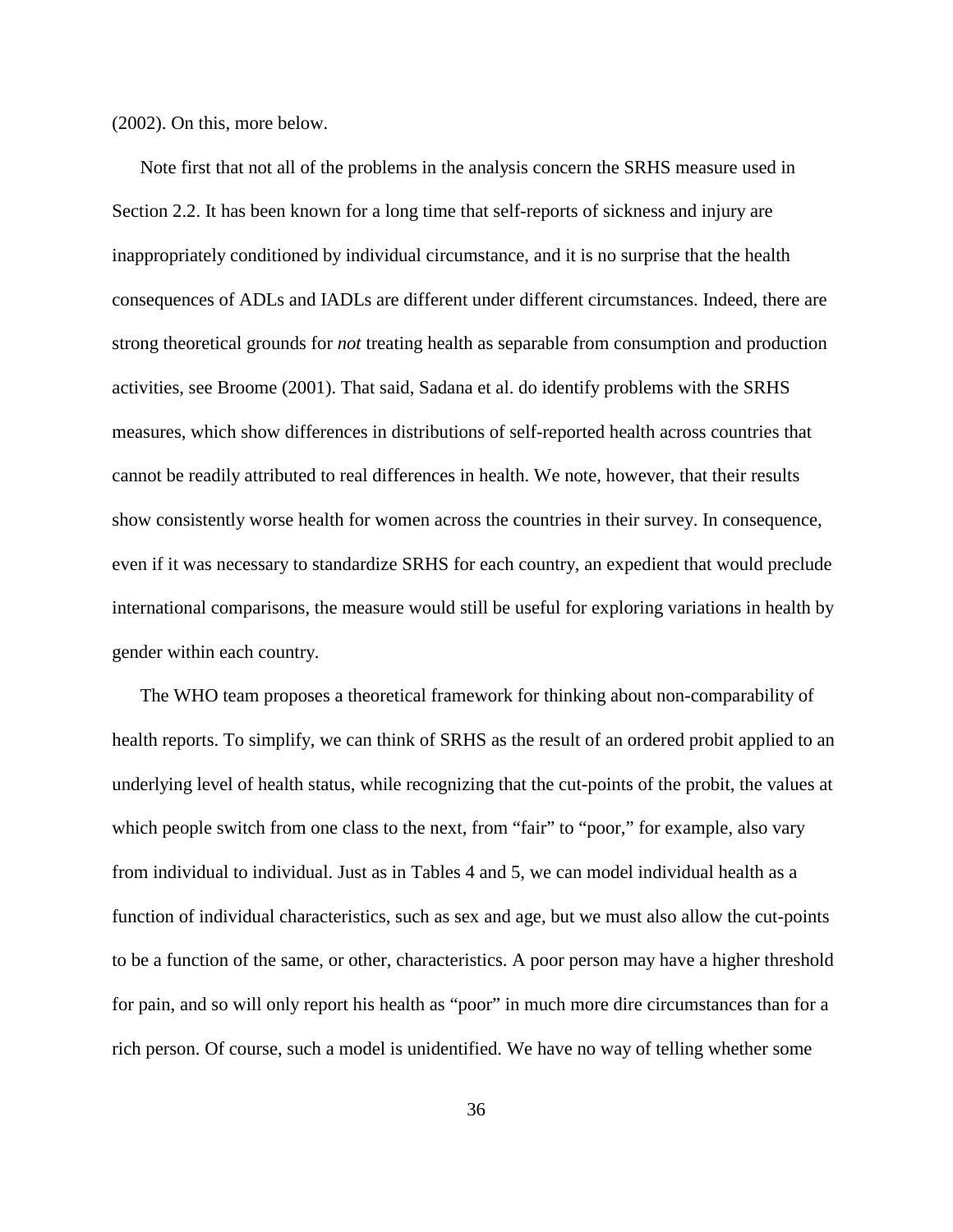(2002). On this, more below.

Note first that not all of the problems in the analysis concern the SRHS measure used in Section 2.2. It has been known for a long time that self-reports of sickness and injury are inappropriately conditioned by individual circumstance, and it is no surprise that the health consequences of ADLs and IADLs are different under different circumstances. Indeed, there are strong theoretical grounds for *not* treating health as separable from consumption and production activities, see Broome (2001). That said, Sadana et al. do identify problems with the SRHS measures, which show differences in distributions of self-reported health across countries that cannot be readily attributed to real differences in health. We note, however, that their results show consistently worse health for women across the countries in their survey. In consequence, even if it was necessary to standardize SRHS for each country, an expedient that would preclude international comparisons, the measure would still be useful for exploring variations in health by gender within each country.

The WHO team proposes a theoretical framework for thinking about non-comparability of health reports. To simplify, we can think of SRHS as the result of an ordered probit applied to an underlying level of health status, while recognizing that the cut-points of the probit, the values at which people switch from one class to the next, from "fair" to "poor," for example, also vary from individual to individual. Just as in Tables 4 and 5, we can model individual health as a function of individual characteristics, such as sex and age, but we must also allow the cut-points to be a function of the same, or other, characteristics. A poor person may have a higher threshold for pain, and so will only report his health as "poor" in much more dire circumstances than for a rich person. Of course, such a model is unidentified. We have no way of telling whether some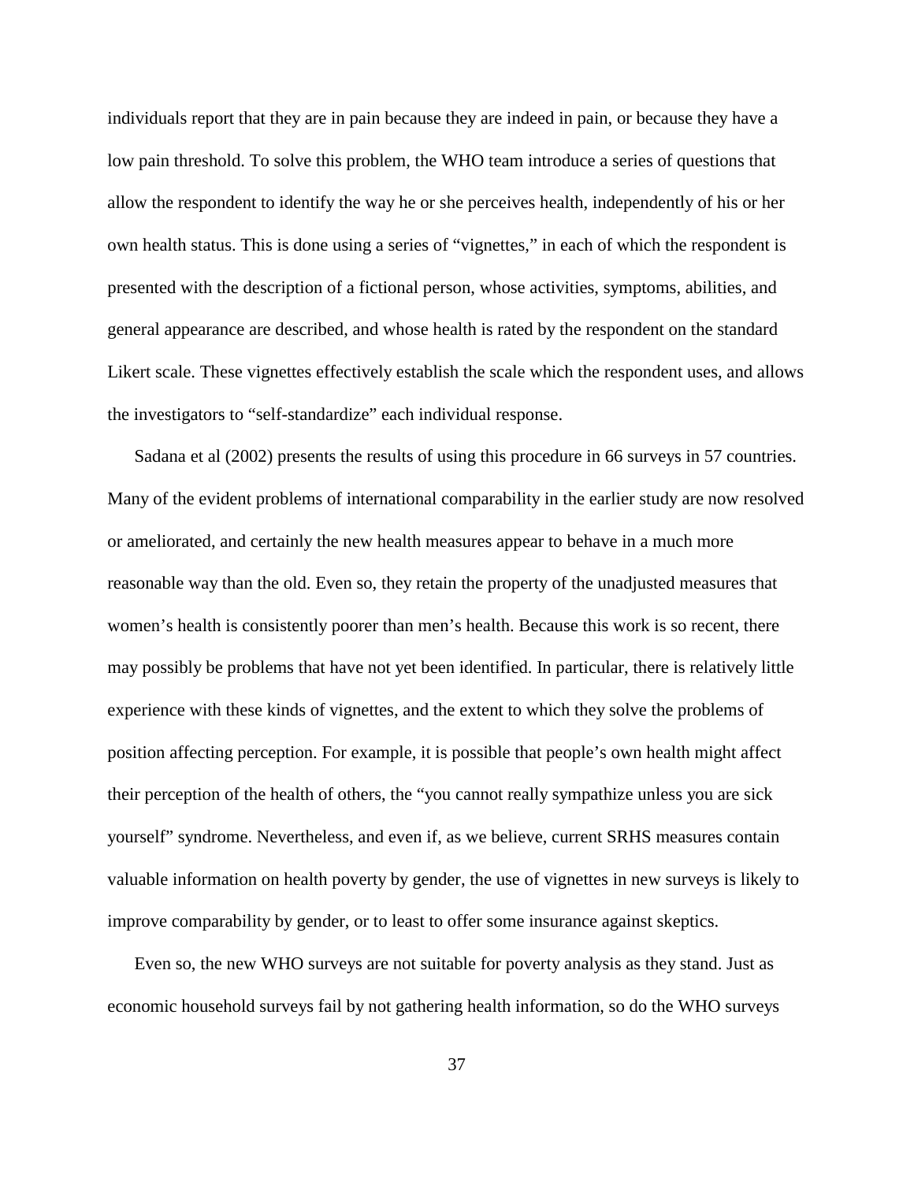individuals report that they are in pain because they are indeed in pain, or because they have a low pain threshold. To solve this problem, the WHO team introduce a series of questions that allow the respondent to identify the way he or she perceives health, independently of his or her own health status. This is done using a series of "vignettes," in each of which the respondent is presented with the description of a fictional person, whose activities, symptoms, abilities, and general appearance are described, and whose health is rated by the respondent on the standard Likert scale. These vignettes effectively establish the scale which the respondent uses, and allows the investigators to "self-standardize" each individual response.

Sadana et al (2002) presents the results of using this procedure in 66 surveys in 57 countries. Many of the evident problems of international comparability in the earlier study are now resolved or ameliorated, and certainly the new health measures appear to behave in a much more reasonable way than the old. Even so, they retain the property of the unadjusted measures that women's health is consistently poorer than men's health. Because this work is so recent, there may possibly be problems that have not yet been identified. In particular, there is relatively little experience with these kinds of vignettes, and the extent to which they solve the problems of position affecting perception. For example, it is possible that people's own health might affect their perception of the health of others, the "you cannot really sympathize unless you are sick yourself" syndrome. Nevertheless, and even if, as we believe, current SRHS measures contain valuable information on health poverty by gender, the use of vignettes in new surveys is likely to improve comparability by gender, or to least to offer some insurance against skeptics.

Even so, the new WHO surveys are not suitable for poverty analysis as they stand. Just as economic household surveys fail by not gathering health information, so do the WHO surveys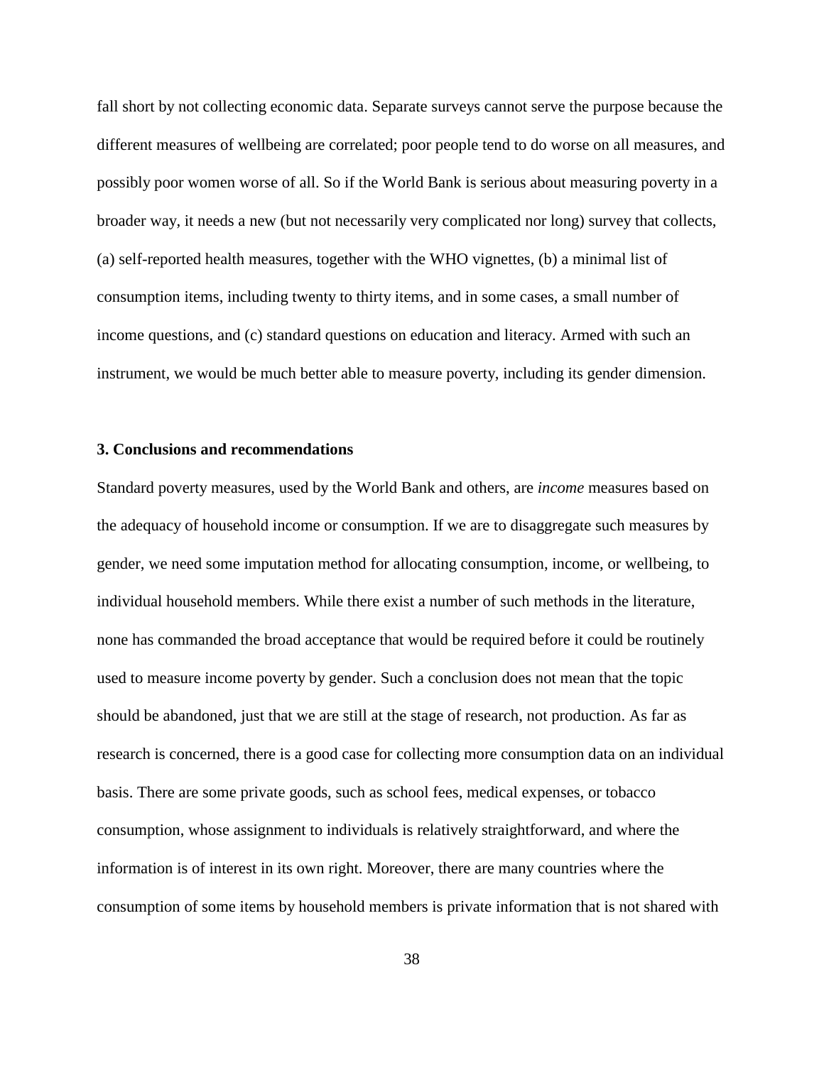fall short by not collecting economic data. Separate surveys cannot serve the purpose because the different measures of wellbeing are correlated; poor people tend to do worse on all measures, and possibly poor women worse of all. So if the World Bank is serious about measuring poverty in a broader way, it needs a new (but not necessarily very complicated nor long) survey that collects, (a) self-reported health measures, together with the WHO vignettes, (b) a minimal list of consumption items, including twenty to thirty items, and in some cases, a small number of income questions, and (c) standard questions on education and literacy. Armed with such an instrument, we would be much better able to measure poverty, including its gender dimension.

## 3. Conclusions and recommendations

Standard poverty measures, used by the World Bank and others, are *income* measures based on the adequacy of household income or consumption. If we are to disaggregate such measures by gender, we need some imputation method for allocating consumption, income, or wellbeing, to individual household members. While there exist a number of such methods in the literature, none has commanded the broad acceptance that would be required before it could be routinely used to measure income poverty by gender. Such a conclusion does not mean that the topic should be abandoned, just that we are still at the stage of research, not production. As far as research is concerned, there is a good case for collecting more consumption data on an individual basis. There are some private goods, such as school fees, medical expenses, or tobacco consumption, whose assignment to individuals is relatively straightforward, and where the information is of interest in its own right. Moreover, there are many countries where the consumption of some items by household members is private information that is not shared with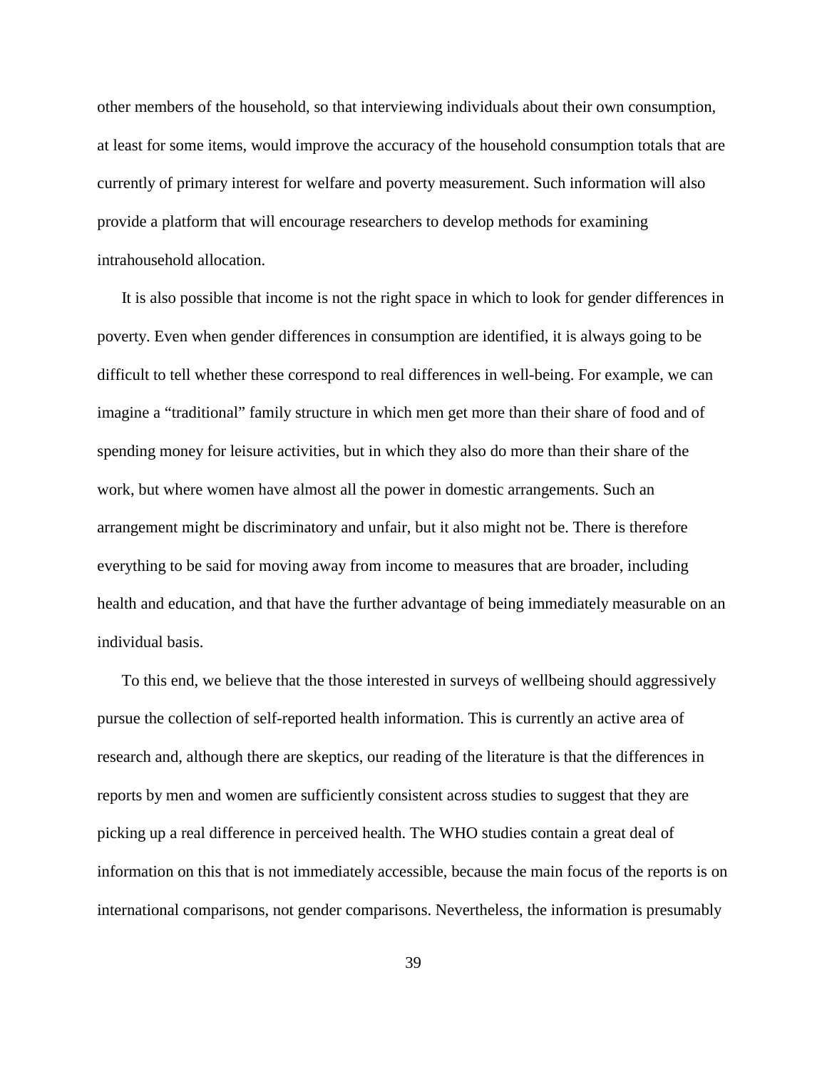other members of the household, so that interviewing individuals about their own consumption, at least for some items, would improve the accuracy of the household consumption totals that are currently of primary interest for welfare and poverty measurement. Such information will also provide a platform that will encourage researchers to develop methods for examining intrahousehold allocation.

It is also possible that income is not the right space in which to look for gender differences in poverty. Even when gender differences in consumption are identified, it is always going to be difficult to tell whether these correspond to real differences in well-being. For example, we can imagine a "traditional" family structure in which men get more than their share of food and of spending money for leisure activities, but in which they also do more than their share of the work, but where women have almost all the power in domestic arrangements. Such an arrangement might be discriminatory and unfair, but it also might not be. There is therefore everything to be said for moving away from income to measures that are broader, including health and education, and that have the further advantage of being immediately measurable on an individual basis.

To this end, we believe that the those interested in surveys of wellbeing should aggressively pursue the collection of self-reported health information. This is currently an active area of research and, although there are skeptics, our reading of the literature is that the differences in reports by men and women are sufficiently consistent across studies to suggest that they are picking up a real difference in perceived health. The WHO studies contain a great deal of information on this that is not immediately accessible, because the main focus of the reports is on international comparisons, not gender comparisons. Nevertheless, the information is presumably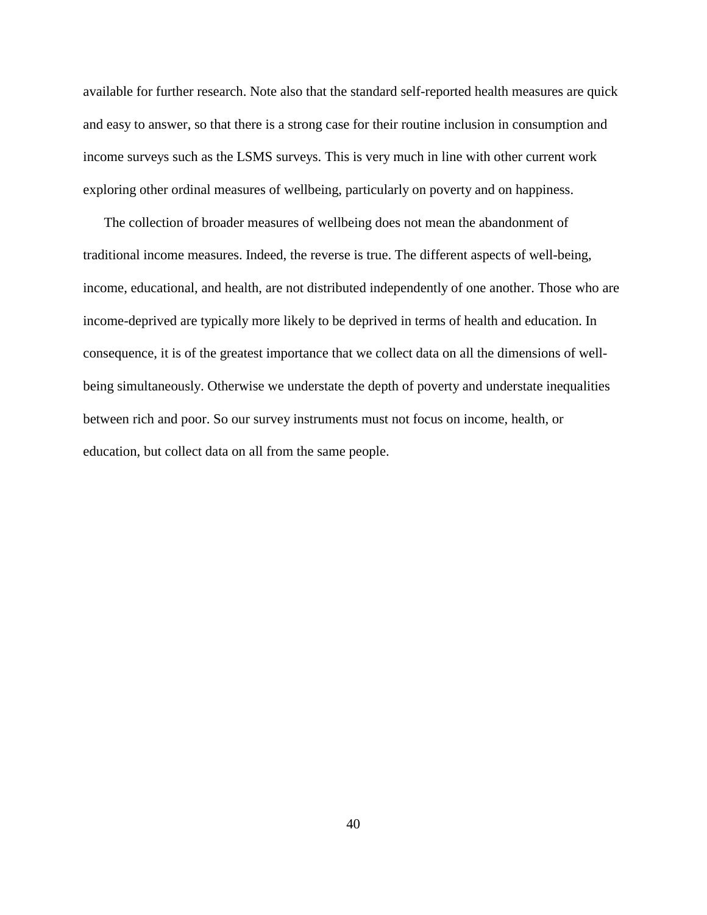available for further research. Note also that the standard self-reported health measures are quick and easy to answer, so that there is a strong case for their routine inclusion in consumption and income surveys such as the LSMS surveys. This is very much in line with other current work exploring other ordinal measures of wellbeing, particularly on poverty and on happiness.

The collection of broader measures of wellbeing does not mean the abandonment of traditional income measures. Indeed, the reverse is true. The different aspects of well-being, income, educational, and health, are not distributed independently of one another. Those who are income-deprived are typically more likely to be deprived in terms of health and education. In consequence, it is of the greatest importance that we collect data on all the dimensions of well-being simultaneously. Otherwise we understate the depth of poverty and understate inequalities between rich and poor. So our survey instruments must not focus on income, health, or education, but collect data on all from the same people.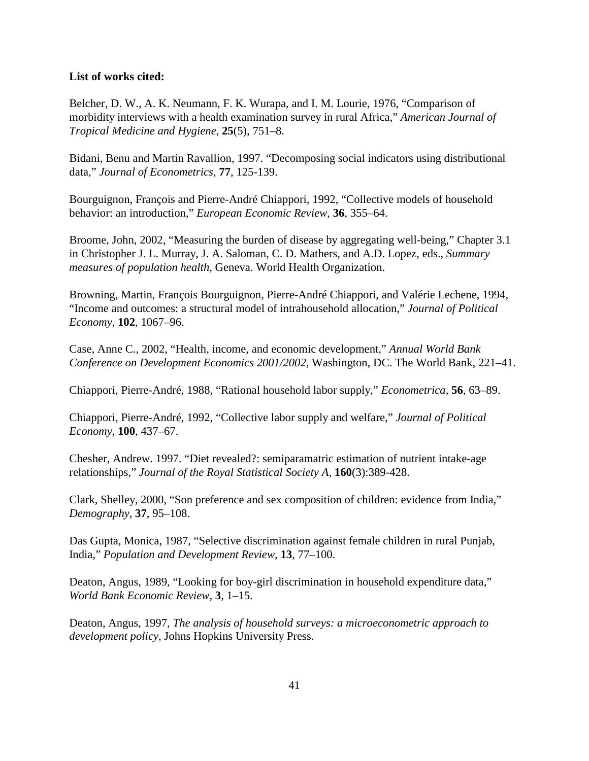**List of works cited:**

Belcher, D. W., A. K. Neumann, F. K. Wurapa, and I. M. Lourie, 1976, "Comparison of morbidity interviews with a health examination survey in rural Africa," *American Journal of Tropical Medicine and Hygiene*, **25**(5), 751–8.

Bidani, Benu and Martin Ravallion, 1997. "Decomposing social indicators using distributional data," *Journal of Econometrics*, **77**, 125-139.

Bourguignon, François and Pierre-André Chiappori, 1992, "Collective models of household behavior: an introduction," *European Economic Review*, **36**, 355–64.

Broome, John, 2002, "Measuring the burden of disease by aggregating well-being," Chapter 3.1 in Christopher J. L. Murray, J. A. Saloman, C. D. Mathers, and A.D. Lopez, eds., *Summary measures of population health*, Geneva. World Health Organization.

Browning, Martin, François Bourguignon, Pierre-André Chiappori, and Valérie Lechene, 1994, "Income and outcomes: a structural model of intrahousehold allocation," *Journal of Political Economy*, **102**, 1067–96.

Case, Anne C., 2002, "Health, income, and economic development," *Annual World Bank Conference on Development Economics 2001/2002*, Washington, DC. The World Bank, 221–41.

Chiappori, Pierre-André, 1988, "Rational household labor supply," *Econometrica*, **56**, 63–89.

Chiappori, Pierre-André, 1992, "Collective labor supply and welfare," *Journal of Political Economy*, **100**, 437–67.

Chesher, Andrew. 1997. "Diet revealed?: semiparamatric estimation of nutrient intake-age relationships," *Journal of the Royal Statistical Society A*, **160**(3):389-428.

Clark, Shelley, 2000, "Son preference and sex composition of children: evidence from India," *Demography*, **37**, 95–108.

Das Gupta, Monica, 1987, "Selective discrimination against female children in rural Punjab, India," *Population and Development Review*, **13**, 77–100.

Deaton, Angus, 1989, "Looking for boy-girl discrimination in household expenditure data," *World Bank Economic Review*, **3**, 1–15.

Deaton, Angus, 1997, *The analysis of household surveys: a microeconometric approach to development policy*, Johns Hopkins University Press.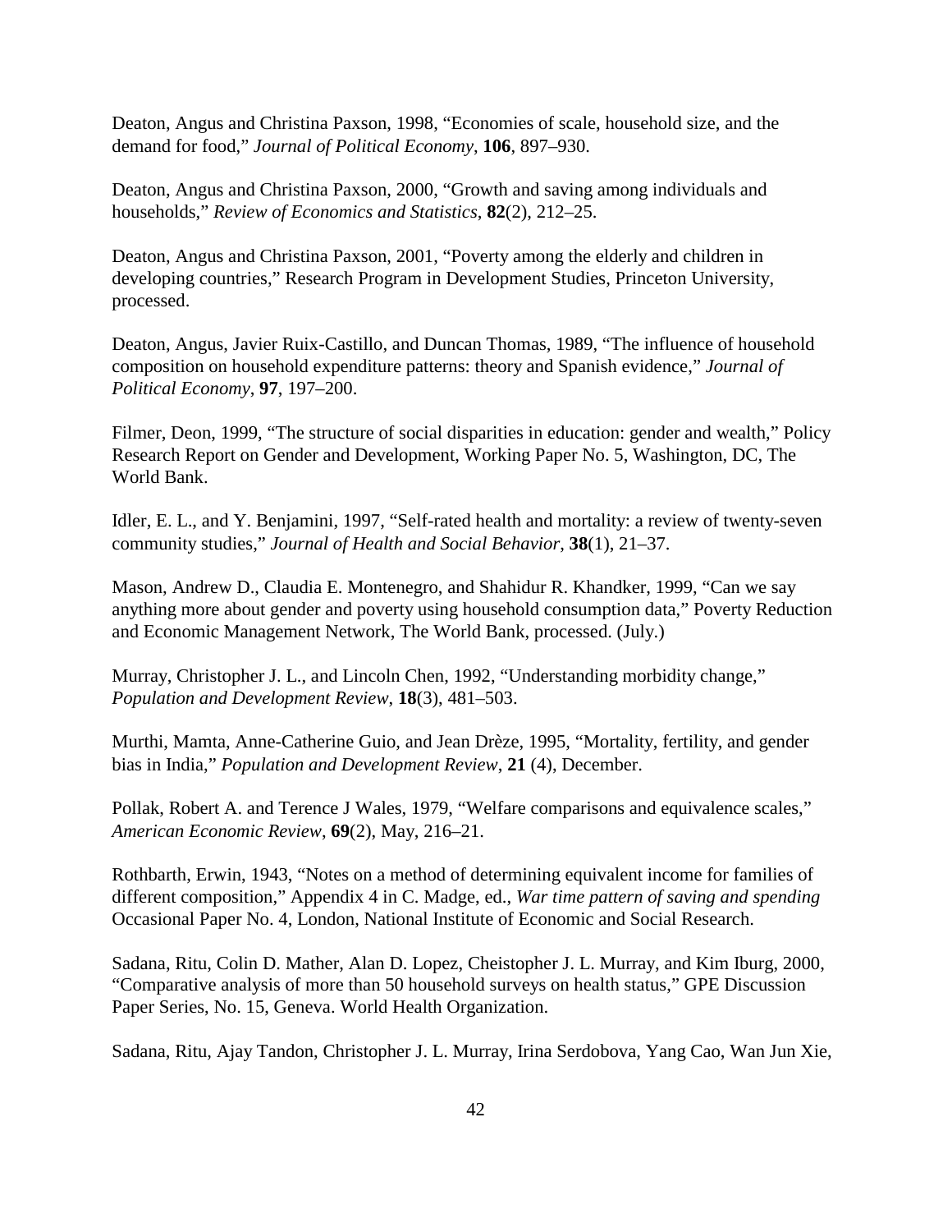Deaton, Angus and Christina Paxson, 1998, "Economies of scale, household size, and the demand for food," *Journal of Political Economy*, **106**, 897–930.

Deaton, Angus and Christina Paxson, 2000, "Growth and saving among individuals and households," *Review of Economics and Statistics*, **82**(2), 212–25.

Deaton, Angus and Christina Paxson, 2001, "Poverty among the elderly and children in developing countries," Research Program in Development Studies, Princeton University, processed.

Deaton, Angus, Javier Ruix-Castillo, and Duncan Thomas, 1989, "The influence of household composition on household expenditure patterns: theory and Spanish evidence," *Journal of Political Economy*, **97**, 197–200.

Filmer, Deon, 1999, "The structure of social disparities in education: gender and wealth," Policy Research Report on Gender and Development, Working Paper No. 5, Washington, DC, The World Bank.

Idler, E. L., and Y. Benjamini, 1997, "Self-rated health and mortality: a review of twenty-seven community studies," *Journal of Health and Social Behavior*, **38**(1), 21–37.

Mason, Andrew D., Claudia E. Montenegro, and Shahidur R. Khandker, 1999, "Can we say anything more about gender and poverty using household consumption data," Poverty Reduction and Economic Management Network, The World Bank, processed. (July.)

Murray, Christopher J. L., and Lincoln Chen, 1992, "Understanding morbidity change," *Population and Development Review*, **18**(3), 481–503.

Murthi, Mamta, Anne-Catherine Guio, and Jean Drèze, 1995, "Mortality, fertility, and gender bias in India," *Population and Development Review*, **21** (4), December.

Pollak, Robert A. and Terence J Wales, 1979, "Welfare comparisons and equivalence scales," *American Economic Review*, **69**(2), May, 216–21.

Rothbarth, Erwin, 1943, "Notes on a method of determining equivalent income for families of different composition," Appendix 4 in C. Madge, ed., *War time pattern of saving and spending* Occasional Paper No. 4, London, National Institute of Economic and Social Research.

Sadana, Ritu, Colin D. Mather, Alan D. Lopez, Cheistopher J. L. Murray, and Kim Iburg, 2000, "Comparative analysis of more than 50 household surveys on health status," GPE Discussion Paper Series, No. 15, Geneva. World Health Organization.

Sadana, Ritu, Ajay Tandon, Christopher J. L. Murray, Irina Serdobova, Yang Cao, Wan Jun Xie,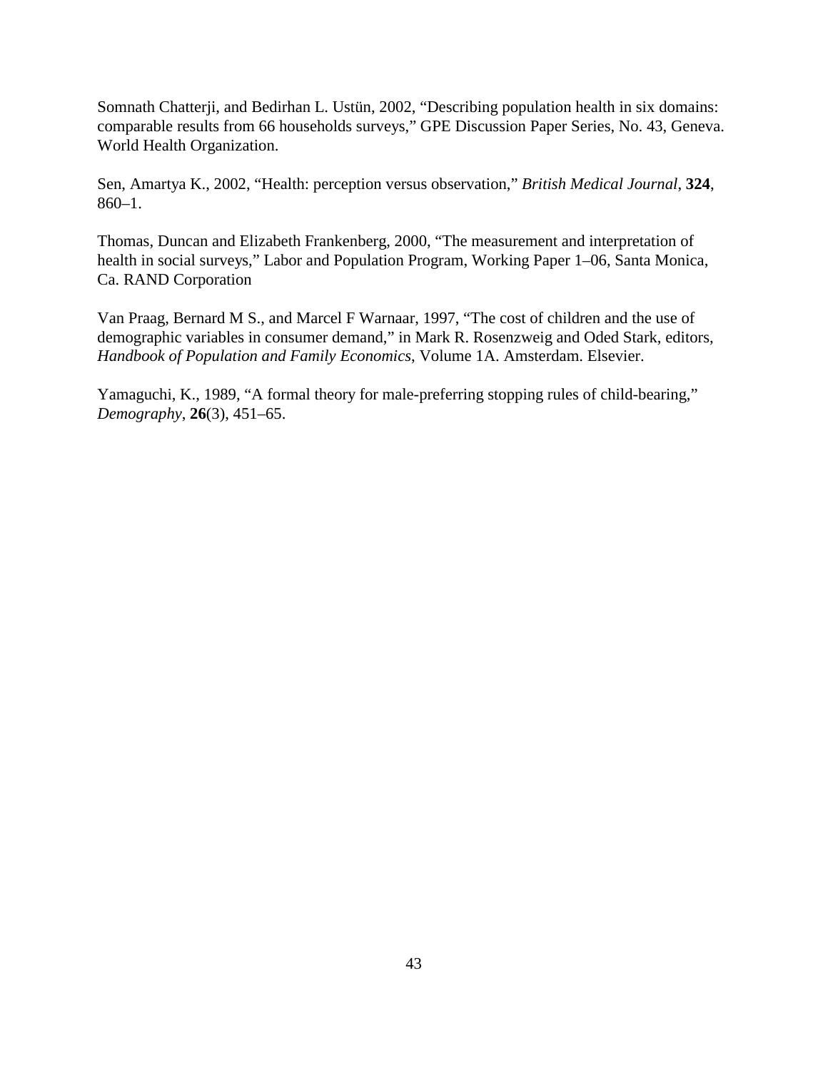Somnath Chatterji, and Bedirhan L. Ustün, 2002, "Describing population health in six domains: comparable results from 66 households surveys," GPE Discussion Paper Series, No. 43, Geneva. World Health Organization.

Sen, Amartya K., 2002, "Health: perception versus observation," *British Medical Journal*, **324**, 860–1.

Thomas, Duncan and Elizabeth Frankenberg, 2000, "The measurement and interpretation of health in social surveys," Labor and Population Program, Working Paper 1–06, Santa Monica, Ca. RAND Corporation

Van Praag, Bernard M S., and Marcel F Warnaar, 1997, "The cost of children and the use of demographic variables in consumer demand," in Mark R. Rosenzweig and Oded Stark, editors, *Handbook of Population and Family Economics*, Volume 1A. Amsterdam. Elsevier.

Yamaguchi, K., 1989, "A formal theory for male-preferring stopping rules of child-bearing," *Demography*, **26**(3), 451–65.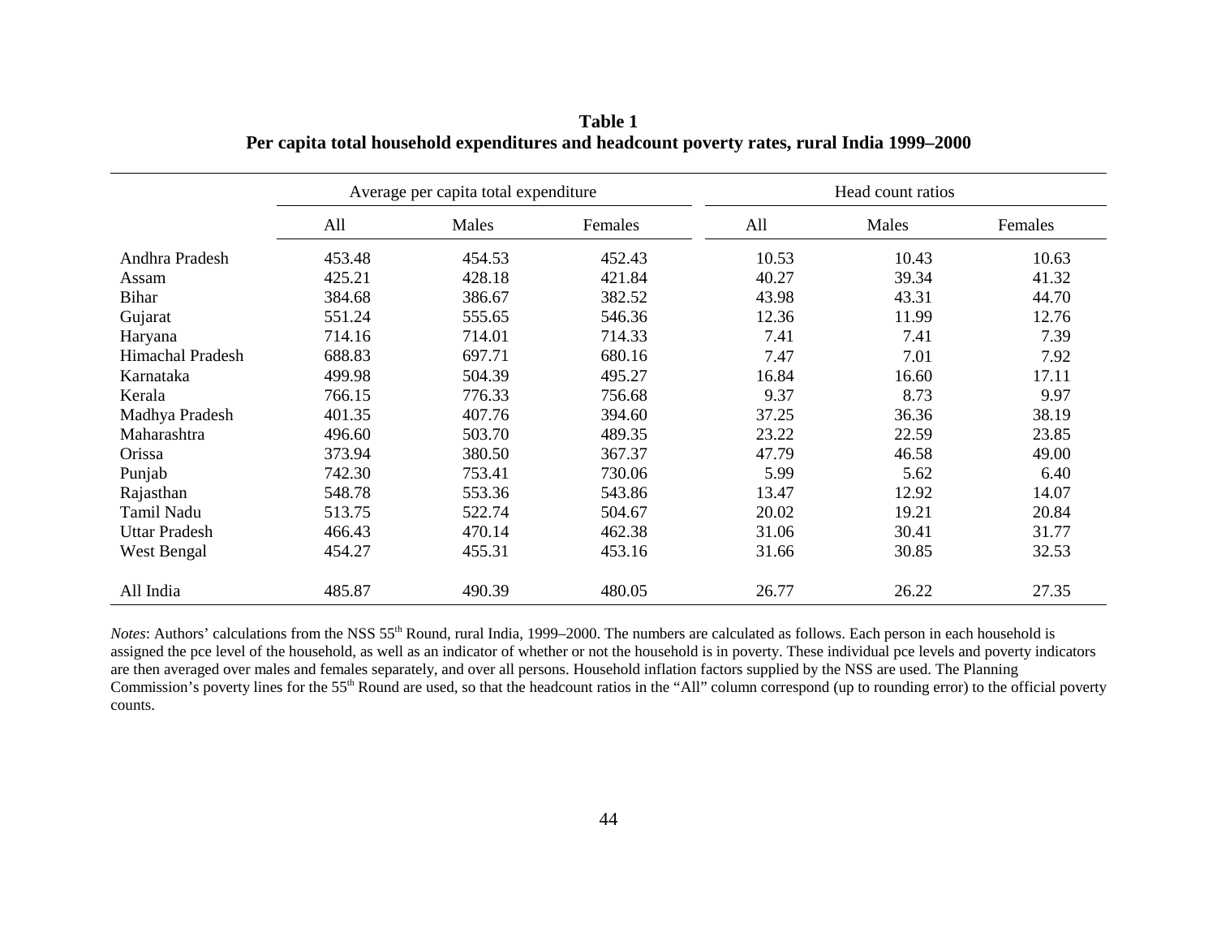**Table 1**
**Per capita total household expenditures and headcount poverty rates, rural India 1999–2000**

| | Average per capita total expenditure | | | Head count ratios | | |
|---|---|---|---|---|---|---|
| | All | Males | Females | All | Males | Females |
| Andhra Pradesh | 453.48 | 454.53 | 452.43 | 10.53 | 10.43 | 10.63 |
| Assam | 425.21 | 428.18 | 421.84 | 40.27 | 39.34 | 41.32 |
| Bihar | 384.68 | 386.67 | 382.52 | 43.98 | 43.31 | 44.70 |
| Gujarat | 551.24 | 555.65 | 546.36 | 12.36 | 11.99 | 12.76 |
| Haryana | 714.16 | 714.01 | 714.33 | 7.41 | 7.41 | 7.39 |
| Himachal Pradesh | 688.83 | 697.71 | 680.16 | 7.47 | 7.01 | 7.92 |
| Karnataka | 499.98 | 504.39 | 495.27 | 16.84 | 16.60 | 17.11 |
| Kerala | 766.15 | 776.33 | 756.68 | 9.37 | 8.73 | 9.97 |
| Madhya Pradesh | 401.35 | 407.76 | 394.60 | 37.25 | 36.36 | 38.19 |
| Maharashtra | 496.60 | 503.70 | 489.35 | 23.22 | 22.59 | 23.85 |
| Orissa | 373.94 | 380.50 | 367.37 | 47.79 | 46.58 | 49.00 |
| Punjab | 742.30 | 753.41 | 730.06 | 5.99 | 5.62 | 6.40 |
| Rajasthan | 548.78 | 553.36 | 543.86 | 13.47 | 12.92 | 14.07 |
| Tamil Nadu | 513.75 | 522.74 | 504.67 | 20.02 | 19.21 | 20.84 |
| Uttar Pradesh | 466.43 | 470.14 | 462.38 | 31.06 | 30.41 | 31.77 |
| West Bengal | 454.27 | 455.31 | 453.16 | 31.66 | 30.85 | 32.53 |
| All India | 485.87 | 490.39 | 480.05 | 26.77 | 26.22 | 27.35 |

*Notes*: Authors' calculations from the NSS 55th Round, rural India, 1999–2000. The numbers are calculated as follows. Each person in each household is assigned the pce level of the household, as well as an indicator of whether or not the household is in poverty. These individual pce levels and poverty indicators are then averaged over males and females separately, and over all persons. Household inflation factors supplied by the NSS are used. The Planning Commission's poverty lines for the 55th Round are used, so that the headcount ratios in the "All" column correspond (up to rounding error) to the official poverty counts.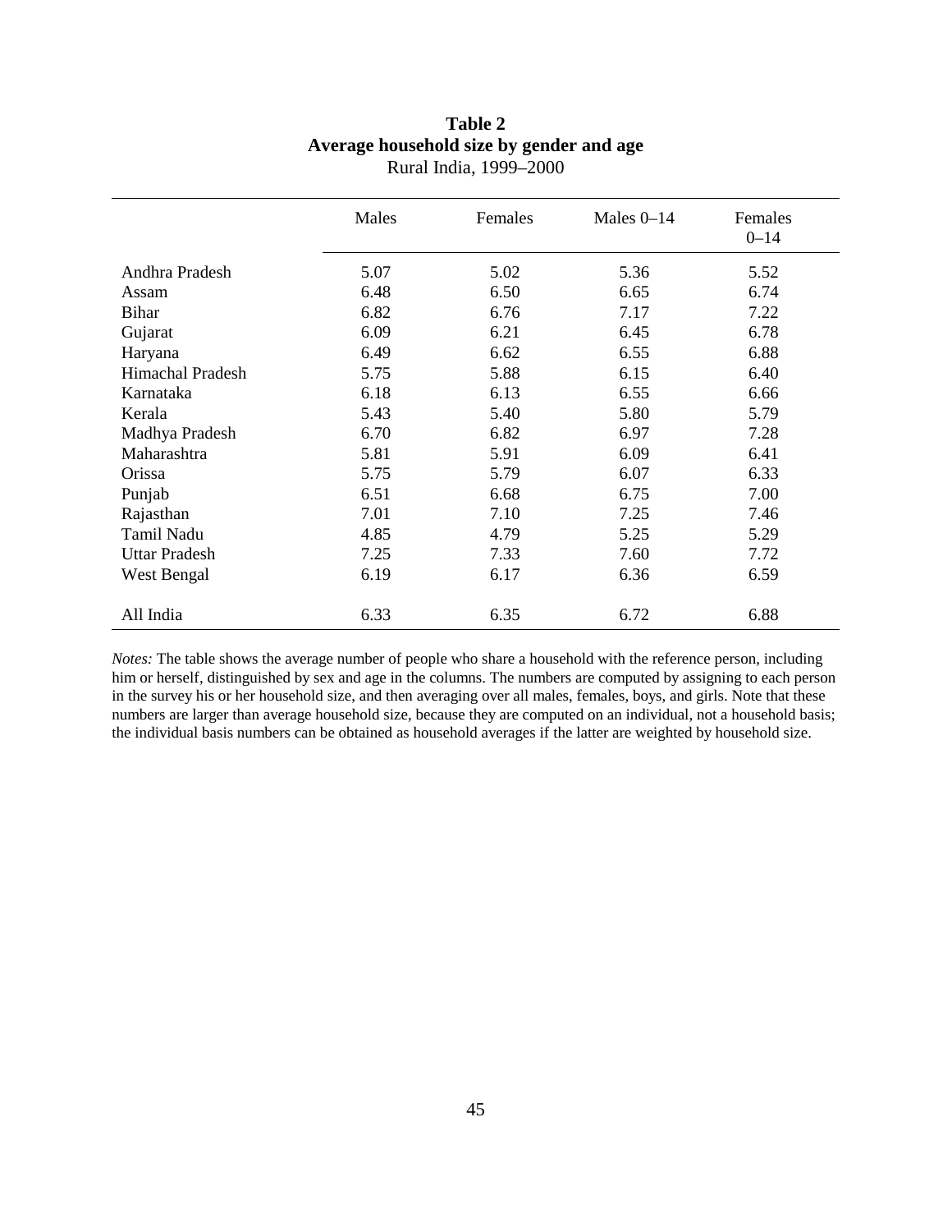**Table 2**
**Average household size by gender and age**
Rural India, 1999–2000

| | Males | Females | Males 0–14 | Females 0–14 |
|---|---|---|---|---|
| Andhra Pradesh | 5.07 | 5.02 | 5.36 | 5.52 |
| Assam | 6.48 | 6.50 | 6.65 | 6.74 |
| Bihar | 6.82 | 6.76 | 7.17 | 7.22 |
| Gujarat | 6.09 | 6.21 | 6.45 | 6.78 |
| Haryana | 6.49 | 6.62 | 6.55 | 6.88 |
| Himachal Pradesh | 5.75 | 5.88 | 6.15 | 6.40 |
| Karnataka | 6.18 | 6.13 | 6.55 | 6.66 |
| Kerala | 5.43 | 5.40 | 5.80 | 5.79 |
| Madhya Pradesh | 6.70 | 6.82 | 6.97 | 7.28 |
| Maharashtra | 5.81 | 5.91 | 6.09 | 6.41 |
| Orissa | 5.75 | 5.79 | 6.07 | 6.33 |
| Punjab | 6.51 | 6.68 | 6.75 | 7.00 |
| Rajasthan | 7.01 | 7.10 | 7.25 | 7.46 |
| Tamil Nadu | 4.85 | 4.79 | 5.25 | 5.29 |
| Uttar Pradesh | 7.25 | 7.33 | 7.60 | 7.72 |
| West Bengal | 6.19 | 6.17 | 6.36 | 6.59 |
| All India | 6.33 | 6.35 | 6.72 | 6.88 |

*Notes:* The table shows the average number of people who share a household with the reference person, including him or herself, distinguished by sex and age in the columns. The numbers are computed by assigning to each person in the survey his or her household size, and then averaging over all males, females, boys, and girls. Note that these numbers are larger than average household size, because they are computed on an individual, not a household basis; the individual basis numbers can be obtained as household averages if the latter are weighted by household size.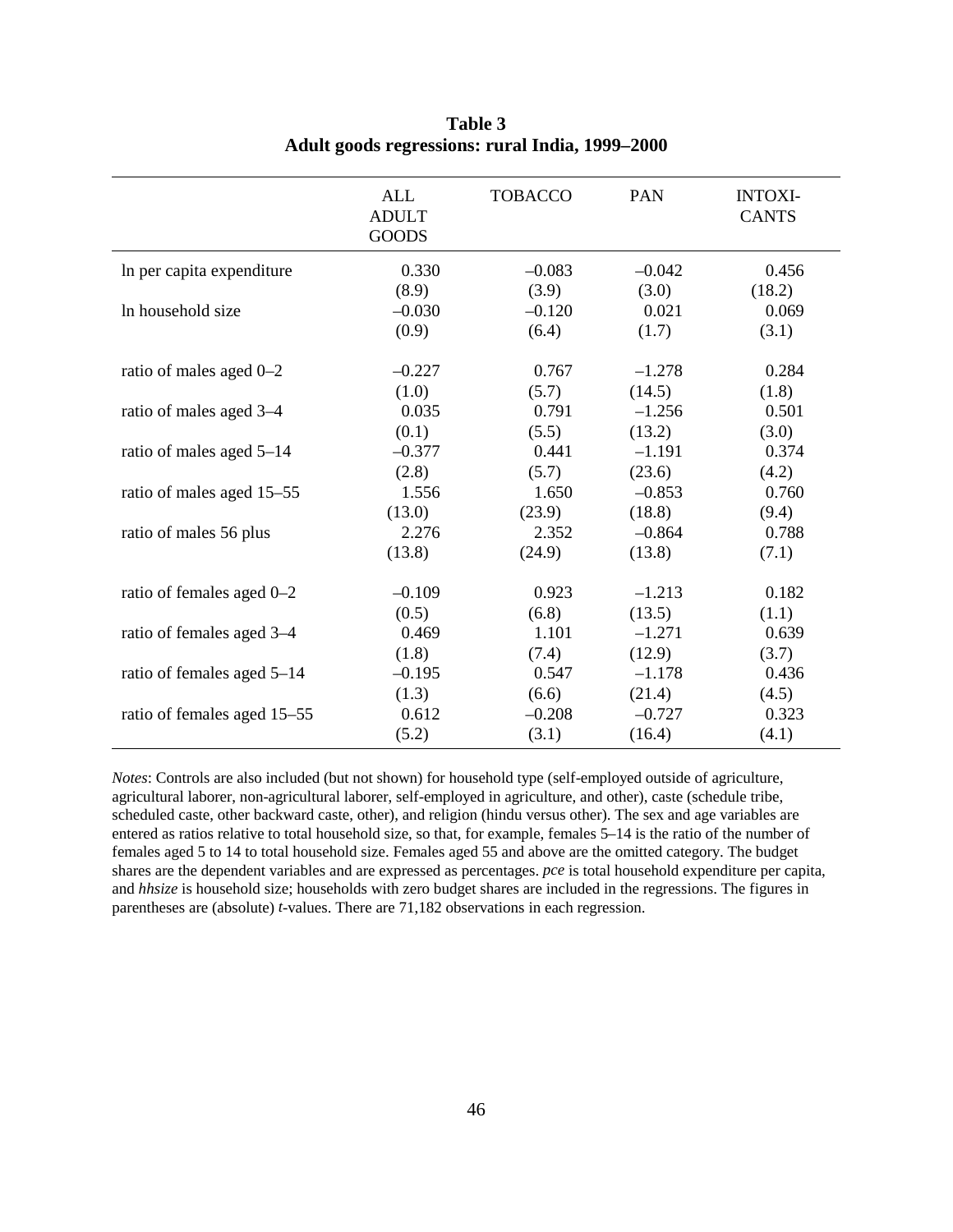**Table 3**
**Adult goods regressions: rural India, 1999–2000**

| | ALL ADULT GOODS | TOBACCO | PAN | INTOXI-CANTS |
|---|---|---|---|---|
| ln per capita expenditure | 0.330 | –0.083 | –0.042 | 0.456 |
| | (8.9) | (3.9) | (3.0) | (18.2) |
| ln household size | –0.030 | –0.120 | 0.021 | 0.069 |
| | (0.9) | (6.4) | (1.7) | (3.1) |
| ratio of males aged 0–2 | –0.227 | 0.767 | –1.278 | 0.284 |
| | (1.0) | (5.7) | (14.5) | (1.8) |
| ratio of males aged 3–4 | 0.035 | 0.791 | –1.256 | 0.501 |
| | (0.1) | (5.5) | (13.2) | (3.0) |
| ratio of males aged 5–14 | –0.377 | 0.441 | –1.191 | 0.374 |
| | (2.8) | (5.7) | (23.6) | (4.2) |
| ratio of males aged 15–55 | 1.556 | 1.650 | –0.853 | 0.760 |
| | (13.0) | (23.9) | (18.8) | (9.4) |
| ratio of males 56 plus | 2.276 | 2.352 | –0.864 | 0.788 |
| | (13.8) | (24.9) | (13.8) | (7.1) |
| ratio of females aged 0–2 | –0.109 | 0.923 | –1.213 | 0.182 |
| | (0.5) | (6.8) | (13.5) | (1.1) |
| ratio of females aged 3–4 | 0.469 | 1.101 | –1.271 | 0.639 |
| | (1.8) | (7.4) | (12.9) | (3.7) |
| ratio of females aged 5–14 | –0.195 | 0.547 | –1.178 | 0.436 |
| | (1.3) | (6.6) | (21.4) | (4.5) |
| ratio of females aged 15–55 | 0.612 | –0.208 | –0.727 | 0.323 |
| | (5.2) | (3.1) | (16.4) | (4.1) |

*Notes*: Controls are also included (but not shown) for household type (self-employed outside of agriculture, agricultural laborer, non-agricultural laborer, self-employed in agriculture, and other), caste (schedule tribe, scheduled caste, other backward caste, other), and religion (hindu versus other). The sex and age variables are entered as ratios relative to total household size, so that, for example, females 5–14 is the ratio of the number of females aged 5 to 14 to total household size. Females aged 55 and above are the omitted category. The budget shares are the dependent variables and are expressed as percentages. *pce* is total household expenditure per capita, and *hhsize* is household size; households with zero budget shares are included in the regressions. The figures in parentheses are (absolute) *t*-values. There are 71,182 observations in each regression.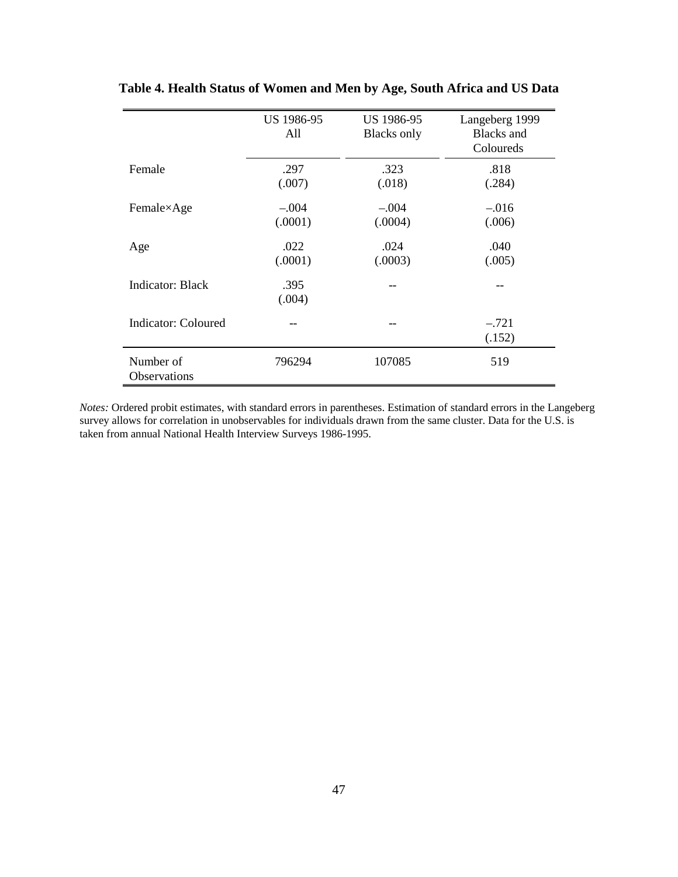**Table 4. Health Status of Women and Men by Age, South Africa and US Data**

| | US 1986-95 All | US 1986-95 Blacks only | Langeberg 1999 Blacks and Coloureds |
|---|---|---|---|
| Female | .297<br>(.007) | .323<br>(.018) | .818<br>(.284) |
| Female×Age | –.004<br>(.0001) | –.004<br>(.0004) | –.016<br>(.006) |
| Age | .022<br>(.0001) | .024<br>(.0003) | .040<br>(.005) |
| Indicator: Black | .395<br>(.004) | -- | -- |
| Indicator: Coloured | -- | -- | –.721<br>(.152) |
| Number of Observations | 796294 | 107085 | 519 |

*Notes:* Ordered probit estimates, with standard errors in parentheses. Estimation of standard errors in the Langeberg survey allows for correlation in unobservables for individuals drawn from the same cluster. Data for the U.S. is taken from annual National Health Interview Surveys 1986-1995.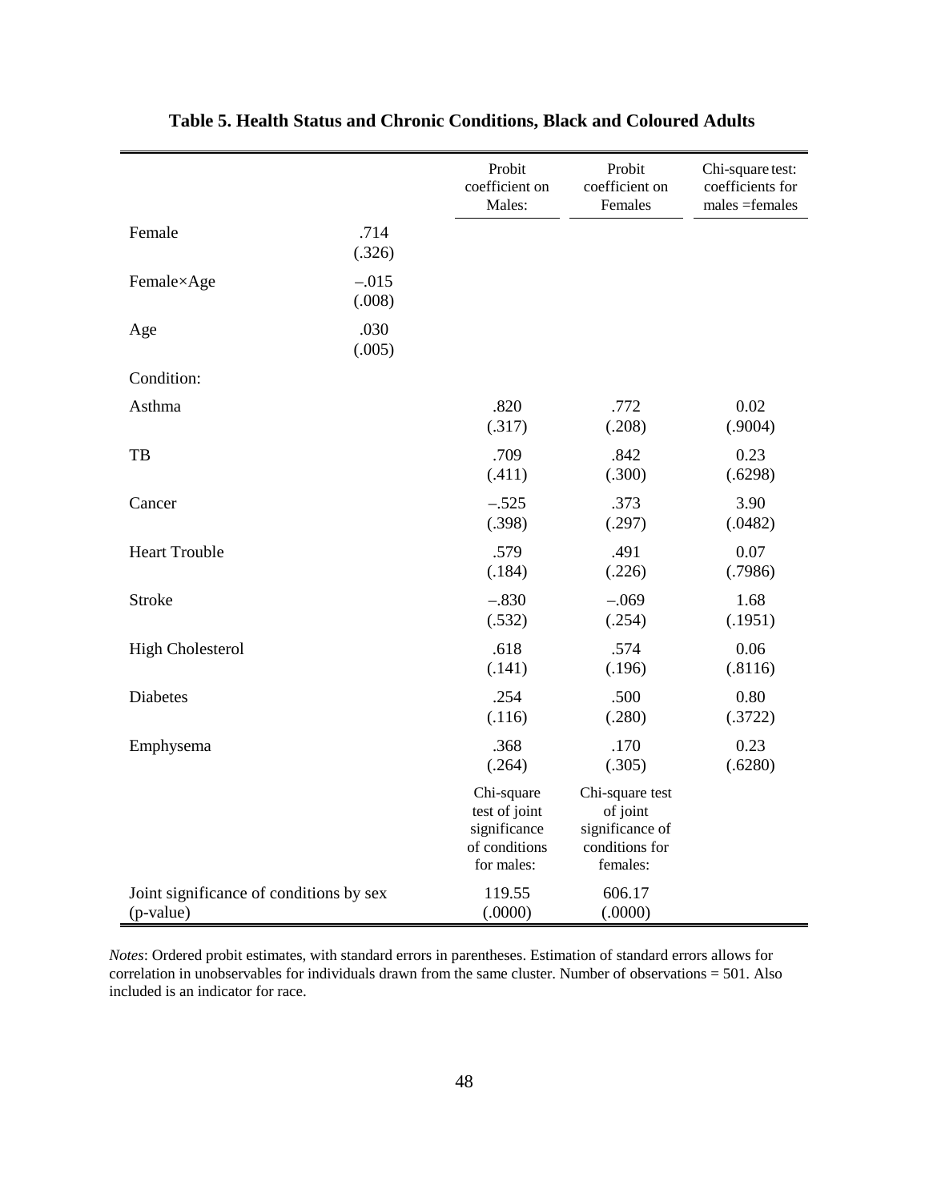**Table 5. Health Status and Chronic Conditions, Black and Coloured Adults**

| | | Probit coefficient on Males: | Probit coefficient on Females | Chi-square test: coefficients for males =females |
|---|---|---|---|---|
| Female | .714<br>(.326) | | | |
| Female×Age | –.015<br>(.008) | | | |
| Age | .030<br>(.005) | | | |
| Condition: | | | | |
| Asthma | | .820<br>(.317) | .772<br>(.208) | 0.02<br>(.9004) |
| TB | | .709<br>(.411) | .842<br>(.300) | 0.23<br>(.6298) |
| Cancer | | –.525<br>(.398) | .373<br>(.297) | 3.90<br>(.0482) |
| Heart Trouble | | .579<br>(.184) | .491<br>(.226) | 0.07<br>(.7986) |
| Stroke | | –.830<br>(.532) | –.069<br>(.254) | 1.68<br>(.1951) |
| High Cholesterol | | .618<br>(.141) | .574<br>(.196) | 0.06<br>(.8116) |
| Diabetes | | .254<br>(.116) | .500<br>(.280) | 0.80<br>(.3722) |
| Emphysema | | .368<br>(.264) | .170<br>(.305) | 0.23<br>(.6280) |
| | | Chi-square test of joint significance of conditions for males: | Chi-square test of joint significance of conditions for females: | |
| Joint significance of conditions by sex (p-value) | | 119.55<br>(.0000) | 606.17<br>(.0000) | |

*Notes*: Ordered probit estimates, with standard errors in parentheses. Estimation of standard errors allows for correlation in unobservables for individuals drawn from the same cluster. Number of observations = 501. Also included is an indicator for race.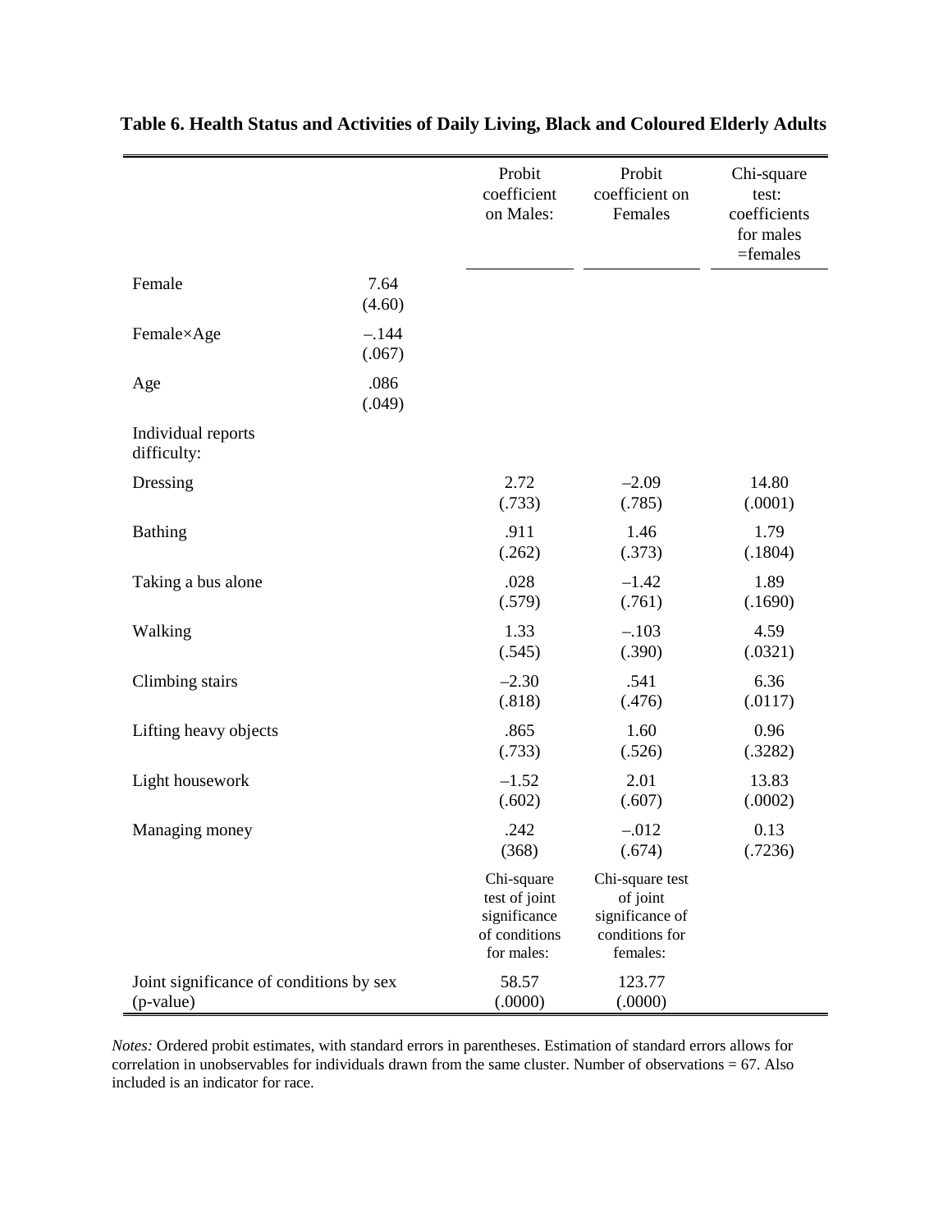**Table 6. Health Status and Activities of Daily Living, Black and Coloured Elderly Adults**

| | | Probit coefficient on Males: | Probit coefficient on Females | Chi-square test: coefficients for males =females |
|---|---|---|---|---|
| Female | 7.64 (4.60) | | | |
| Female×Age | –.144 (.067) | | | |
| Age | .086 (.049) | | | |
| Individual reports difficulty: | | | | |
| Dressing | | 2.72 (.733) | –2.09 (.785) | 14.80 (.0001) |
| Bathing | | .911 (.262) | 1.46 (.373) | 1.79 (.1804) |
| Taking a bus alone | | .028 (.579) | –1.42 (.761) | 1.89 (.1690) |
| Walking | | 1.33 (.545) | –.103 (.390) | 4.59 (.0321) |
| Climbing stairs | | –2.30 (.818) | .541 (.476) | 6.36 (.0117) |
| Lifting heavy objects | | .865 (.733) | 1.60 (.526) | 0.96 (.3282) |
| Light housework | | –1.52 (.602) | 2.01 (.607) | 13.83 (.0002) |
| Managing money | | .242 (368) | –.012 (.674) | 0.13 (.7236) |
| | | Chi-square test of joint significance of conditions for males: | Chi-square test of joint significance of conditions for females: | |
| Joint significance of conditions by sex (p-value) | | 58.57 (.0000) | 123.77 (.0000) | |

*Notes:* Ordered probit estimates, with standard errors in parentheses. Estimation of standard errors allows for correlation in unobservables for individuals drawn from the same cluster. Number of observations = 67. Also included is an indicator for race.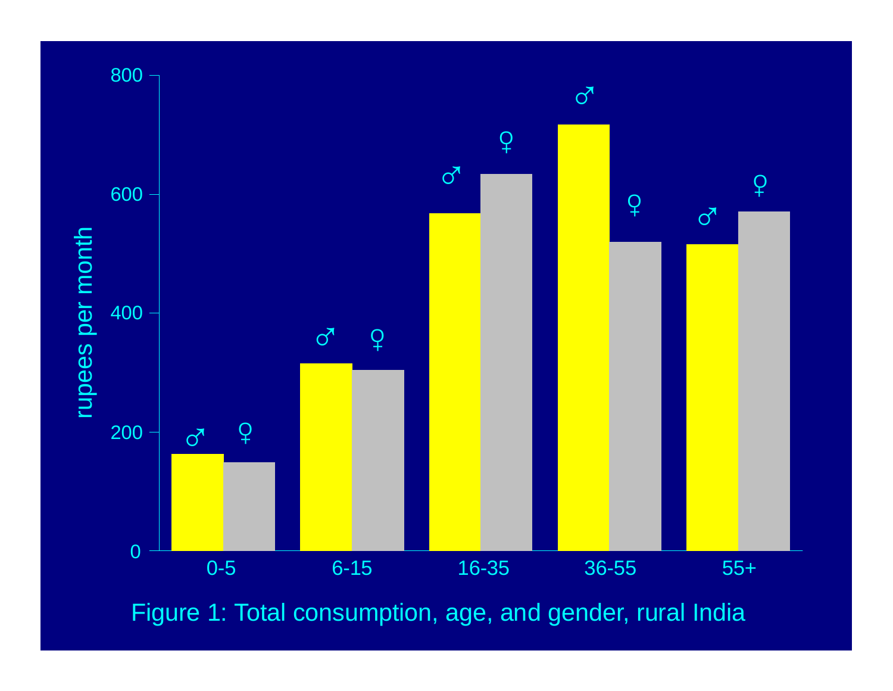Figure 1: Total consumption, age, and gender, rural India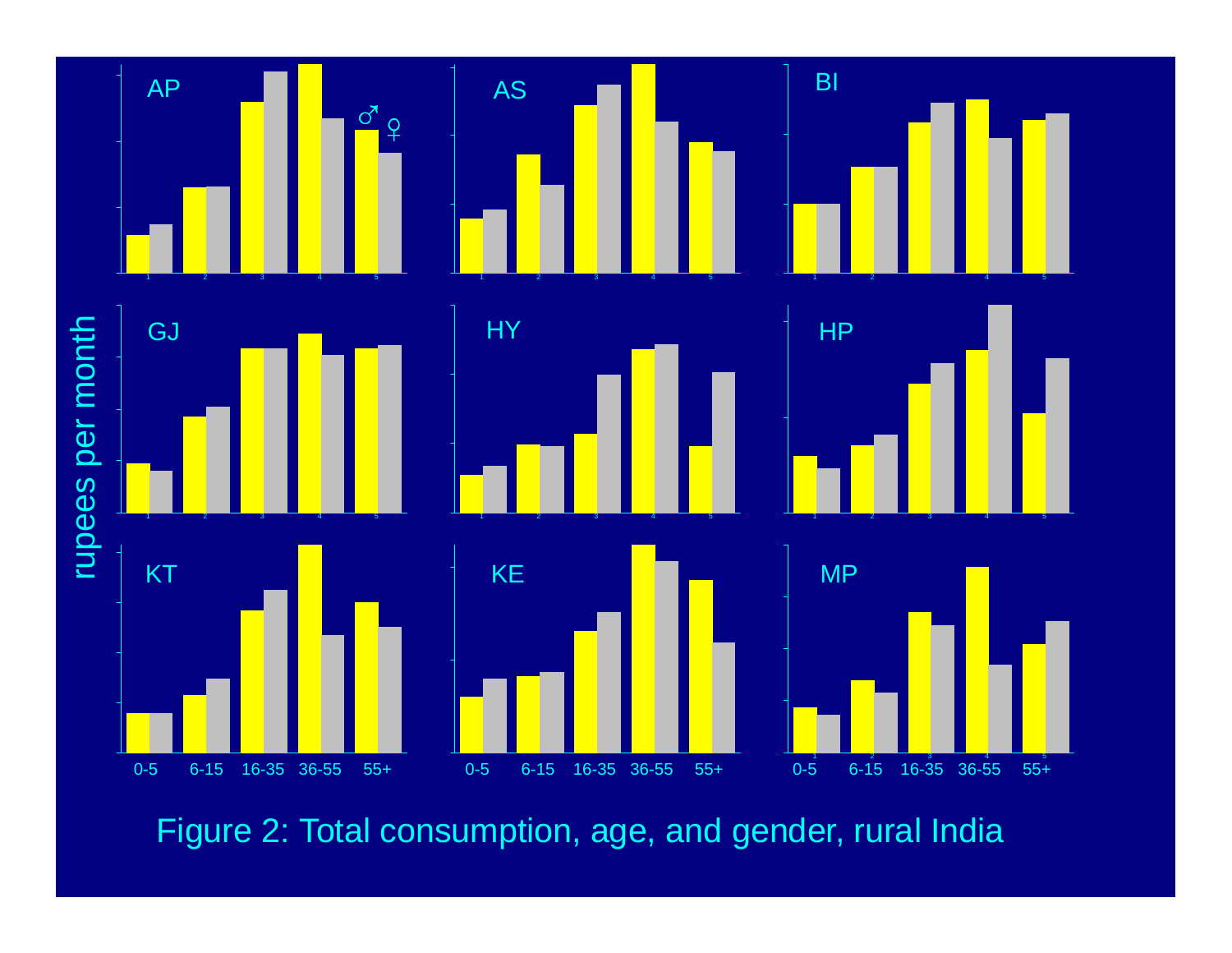Figure 2: Total consumption, age, and gender, rural India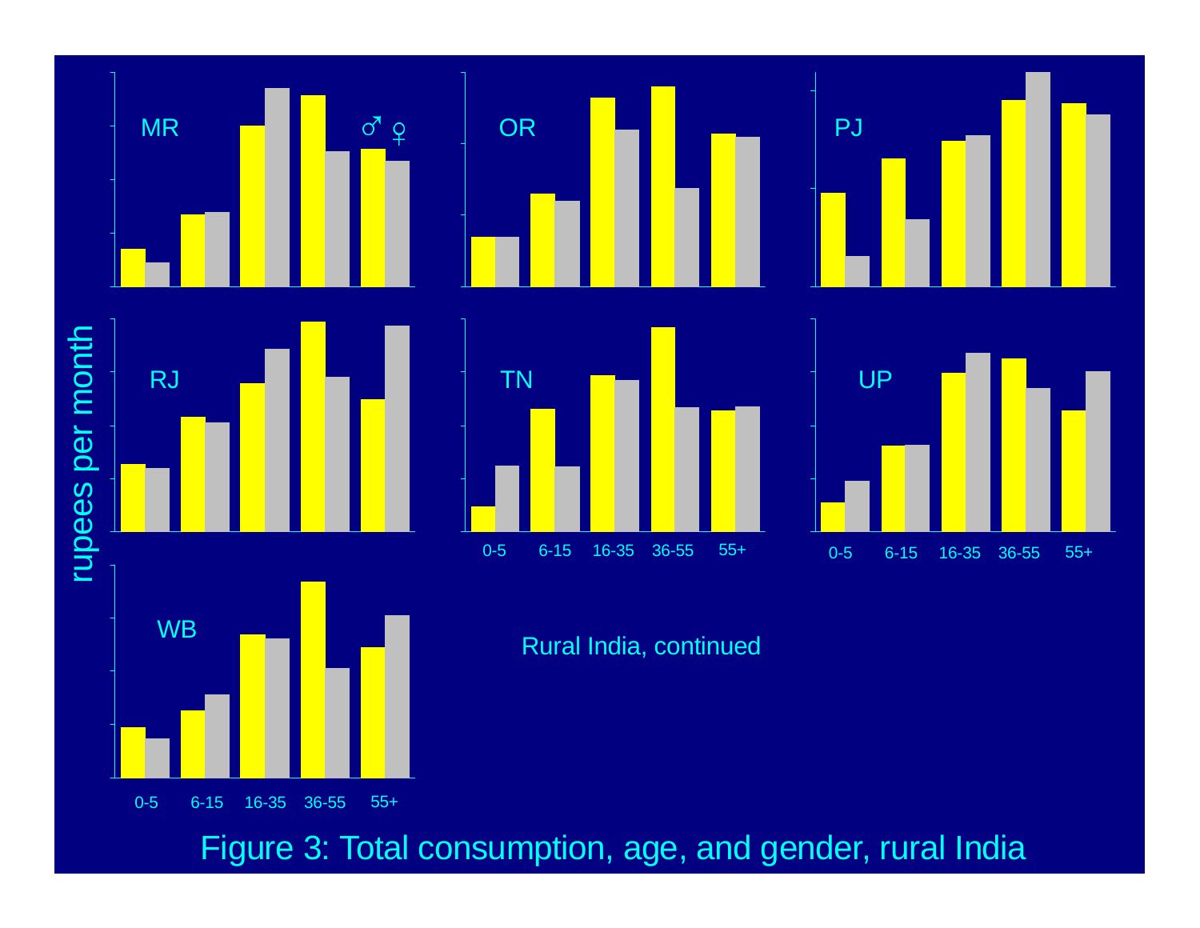rupees per month

MR ♂ ♀

OR

PJ

RJ

TN

UP

WB

0-5 6-15 16-35 36-55 55+

Rural India, continued

Figure 3: Total consumption, age, and gender, rural India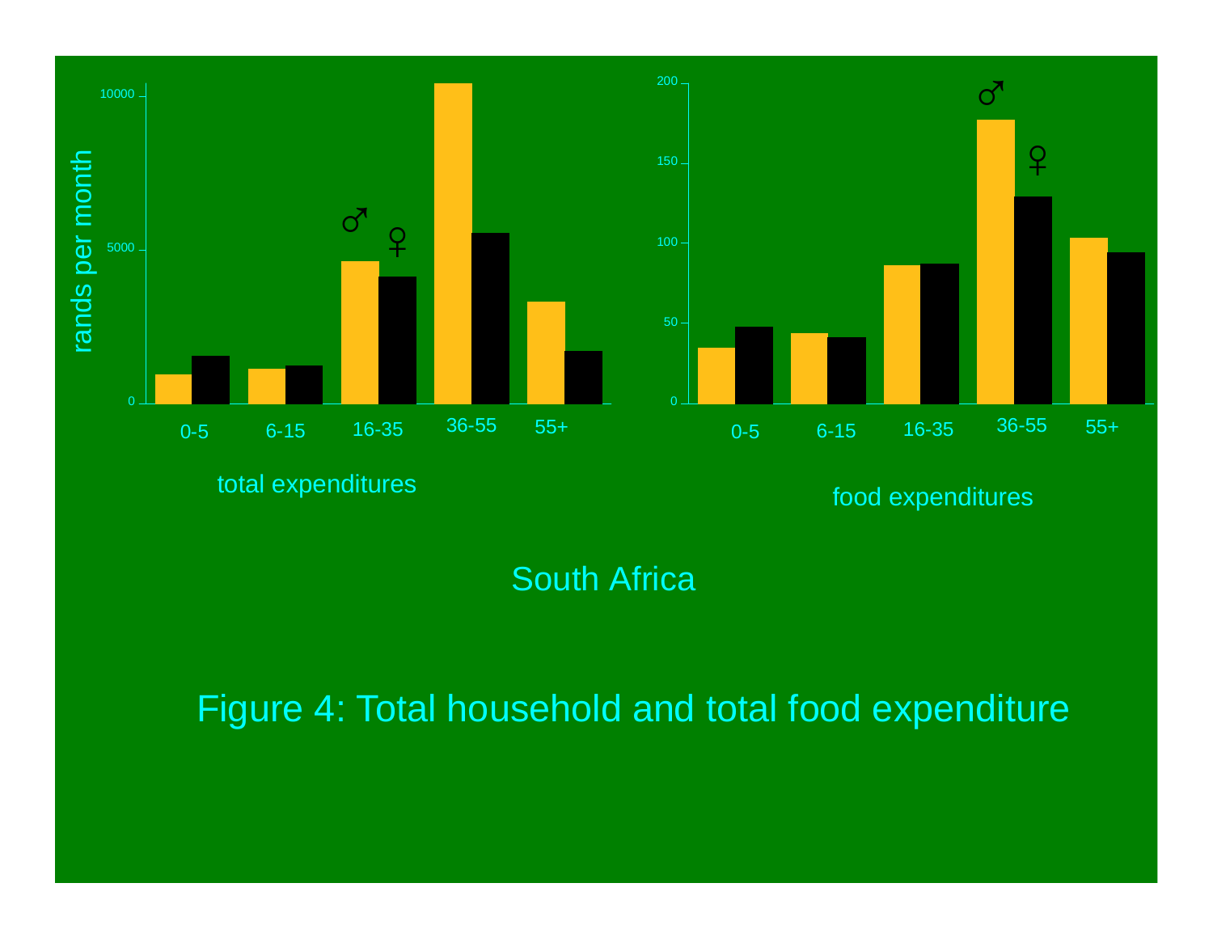rands per month

10000

5000

0

♂ ♀

0-5 6-15 16-35 36-55 55+

total expenditures

200

150

100

50

0

♂ ♀

0-5 6-15 16-35 36-55 55+

food expenditures

South Africa

Figure 4: Total household and total food expenditure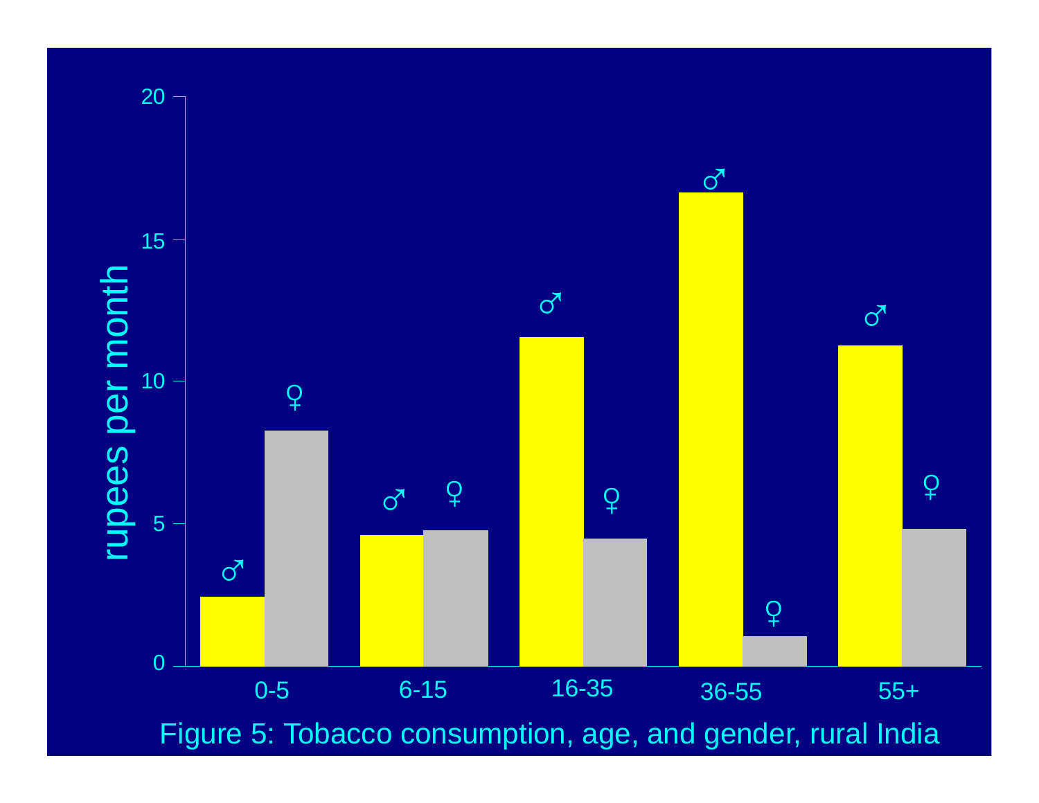Figure 5: Tobacco consumption, age, and gender, rural India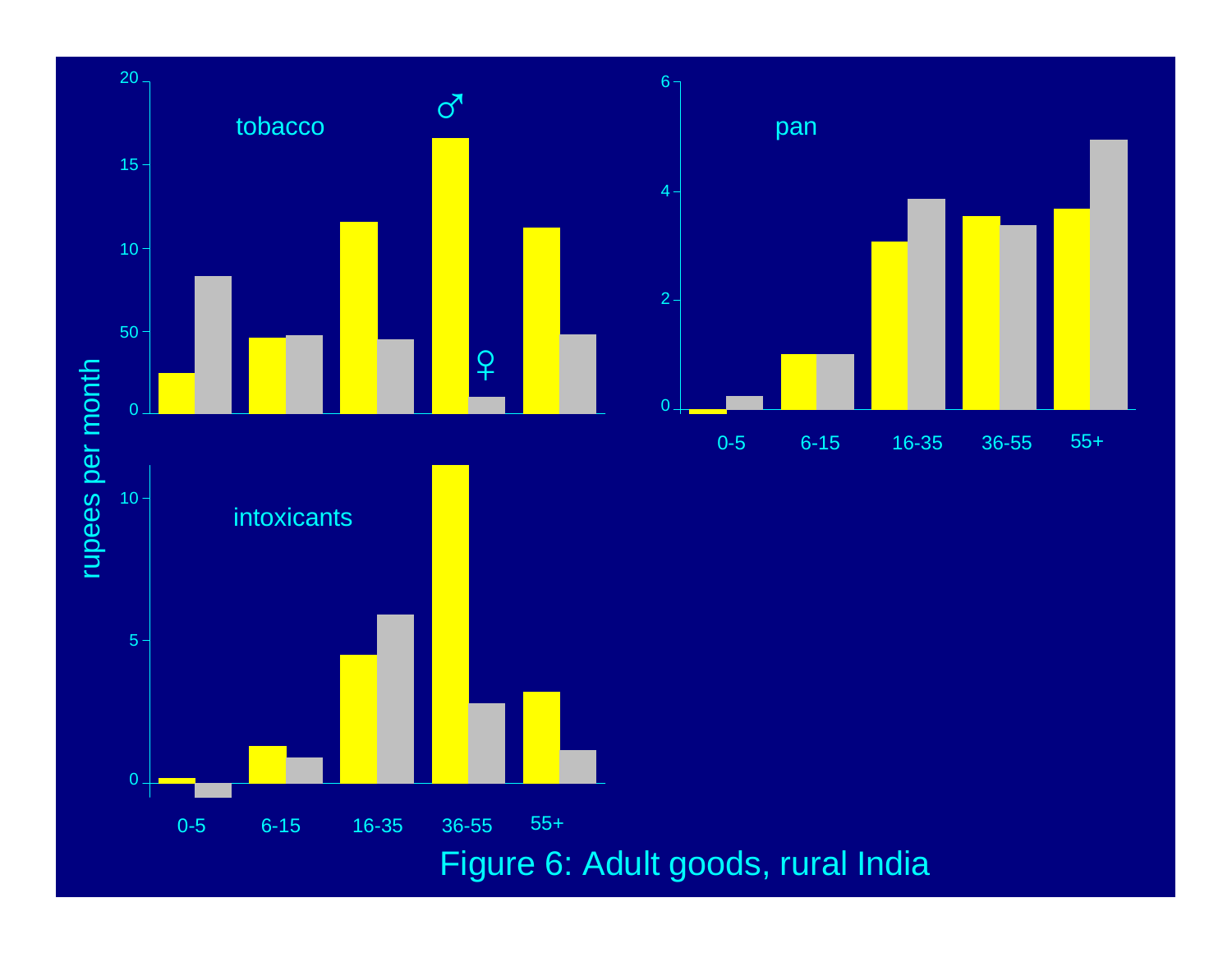Figure 6: Adult goods, rural India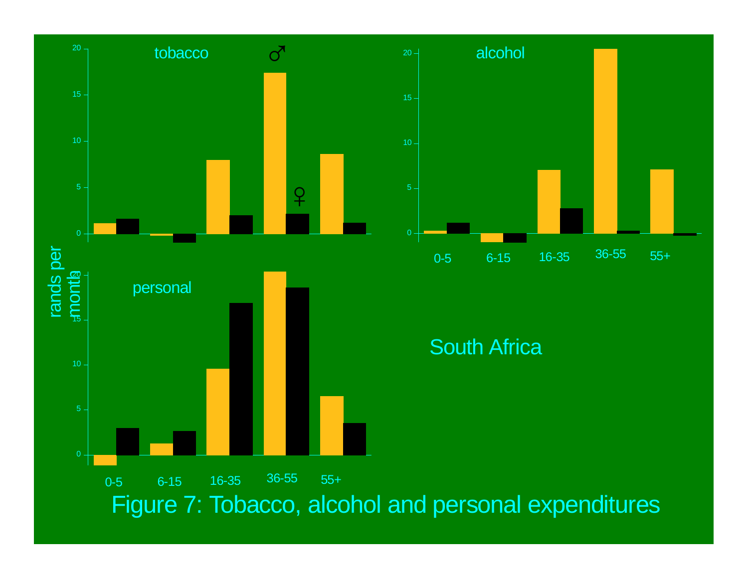tobacco ♂ ♀

alcohol

personal

rands per month

0-5 6-15 16-35 36-55 55+

South Africa

Figure 7: Tobacco, alcohol and personal expenditures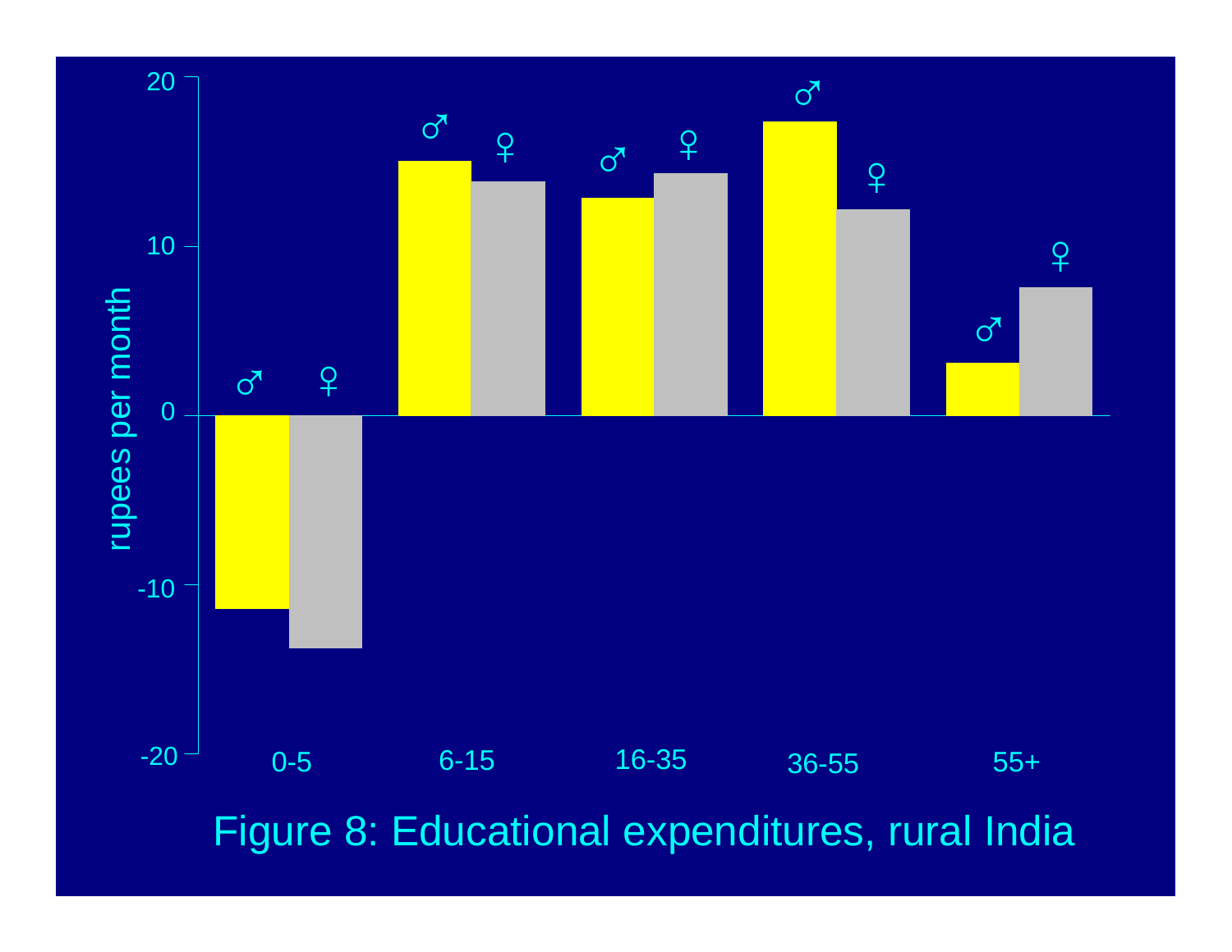Figure 8: Educational expenditures, rural India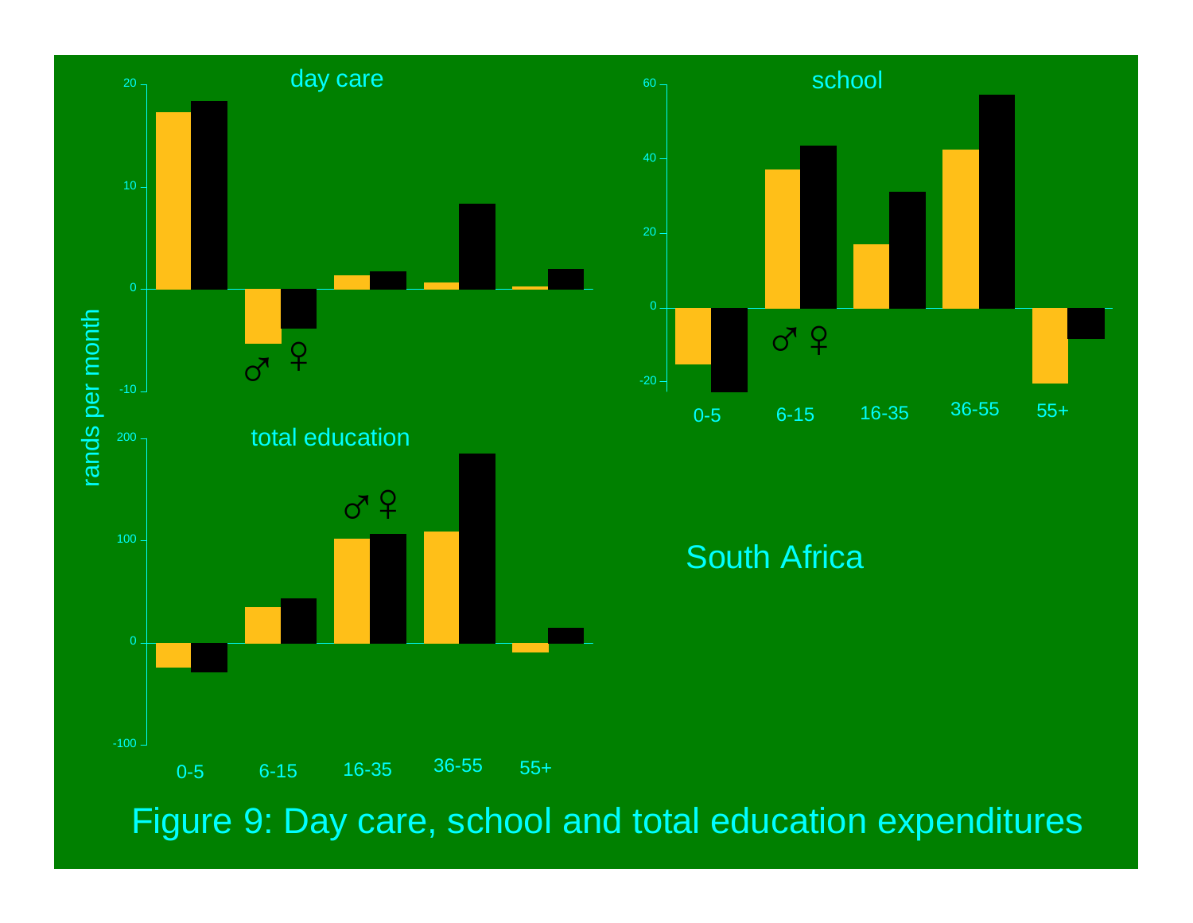day care

school

total education

rands per month

South Africa

Figure 9: Day care, school and total education expenditures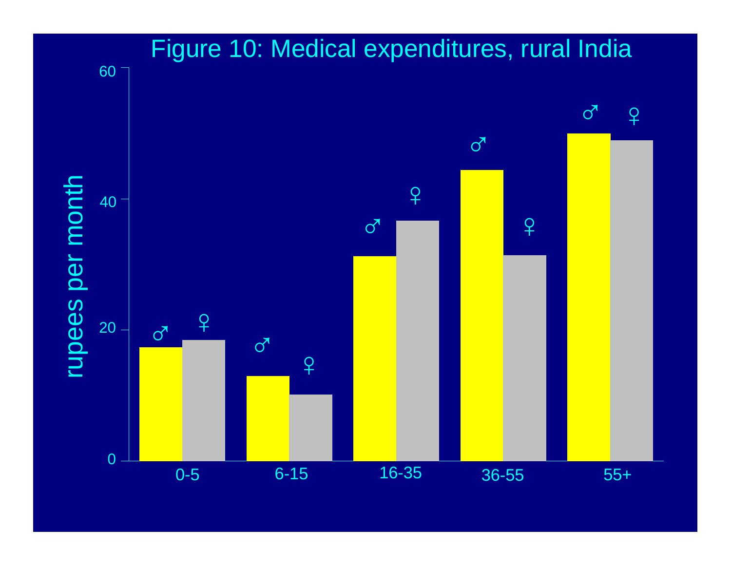# Figure 10: Medical expenditures, rural India

rupees per month

| Age group | ♂ | ♀ |
|---|---|---|
| 0-5 | ~17 | ~18 |
| 6-15 | ~13 | ~10 |
| 16-35 | ~31 | ~37 |
| 36-55 | ~44 | ~31 |
| 55+ | ~50 | ~49 |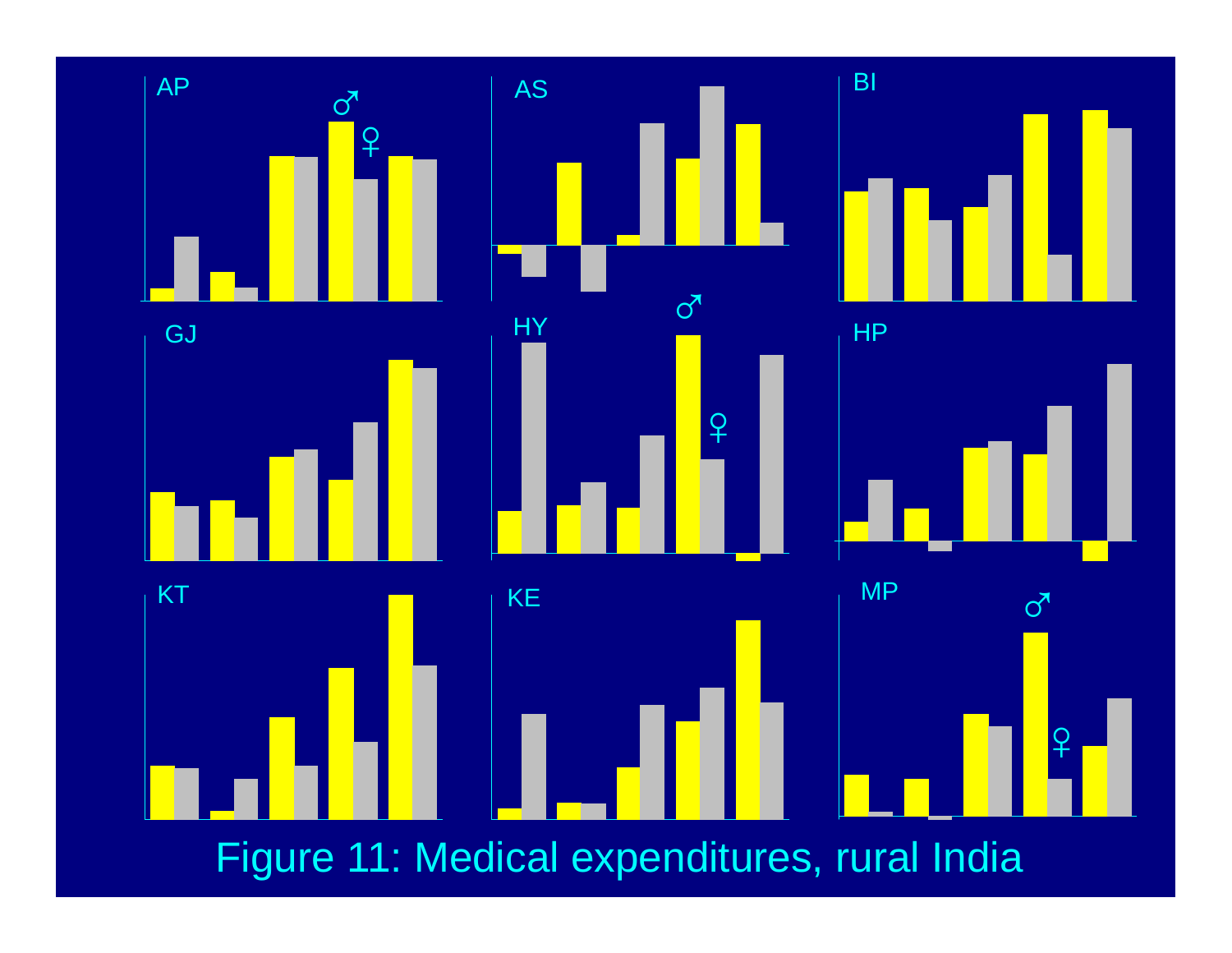AP ♂ ♀

AS

BI

GJ

HY ♂ ♀

HP

KT

KE

MP ♂ ♀

Figure 11: Medical expenditures, rural India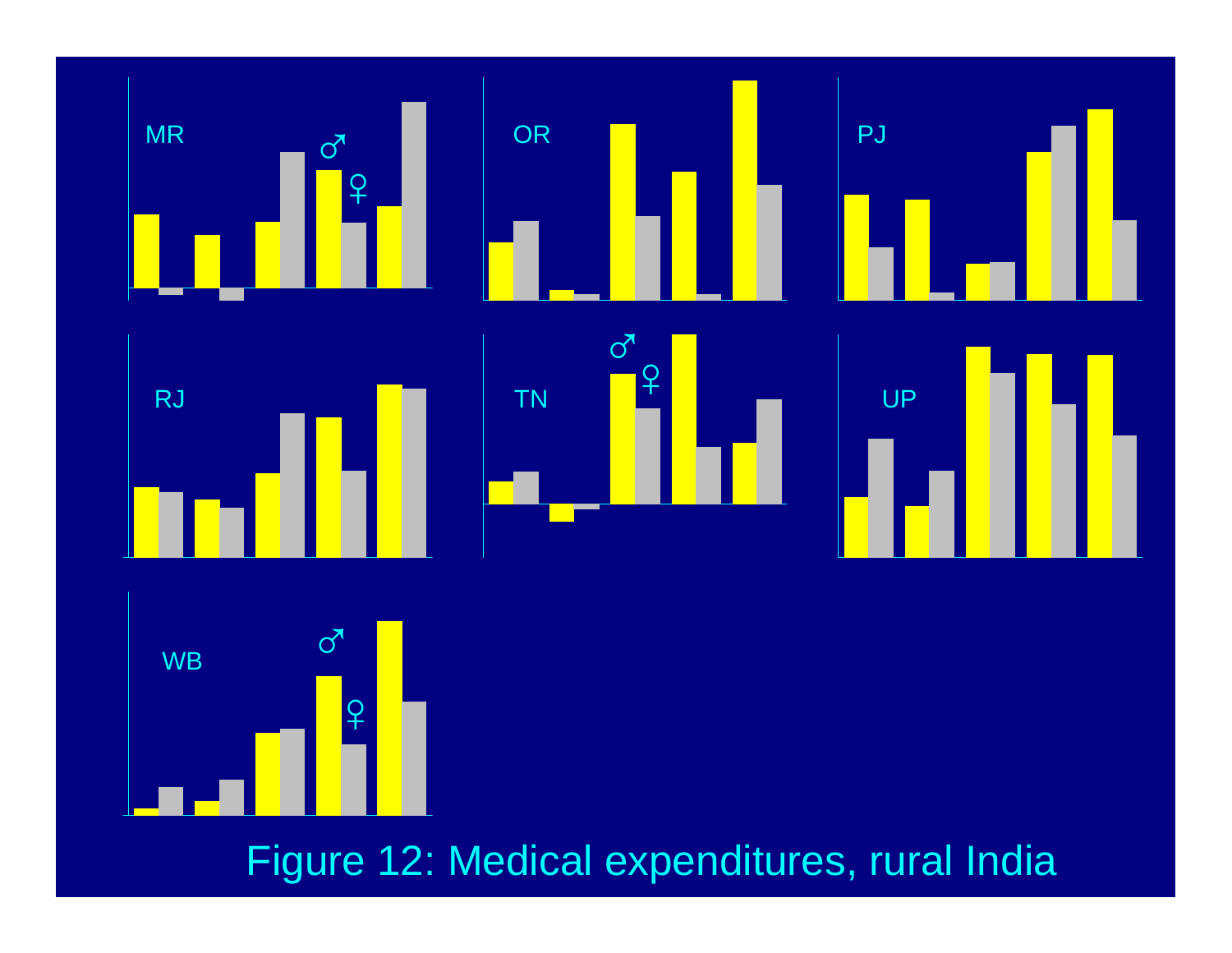MR ♂ ♀

OR

PJ

RJ

TN ♂ ♀

UP

WB ♂ ♀

Figure 12: Medical expenditures, rural India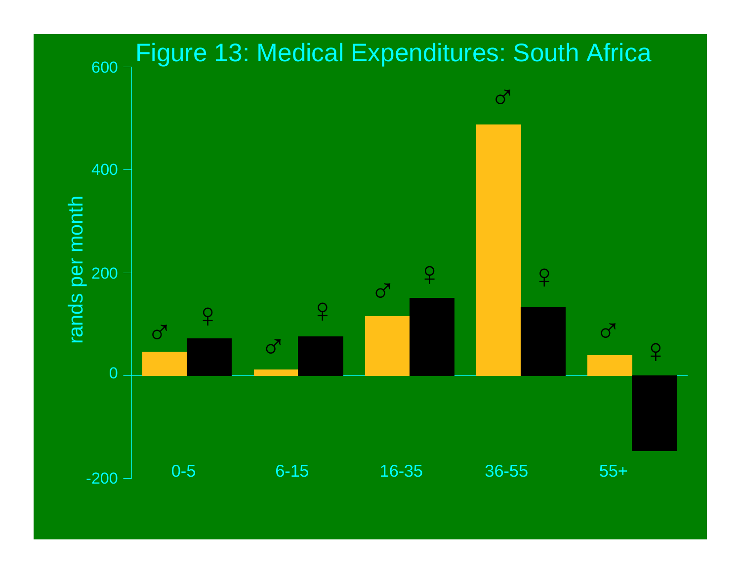# Figure 13: Medical Expenditures: South Africa

rands per month

600

400

200

0

-200

♂ ♀

0-5

6-15

16-35

36-55

55+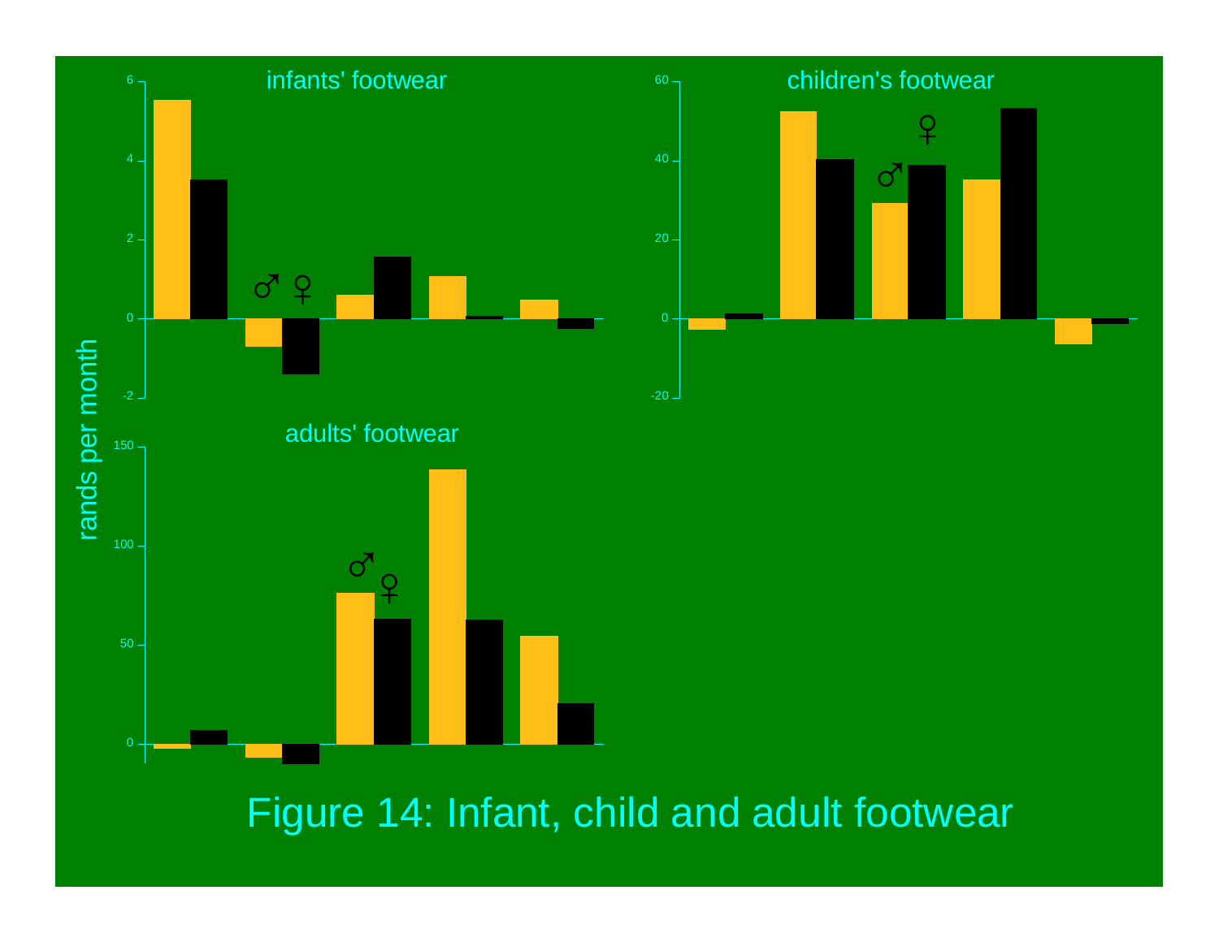Figure 14: Infant, child and adult footwear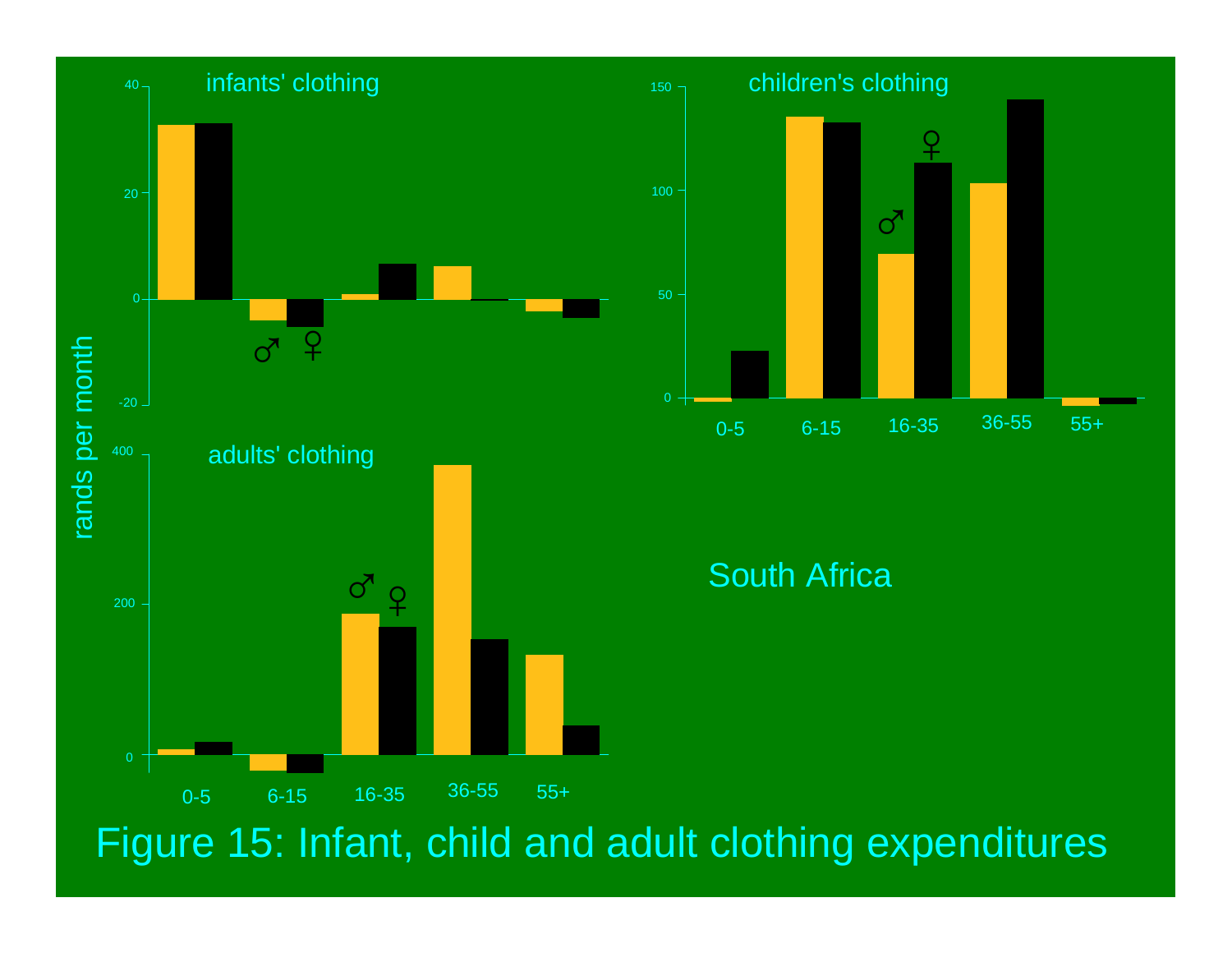Figure 15: Infant, child and adult clothing expenditures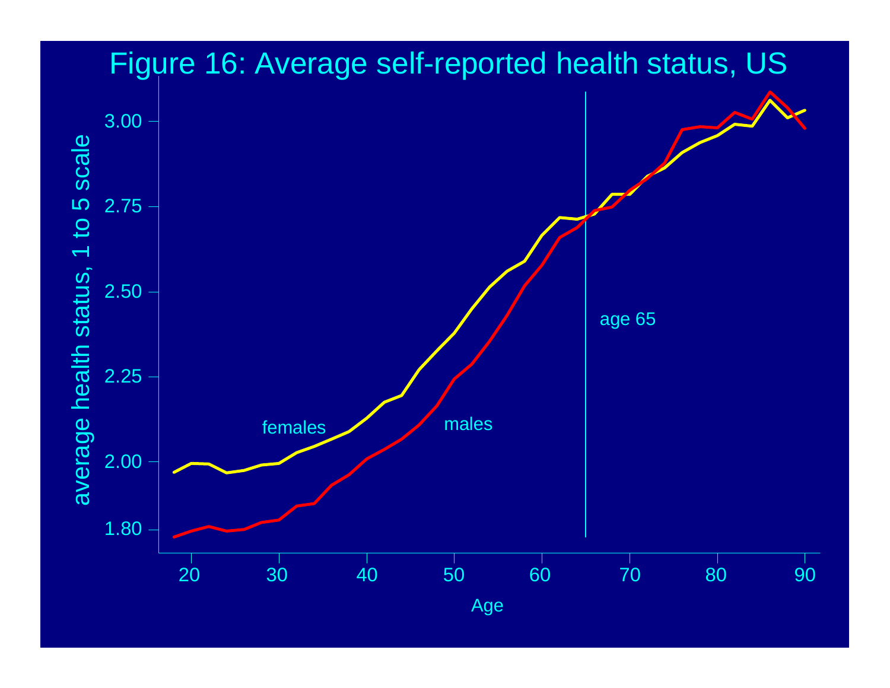Figure 16: Average self-reported health status, US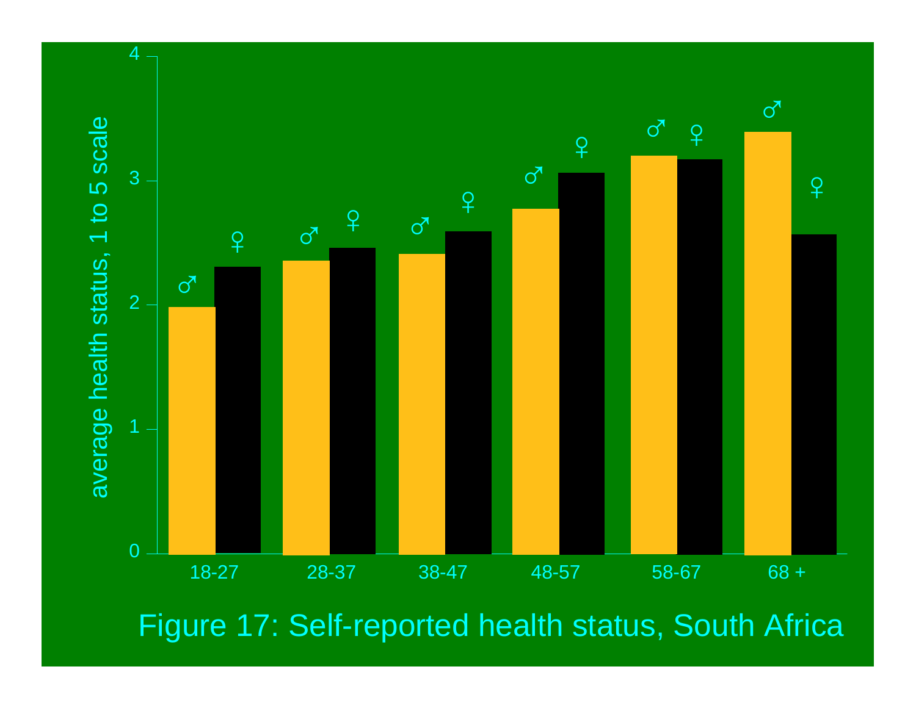Figure 17: Self-reported health status, South Africa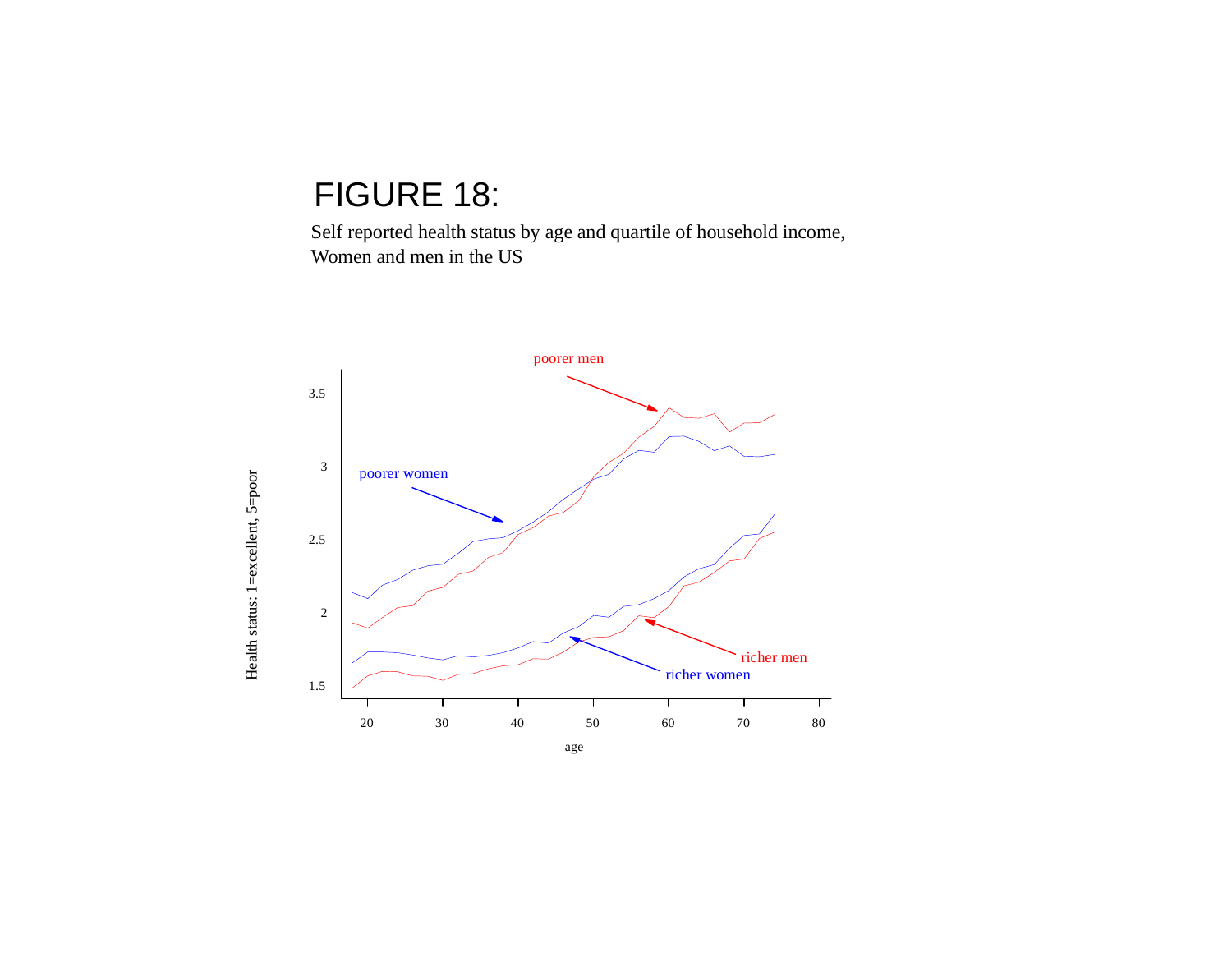# FIGURE 18:

Self reported health status by age and quartile of household income, Women and men in the US

poorer men

poorer women

richer men

richer women

Health status: 1=excellent, 5=poor

3.5

3

2.5

2

1.5

20

30

40

50

60

70

80

age